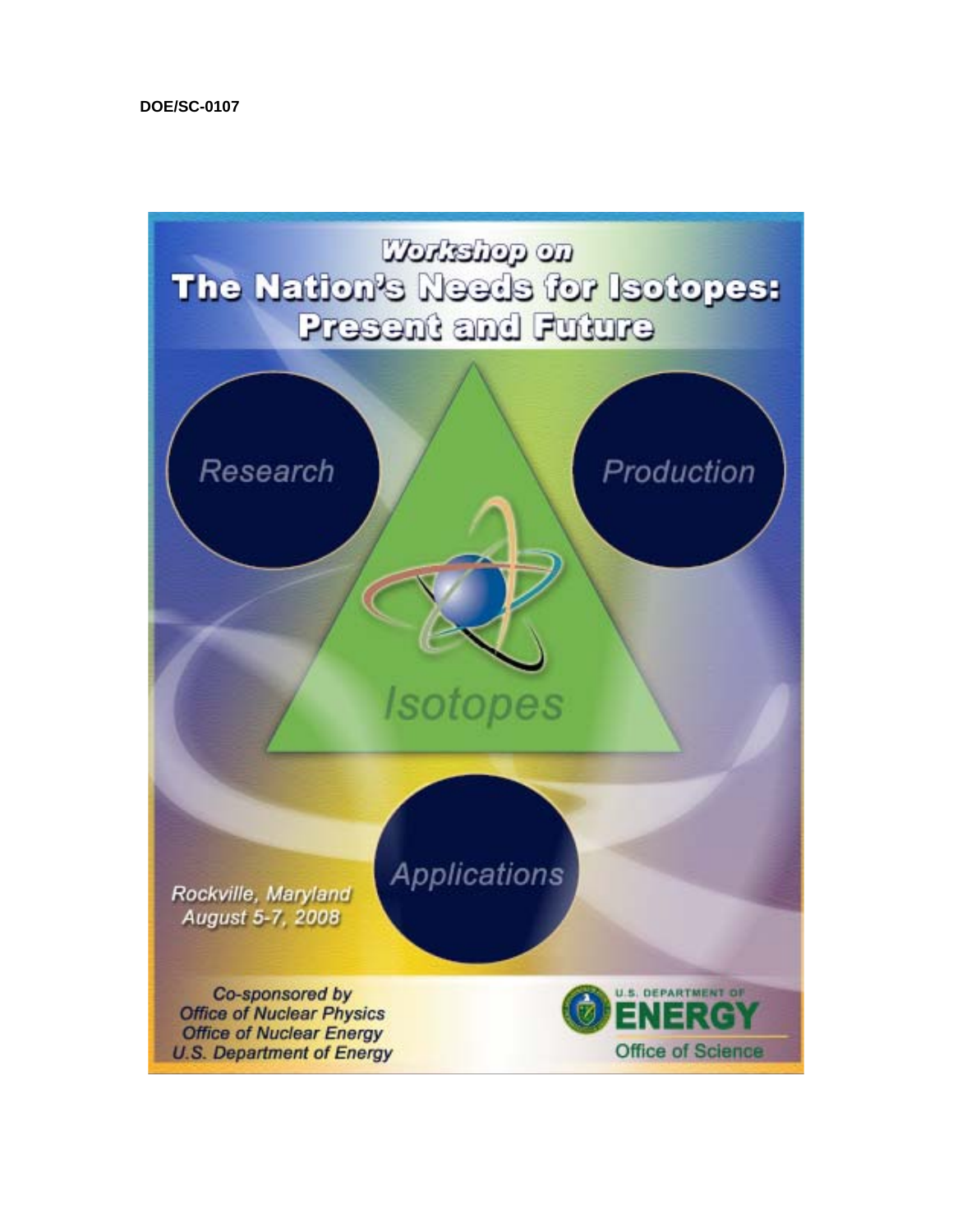DOE/SC-0107

# Workshop on
# The Nation's Needs for Isotopes: Present and Future

Research

Production

Isotopes

Applications

*Rockville, Maryland*
*August 5-7, 2008*

*Co-sponsored by*
*Office of Nuclear Physics*
*Office of Nuclear Energy*
*U.S. Department of Energy*

U.S. DEPARTMENT OF ENERGY
Office of Science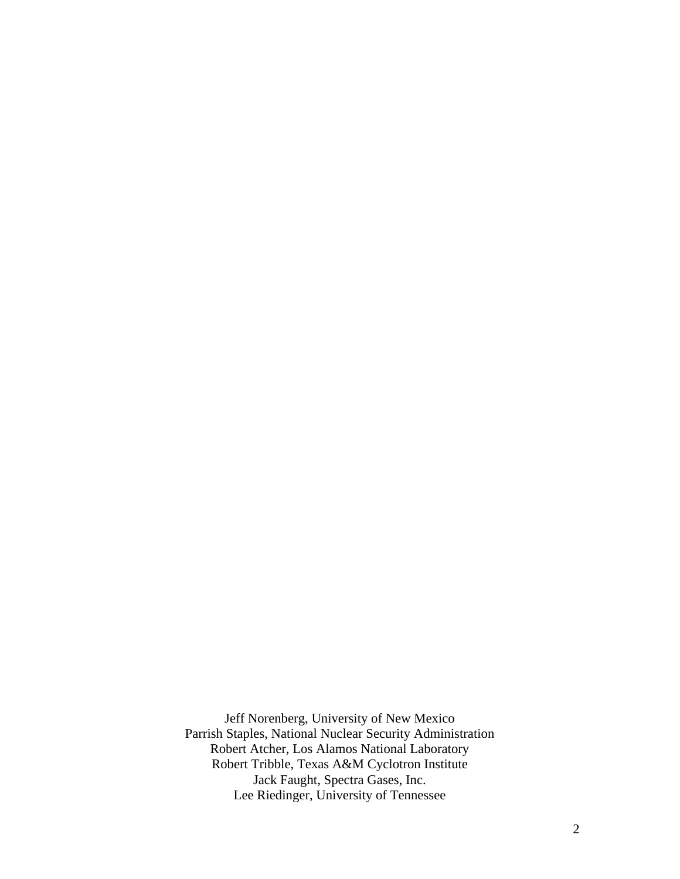Jeff Norenberg, University of New Mexico
Parrish Staples, National Nuclear Security Administration
Robert Atcher, Los Alamos National Laboratory
Robert Tribble, Texas A&M Cyclotron Institute
Jack Faught, Spectra Gases, Inc.
Lee Riedinger, University of Tennessee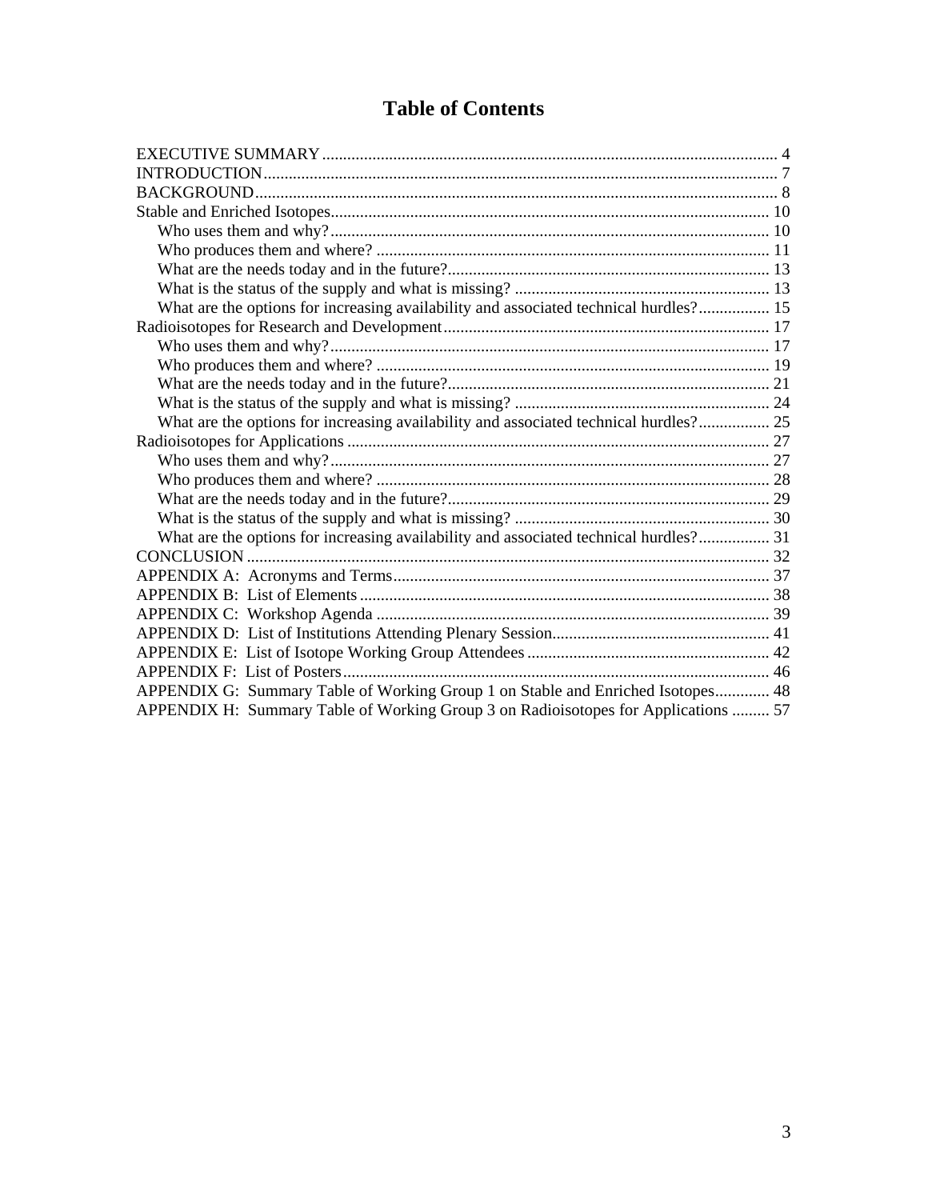# Table of Contents

EXECUTIVE SUMMARY ........ 4
INTRODUCTION ........ 7
BACKGROUND ........ 8
Stable and Enriched Isotopes ........ 10
- Who uses them and why? ........ 10
- Who produces them and where? ........ 11
- What are the needs today and in the future? ........ 13
- What is the status of the supply and what is missing? ........ 13
- What are the options for increasing availability and associated technical hurdles? ........ 15

Radioisotopes for Research and Development ........ 17
- Who uses them and why? ........ 17
- Who produces them and where? ........ 19
- What are the needs today and in the future? ........ 21
- What is the status of the supply and what is missing? ........ 24
- What are the options for increasing availability and associated technical hurdles? ........ 25

Radioisotopes for Applications ........ 27
- Who uses them and why? ........ 27
- Who produces them and where? ........ 28
- What are the needs today and in the future? ........ 29
- What is the status of the supply and what is missing? ........ 30
- What are the options for increasing availability and associated technical hurdles? ........ 31

CONCLUSION ........ 32
APPENDIX A: Acronyms and Terms ........ 37
APPENDIX B: List of Elements ........ 38
APPENDIX C: Workshop Agenda ........ 39
APPENDIX D: List of Institutions Attending Plenary Session ........ 41
APPENDIX E: List of Isotope Working Group Attendees ........ 42
APPENDIX F: List of Posters ........ 46
APPENDIX G: Summary Table of Working Group 1 on Stable and Enriched Isotopes ........ 48
APPENDIX H: Summary Table of Working Group 3 on Radioisotopes for Applications ........ 57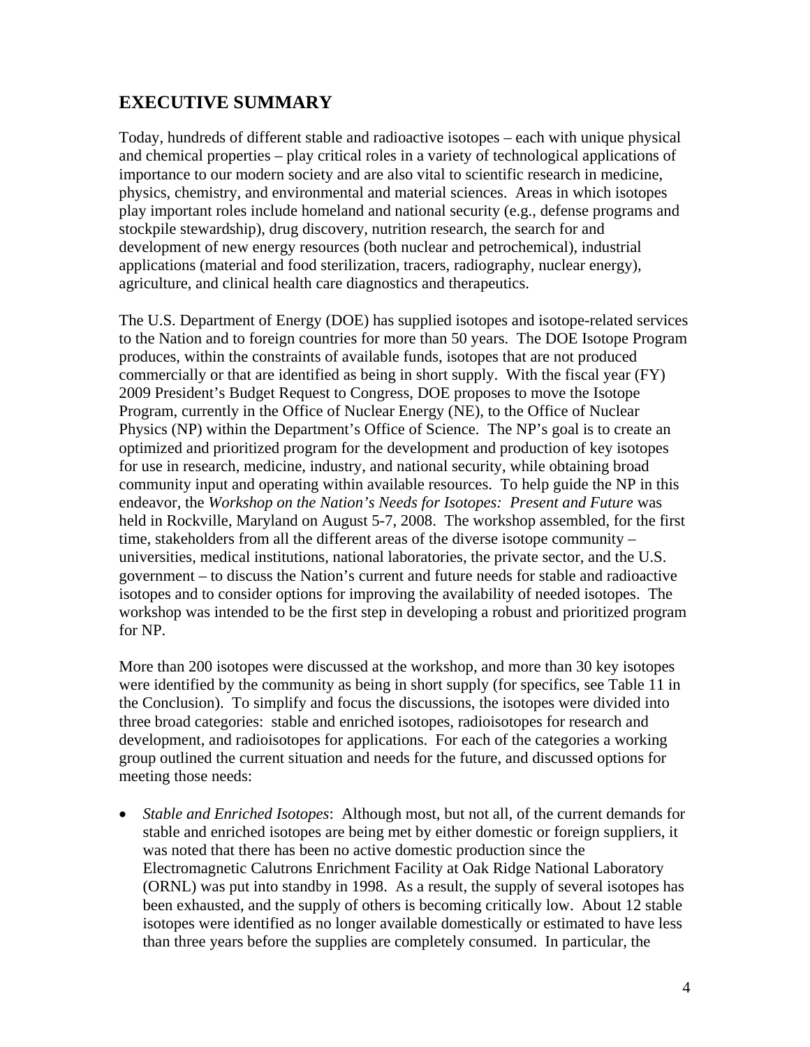## EXECUTIVE SUMMARY

Today, hundreds of different stable and radioactive isotopes – each with unique physical and chemical properties – play critical roles in a variety of technological applications of importance to our modern society and are also vital to scientific research in medicine, physics, chemistry, and environmental and material sciences. Areas in which isotopes play important roles include homeland and national security (e.g., defense programs and stockpile stewardship), drug discovery, nutrition research, the search for and development of new energy resources (both nuclear and petrochemical), industrial applications (material and food sterilization, tracers, radiography, nuclear energy), agriculture, and clinical health care diagnostics and therapeutics.

The U.S. Department of Energy (DOE) has supplied isotopes and isotope-related services to the Nation and to foreign countries for more than 50 years. The DOE Isotope Program produces, within the constraints of available funds, isotopes that are not produced commercially or that are identified as being in short supply. With the fiscal year (FY) 2009 President's Budget Request to Congress, DOE proposes to move the Isotope Program, currently in the Office of Nuclear Energy (NE), to the Office of Nuclear Physics (NP) within the Department's Office of Science. The NP's goal is to create an optimized and prioritized program for the development and production of key isotopes for use in research, medicine, industry, and national security, while obtaining broad community input and operating within available resources. To help guide the NP in this endeavor, the *Workshop on the Nation's Needs for Isotopes: Present and Future* was held in Rockville, Maryland on August 5-7, 2008. The workshop assembled, for the first time, stakeholders from all the different areas of the diverse isotope community – universities, medical institutions, national laboratories, the private sector, and the U.S. government – to discuss the Nation's current and future needs for stable and radioactive isotopes and to consider options for improving the availability of needed isotopes. The workshop was intended to be the first step in developing a robust and prioritized program for NP.

More than 200 isotopes were discussed at the workshop, and more than 30 key isotopes were identified by the community as being in short supply (for specifics, see Table 11 in the Conclusion). To simplify and focus the discussions, the isotopes were divided into three broad categories: stable and enriched isotopes, radioisotopes for research and development, and radioisotopes for applications. For each of the categories a working group outlined the current situation and needs for the future, and discussed options for meeting those needs:

- *Stable and Enriched Isotopes*: Although most, but not all, of the current demands for stable and enriched isotopes are being met by either domestic or foreign suppliers, it was noted that there has been no active domestic production since the Electromagnetic Calutrons Enrichment Facility at Oak Ridge National Laboratory (ORNL) was put into standby in 1998. As a result, the supply of several isotopes has been exhausted, and the supply of others is becoming critically low. About 12 stable isotopes were identified as no longer available domestically or estimated to have less than three years before the supplies are completely consumed. In particular, the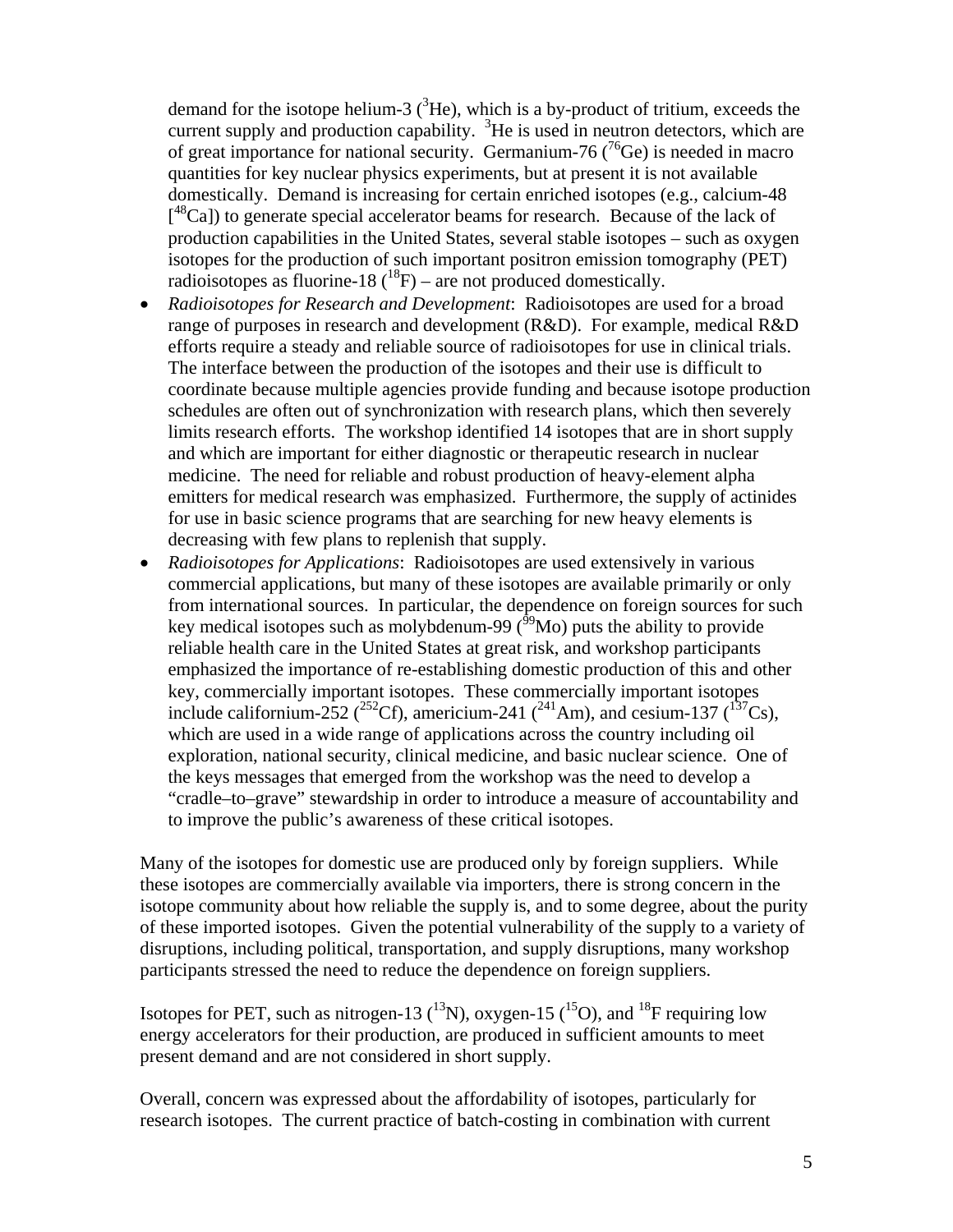demand for the isotope helium-3 ($^{3}He$), which is a by-product of tritium, exceeds the current supply and production capability. $^{3}He$ is used in neutron detectors, which are of great importance for national security. Germanium-76 ($^{76}Ge$) is needed in macro quantities for key nuclear physics experiments, but at present it is not available domestically. Demand is increasing for certain enriched isotopes (e.g., calcium-48 [$^{48}Ca$]) to generate special accelerator beams for research. Because of the lack of production capabilities in the United States, several stable isotopes – such as oxygen isotopes for the production of such important positron emission tomography (PET) radioisotopes as fluorine-18 ($^{18}F$) – are not produced domestically.

- *Radioisotopes for Research and Development*: Radioisotopes are used for a broad range of purposes in research and development (R&D). For example, medical R&D efforts require a steady and reliable source of radioisotopes for use in clinical trials. The interface between the production of the isotopes and their use is difficult to coordinate because multiple agencies provide funding and because isotope production schedules are often out of synchronization with research plans, which then severely limits research efforts. The workshop identified 14 isotopes that are in short supply and which are important for either diagnostic or therapeutic research in nuclear medicine. The need for reliable and robust production of heavy-element alpha emitters for medical research was emphasized. Furthermore, the supply of actinides for use in basic science programs that are searching for new heavy elements is decreasing with few plans to replenish that supply.
- *Radioisotopes for Applications*: Radioisotopes are used extensively in various commercial applications, but many of these isotopes are available primarily or only from international sources. In particular, the dependence on foreign sources for such key medical isotopes such as molybdenum-99 ($^{99}Mo$) puts the ability to provide reliable health care in the United States at great risk, and workshop participants emphasized the importance of re-establishing domestic production of this and other key, commercially important isotopes. These commercially important isotopes include californium-252 ($^{252}Cf$), americium-241 ($^{241}Am$), and cesium-137 ($^{137}Cs$), which are used in a wide range of applications across the country including oil exploration, national security, clinical medicine, and basic nuclear science. One of the keys messages that emerged from the workshop was the need to develop a "cradle–to–grave" stewardship in order to introduce a measure of accountability and to improve the public's awareness of these critical isotopes.

Many of the isotopes for domestic use are produced only by foreign suppliers. While these isotopes are commercially available via importers, there is strong concern in the isotope community about how reliable the supply is, and to some degree, about the purity of these imported isotopes. Given the potential vulnerability of the supply to a variety of disruptions, including political, transportation, and supply disruptions, many workshop participants stressed the need to reduce the dependence on foreign suppliers.

Isotopes for PET, such as nitrogen-13 ($^{13}N$), oxygen-15 ($^{15}O$), and $^{18}F$ requiring low energy accelerators for their production, are produced in sufficient amounts to meet present demand and are not considered in short supply.

Overall, concern was expressed about the affordability of isotopes, particularly for research isotopes. The current practice of batch-costing in combination with current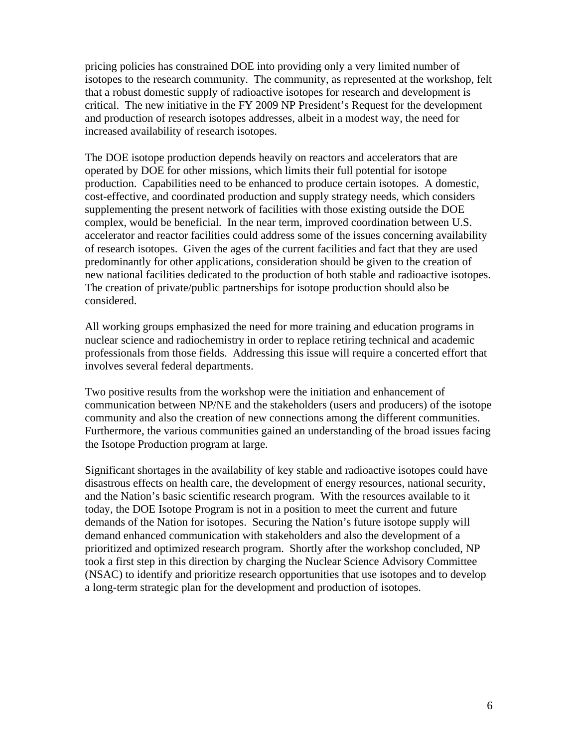pricing policies has constrained DOE into providing only a very limited number of isotopes to the research community. The community, as represented at the workshop, felt that a robust domestic supply of radioactive isotopes for research and development is critical. The new initiative in the FY 2009 NP President's Request for the development and production of research isotopes addresses, albeit in a modest way, the need for increased availability of research isotopes.

The DOE isotope production depends heavily on reactors and accelerators that are operated by DOE for other missions, which limits their full potential for isotope production. Capabilities need to be enhanced to produce certain isotopes. A domestic, cost-effective, and coordinated production and supply strategy needs, which considers supplementing the present network of facilities with those existing outside the DOE complex, would be beneficial. In the near term, improved coordination between U.S. accelerator and reactor facilities could address some of the issues concerning availability of research isotopes. Given the ages of the current facilities and fact that they are used predominantly for other applications, consideration should be given to the creation of new national facilities dedicated to the production of both stable and radioactive isotopes. The creation of private/public partnerships for isotope production should also be considered.

All working groups emphasized the need for more training and education programs in nuclear science and radiochemistry in order to replace retiring technical and academic professionals from those fields. Addressing this issue will require a concerted effort that involves several federal departments.

Two positive results from the workshop were the initiation and enhancement of communication between NP/NE and the stakeholders (users and producers) of the isotope community and also the creation of new connections among the different communities. Furthermore, the various communities gained an understanding of the broad issues facing the Isotope Production program at large.

Significant shortages in the availability of key stable and radioactive isotopes could have disastrous effects on health care, the development of energy resources, national security, and the Nation's basic scientific research program. With the resources available to it today, the DOE Isotope Program is not in a position to meet the current and future demands of the Nation for isotopes. Securing the Nation's future isotope supply will demand enhanced communication with stakeholders and also the development of a prioritized and optimized research program. Shortly after the workshop concluded, NP took a first step in this direction by charging the Nuclear Science Advisory Committee (NSAC) to identify and prioritize research opportunities that use isotopes and to develop a long-term strategic plan for the development and production of isotopes.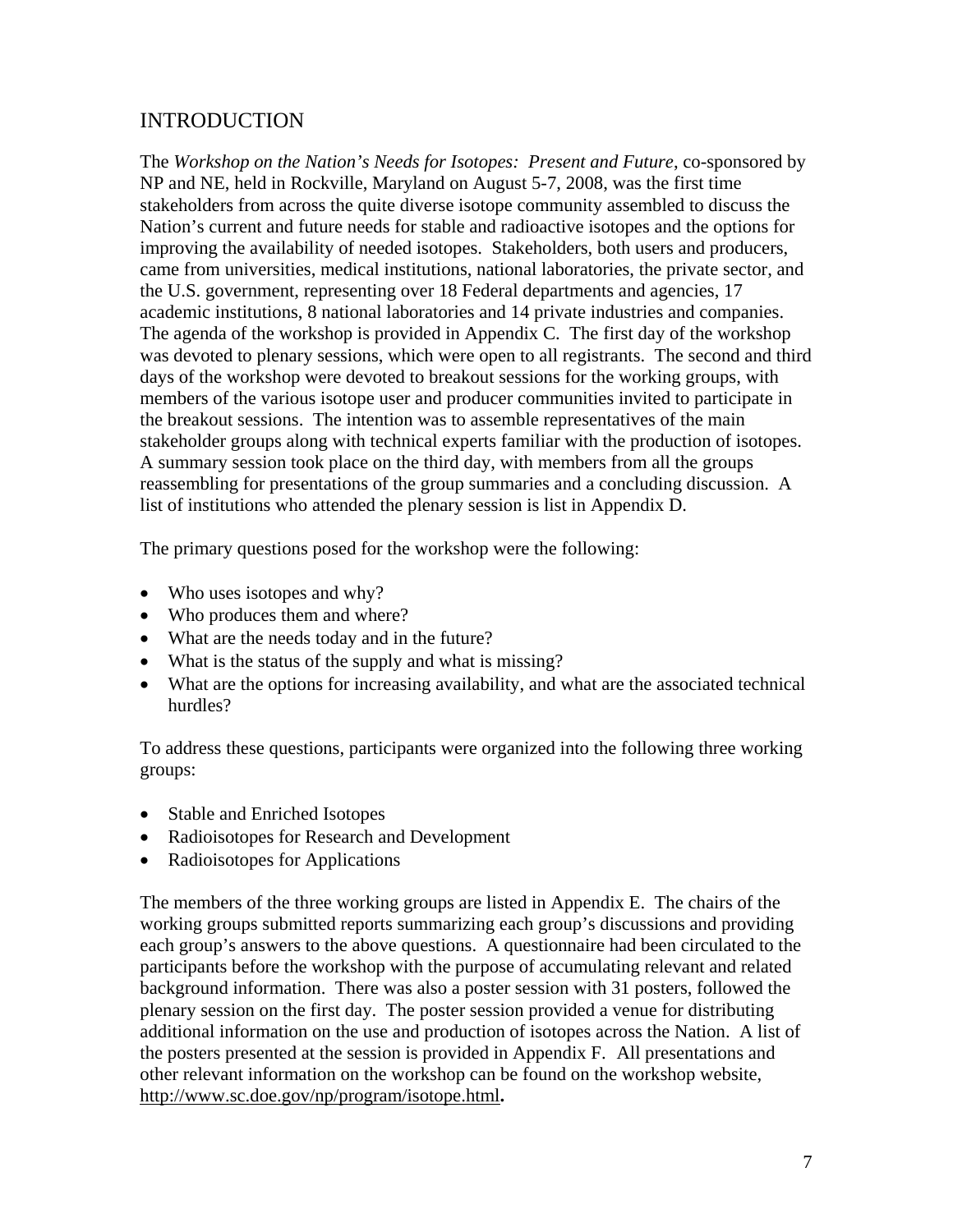## INTRODUCTION

The *Workshop on the Nation's Needs for Isotopes: Present and Future*, co-sponsored by NP and NE, held in Rockville, Maryland on August 5-7, 2008, was the first time stakeholders from across the quite diverse isotope community assembled to discuss the Nation's current and future needs for stable and radioactive isotopes and the options for improving the availability of needed isotopes. Stakeholders, both users and producers, came from universities, medical institutions, national laboratories, the private sector, and the U.S. government, representing over 18 Federal departments and agencies, 17 academic institutions, 8 national laboratories and 14 private industries and companies. The agenda of the workshop is provided in Appendix C. The first day of the workshop was devoted to plenary sessions, which were open to all registrants. The second and third days of the workshop were devoted to breakout sessions for the working groups, with members of the various isotope user and producer communities invited to participate in the breakout sessions. The intention was to assemble representatives of the main stakeholder groups along with technical experts familiar with the production of isotopes. A summary session took place on the third day, with members from all the groups reassembling for presentations of the group summaries and a concluding discussion. A list of institutions who attended the plenary session is list in Appendix D.

The primary questions posed for the workshop were the following:

- Who uses isotopes and why?
- Who produces them and where?
- What are the needs today and in the future?
- What is the status of the supply and what is missing?
- What are the options for increasing availability, and what are the associated technical hurdles?

To address these questions, participants were organized into the following three working groups:

- Stable and Enriched Isotopes
- Radioisotopes for Research and Development
- Radioisotopes for Applications

The members of the three working groups are listed in Appendix E. The chairs of the working groups submitted reports summarizing each group's discussions and providing each group's answers to the above questions. A questionnaire had been circulated to the participants before the workshop with the purpose of accumulating relevant and related background information. There was also a poster session with 31 posters, followed the plenary session on the first day. The poster session provided a venue for distributing additional information on the use and production of isotopes across the Nation. A list of the posters presented at the session is provided in Appendix F. All presentations and other relevant information on the workshop can be found on the workshop website, http://www.sc.doe.gov/np/program/isotope.html**.**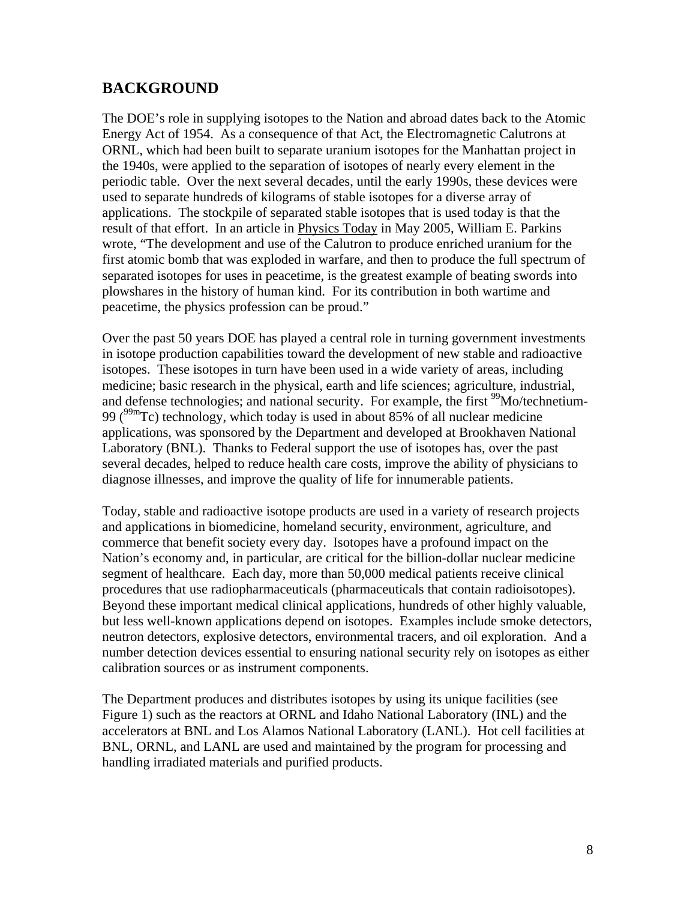## BACKGROUND

The DOE's role in supplying isotopes to the Nation and abroad dates back to the Atomic Energy Act of 1954. As a consequence of that Act, the Electromagnetic Calutrons at ORNL, which had been built to separate uranium isotopes for the Manhattan project in the 1940s, were applied to the separation of isotopes of nearly every element in the periodic table. Over the next several decades, until the early 1990s, these devices were used to separate hundreds of kilograms of stable isotopes for a diverse array of applications. The stockpile of separated stable isotopes that is used today is that the result of that effort. In an article in Physics Today in May 2005, William E. Parkins wrote, "The development and use of the Calutron to produce enriched uranium for the first atomic bomb that was exploded in warfare, and then to produce the full spectrum of separated isotopes for uses in peacetime, is the greatest example of beating swords into plowshares in the history of human kind. For its contribution in both wartime and peacetime, the physics profession can be proud."

Over the past 50 years DOE has played a central role in turning government investments in isotope production capabilities toward the development of new stable and radioactive isotopes. These isotopes in turn have been used in a wide variety of areas, including medicine; basic research in the physical, earth and life sciences; agriculture, industrial, and defense technologies; and national security. For example, the first $^{99}$Mo/technetium-99 ($^{99m}$Tc) technology, which today is used in about 85% of all nuclear medicine applications, was sponsored by the Department and developed at Brookhaven National Laboratory (BNL). Thanks to Federal support the use of isotopes has, over the past several decades, helped to reduce health care costs, improve the ability of physicians to diagnose illnesses, and improve the quality of life for innumerable patients.

Today, stable and radioactive isotope products are used in a variety of research projects and applications in biomedicine, homeland security, environment, agriculture, and commerce that benefit society every day. Isotopes have a profound impact on the Nation's economy and, in particular, are critical for the billion-dollar nuclear medicine segment of healthcare. Each day, more than 50,000 medical patients receive clinical procedures that use radiopharmaceuticals (pharmaceuticals that contain radioisotopes). Beyond these important medical clinical applications, hundreds of other highly valuable, but less well-known applications depend on isotopes. Examples include smoke detectors, neutron detectors, explosive detectors, environmental tracers, and oil exploration. And a number detection devices essential to ensuring national security rely on isotopes as either calibration sources or as instrument components.

The Department produces and distributes isotopes by using its unique facilities (see Figure 1) such as the reactors at ORNL and Idaho National Laboratory (INL) and the accelerators at BNL and Los Alamos National Laboratory (LANL). Hot cell facilities at BNL, ORNL, and LANL are used and maintained by the program for processing and handling irradiated materials and purified products.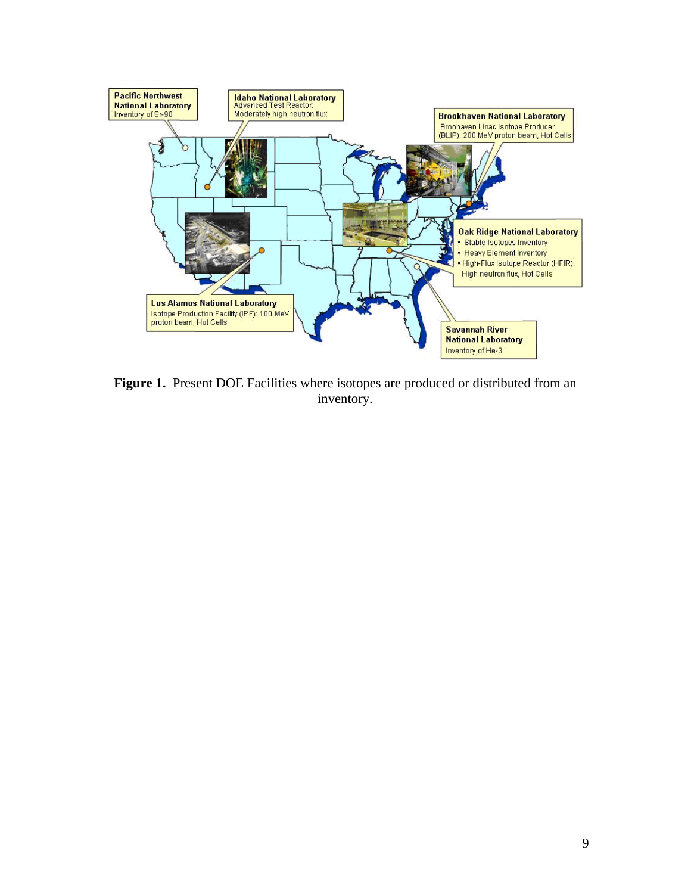Pacific Northwest National Laboratory
Inventory of Sr-90

Idaho National Laboratory
Advanced Test Reactor:
Moderately high neutron flux

Brookhaven National Laboratory
Broohaven Linac Isotope Producer
(BLIP): 200 MeV proton beam, Hot Cells

Oak Ridge National Laboratory
- Stable Isotopes Inventory
- Heavy Element Inventory
- High-Flux Isotope Reactor (HFIR): High neutron flux, Hot Cells

Los Alamos National Laboratory
Isotope Production Facility (IPF): 100 MeV proton beam, Hot Cells

Savannah River National Laboratory
Inventory of He-3

**Figure 1.** Present DOE Facilities where isotopes are produced or distributed from an inventory.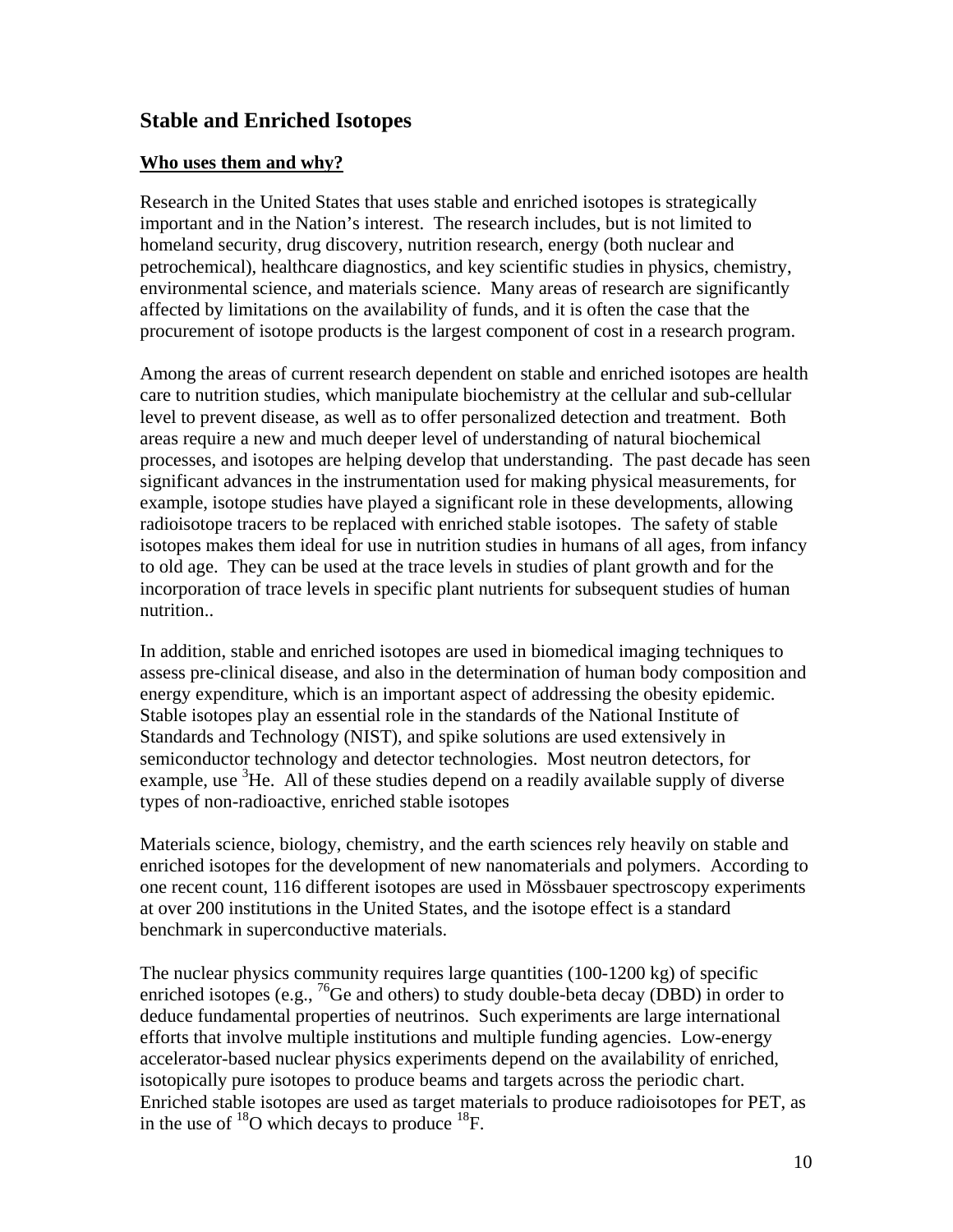## Stable and Enriched Isotopes

### Who uses them and why?

Research in the United States that uses stable and enriched isotopes is strategically important and in the Nation's interest. The research includes, but is not limited to homeland security, drug discovery, nutrition research, energy (both nuclear and petrochemical), healthcare diagnostics, and key scientific studies in physics, chemistry, environmental science, and materials science. Many areas of research are significantly affected by limitations on the availability of funds, and it is often the case that the procurement of isotope products is the largest component of cost in a research program.

Among the areas of current research dependent on stable and enriched isotopes are health care to nutrition studies, which manipulate biochemistry at the cellular and sub-cellular level to prevent disease, as well as to offer personalized detection and treatment. Both areas require a new and much deeper level of understanding of natural biochemical processes, and isotopes are helping develop that understanding. The past decade has seen significant advances in the instrumentation used for making physical measurements, for example, isotope studies have played a significant role in these developments, allowing radioisotope tracers to be replaced with enriched stable isotopes. The safety of stable isotopes makes them ideal for use in nutrition studies in humans of all ages, from infancy to old age. They can be used at the trace levels in studies of plant growth and for the incorporation of trace levels in specific plant nutrients for subsequent studies of human nutrition..

In addition, stable and enriched isotopes are used in biomedical imaging techniques to assess pre-clinical disease, and also in the determination of human body composition and energy expenditure, which is an important aspect of addressing the obesity epidemic. Stable isotopes play an essential role in the standards of the National Institute of Standards and Technology (NIST), and spike solutions are used extensively in semiconductor technology and detector technologies. Most neutron detectors, for example, use $^{3}He$. All of these studies depend on a readily available supply of diverse types of non-radioactive, enriched stable isotopes

Materials science, biology, chemistry, and the earth sciences rely heavily on stable and enriched isotopes for the development of new nanomaterials and polymers. According to one recent count, 116 different isotopes are used in Mössbauer spectroscopy experiments at over 200 institutions in the United States, and the isotope effect is a standard benchmark in superconductive materials.

The nuclear physics community requires large quantities (100-1200 kg) of specific enriched isotopes (e.g., $^{76}Ge$ and others) to study double-beta decay (DBD) in order to deduce fundamental properties of neutrinos. Such experiments are large international efforts that involve multiple institutions and multiple funding agencies. Low-energy accelerator-based nuclear physics experiments depend on the availability of enriched, isotopically pure isotopes to produce beams and targets across the periodic chart. Enriched stable isotopes are used as target materials to produce radioisotopes for PET, as in the use of $^{18}O$ which decays to produce $^{18}F$.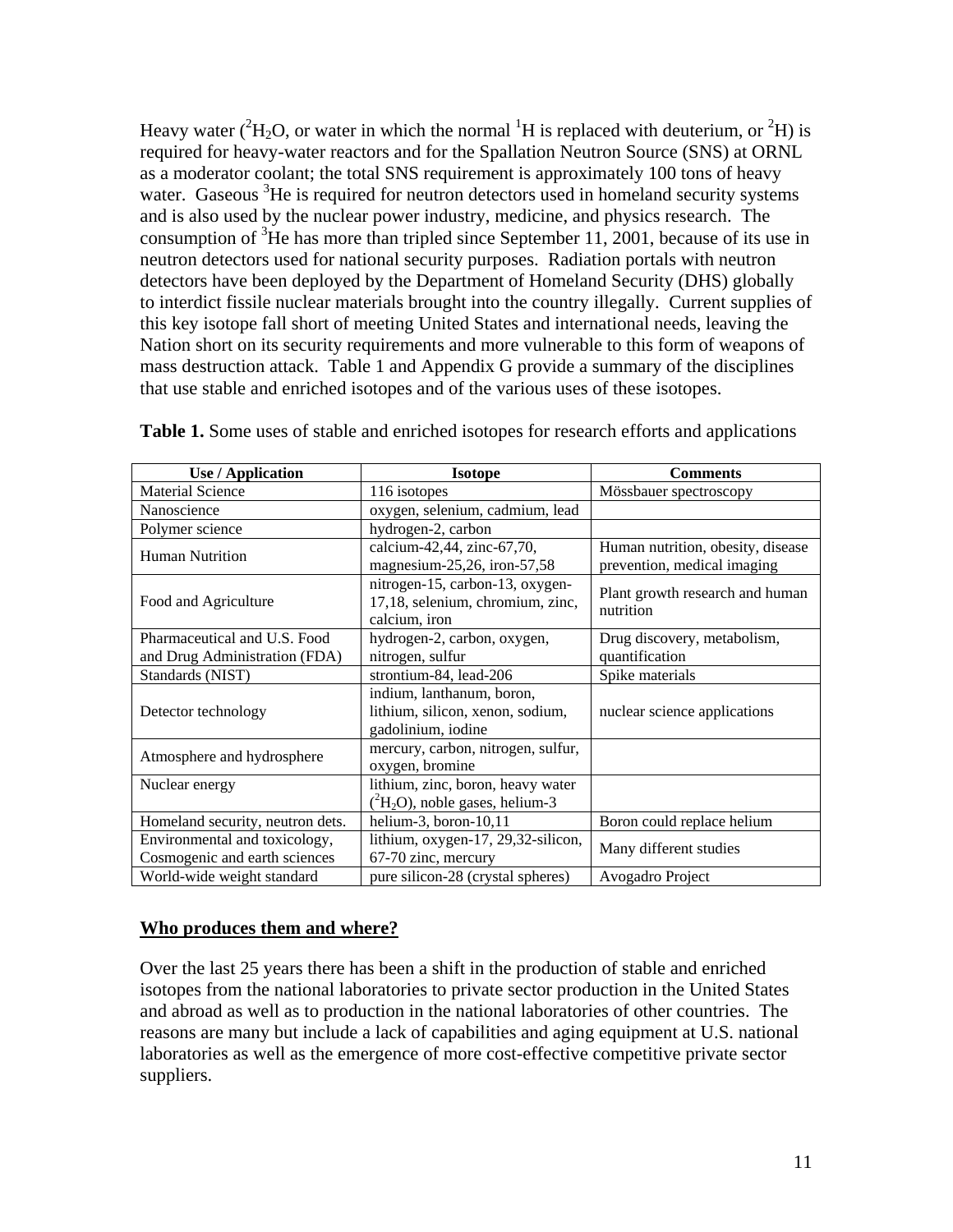Heavy water ($^2H_2O$, or water in which the normal $^1H$ is replaced with deuterium, or $^2H$) is required for heavy-water reactors and for the Spallation Neutron Source (SNS) at ORNL as a moderator coolant; the total SNS requirement is approximately 100 tons of heavy water. Gaseous $^3He$ is required for neutron detectors used in homeland security systems and is also used by the nuclear power industry, medicine, and physics research. The consumption of $^3He$ has more than tripled since September 11, 2001, because of its use in neutron detectors used for national security purposes. Radiation portals with neutron detectors have been deployed by the Department of Homeland Security (DHS) globally to interdict fissile nuclear materials brought into the country illegally. Current supplies of this key isotope fall short of meeting United States and international needs, leaving the Nation short on its security requirements and more vulnerable to this form of weapons of mass destruction attack. Table 1 and Appendix G provide a summary of the disciplines that use stable and enriched isotopes and of the various uses of these isotopes.

**Table 1.** Some uses of stable and enriched isotopes for research efforts and applications

| Use / Application | Isotope | Comments |
|---|---|---|
| Material Science | 116 isotopes | Mössbauer spectroscopy |
| Nanoscience | oxygen, selenium, cadmium, lead | |
| Polymer science | hydrogen-2, carbon | |
| Human Nutrition | calcium-42,44, zinc-67,70, magnesium-25,26, iron-57,58 | Human nutrition, obesity, disease prevention, medical imaging |
| Food and Agriculture | nitrogen-15, carbon-13, oxygen-17,18, selenium, chromium, zinc, calcium, iron | Plant growth research and human nutrition |
| Pharmaceutical and U.S. Food and Drug Administration (FDA) | hydrogen-2, carbon, oxygen, nitrogen, sulfur | Drug discovery, metabolism, quantification |
| Standards (NIST) | strontium-84, lead-206 | Spike materials |
| Detector technology | indium, lanthanum, boron, lithium, silicon, xenon, sodium, gadolinium, iodine | nuclear science applications |
| Atmosphere and hydrosphere | mercury, carbon, nitrogen, sulfur, oxygen, bromine | |
| Nuclear energy | lithium, zinc, boron, heavy water ($^2H_2O$), noble gases, helium-3 | |
| Homeland security, neutron dets. | helium-3, boron-10,11 | Boron could replace helium |
| Environmental and toxicology, Cosmogenic and earth sciences | lithium, oxygen-17, 29,32-silicon, 67-70 zinc, mercury | Many different studies |
| World-wide weight standard | pure silicon-28 (crystal spheres) | Avogadro Project |

## Who produces them and where?

Over the last 25 years there has been a shift in the production of stable and enriched isotopes from the national laboratories to private sector production in the United States and abroad as well as to production in the national laboratories of other countries. The reasons are many but include a lack of capabilities and aging equipment at U.S. national laboratories as well as the emergence of more cost-effective competitive private sector suppliers.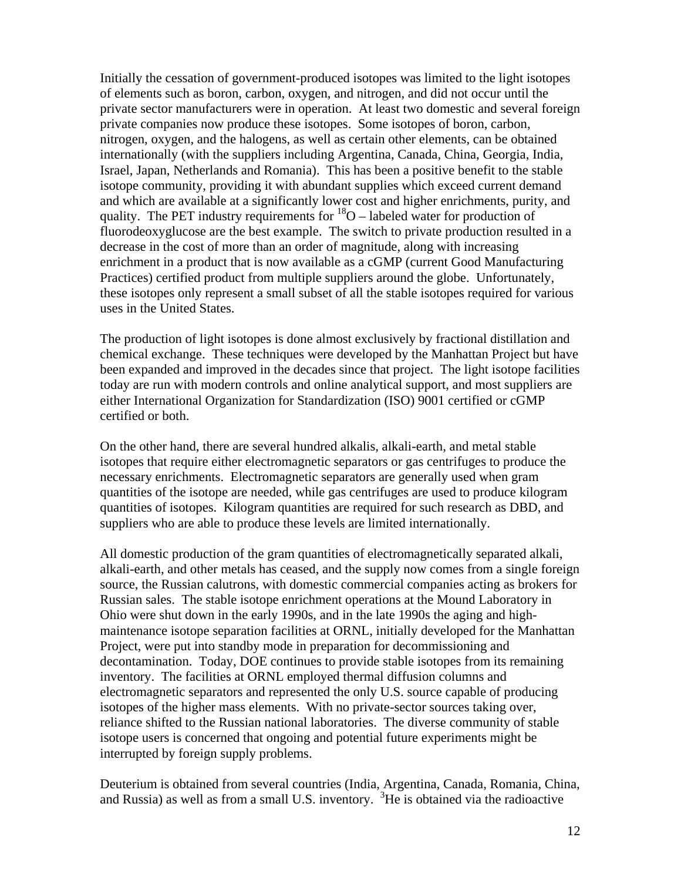Initially the cessation of government-produced isotopes was limited to the light isotopes of elements such as boron, carbon, oxygen, and nitrogen, and did not occur until the private sector manufacturers were in operation. At least two domestic and several foreign private companies now produce these isotopes. Some isotopes of boron, carbon, nitrogen, oxygen, and the halogens, as well as certain other elements, can be obtained internationally (with the suppliers including Argentina, Canada, China, Georgia, India, Israel, Japan, Netherlands and Romania). This has been a positive benefit to the stable isotope community, providing it with abundant supplies which exceed current demand and which are available at a significantly lower cost and higher enrichments, purity, and quality. The PET industry requirements for $^{18}$O – labeled water for production of fluorodeoxyglucose are the best example. The switch to private production resulted in a decrease in the cost of more than an order of magnitude, along with increasing enrichment in a product that is now available as a cGMP (current Good Manufacturing Practices) certified product from multiple suppliers around the globe. Unfortunately, these isotopes only represent a small subset of all the stable isotopes required for various uses in the United States.

The production of light isotopes is done almost exclusively by fractional distillation and chemical exchange. These techniques were developed by the Manhattan Project but have been expanded and improved in the decades since that project. The light isotope facilities today are run with modern controls and online analytical support, and most suppliers are either International Organization for Standardization (ISO) 9001 certified or cGMP certified or both.

On the other hand, there are several hundred alkalis, alkali-earth, and metal stable isotopes that require either electromagnetic separators or gas centrifuges to produce the necessary enrichments. Electromagnetic separators are generally used when gram quantities of the isotope are needed, while gas centrifuges are used to produce kilogram quantities of isotopes. Kilogram quantities are required for such research as DBD, and suppliers who are able to produce these levels are limited internationally.

All domestic production of the gram quantities of electromagnetically separated alkali, alkali-earth, and other metals has ceased, and the supply now comes from a single foreign source, the Russian calutrons, with domestic commercial companies acting as brokers for Russian sales. The stable isotope enrichment operations at the Mound Laboratory in Ohio were shut down in the early 1990s, and in the late 1990s the aging and high-maintenance isotope separation facilities at ORNL, initially developed for the Manhattan Project, were put into standby mode in preparation for decommissioning and decontamination. Today, DOE continues to provide stable isotopes from its remaining inventory. The facilities at ORNL employed thermal diffusion columns and electromagnetic separators and represented the only U.S. source capable of producing isotopes of the higher mass elements. With no private-sector sources taking over, reliance shifted to the Russian national laboratories. The diverse community of stable isotope users is concerned that ongoing and potential future experiments might be interrupted by foreign supply problems.

Deuterium is obtained from several countries (India, Argentina, Canada, Romania, China, and Russia) as well as from a small U.S. inventory. $^{3}$He is obtained via the radioactive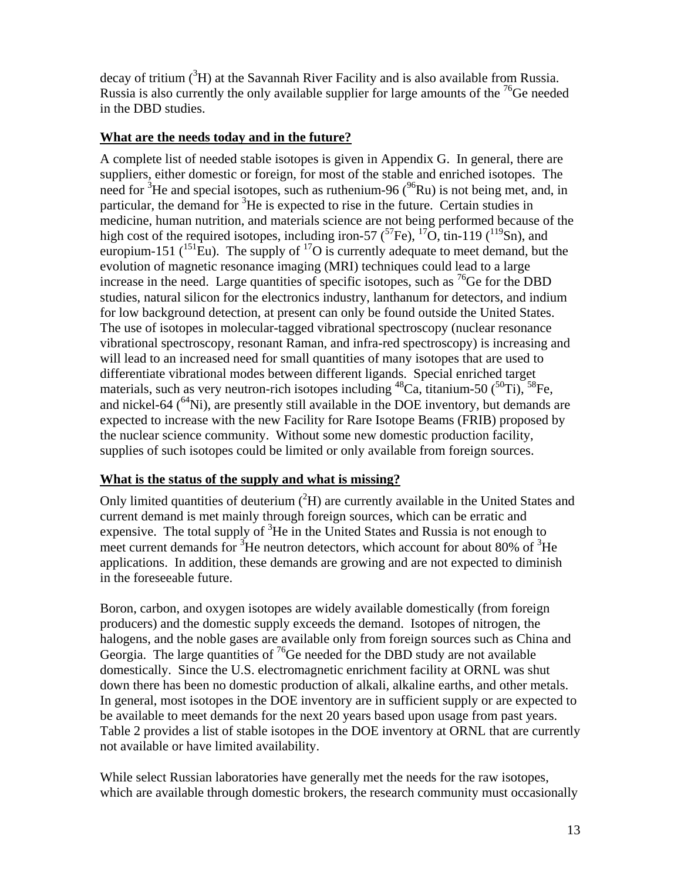decay of tritium ($^{3}H$) at the Savannah River Facility and is also available from Russia. Russia is also currently the only available supplier for large amounts of the $^{76}Ge$ needed in the DBD studies.

**What are the needs today and in the future?**

A complete list of needed stable isotopes is given in Appendix G. In general, there are suppliers, either domestic or foreign, for most of the stable and enriched isotopes. The need for $^{3}He$ and special isotopes, such as ruthenium-96 ($^{96}Ru$) is not being met, and, in particular, the demand for $^{3}He$ is expected to rise in the future. Certain studies in medicine, human nutrition, and materials science are not being performed because of the high cost of the required isotopes, including iron-57 ($^{57}Fe$), $^{17}O$, tin-119 ($^{119}Sn$), and europium-151 ($^{151}Eu$). The supply of $^{17}O$ is currently adequate to meet demand, but the evolution of magnetic resonance imaging (MRI) techniques could lead to a large increase in the need. Large quantities of specific isotopes, such as $^{76}Ge$ for the DBD studies, natural silicon for the electronics industry, lanthanum for detectors, and indium for low background detection, at present can only be found outside the United States. The use of isotopes in molecular-tagged vibrational spectroscopy (nuclear resonance vibrational spectroscopy, resonant Raman, and infra-red spectroscopy) is increasing and will lead to an increased need for small quantities of many isotopes that are used to differentiate vibrational modes between different ligands. Special enriched target materials, such as very neutron-rich isotopes including $^{48}Ca$, titanium-50 ($^{50}Ti$), $^{58}Fe$, and nickel-64 ($^{64}Ni$), are presently still available in the DOE inventory, but demands are expected to increase with the new Facility for Rare Isotope Beams (FRIB) proposed by the nuclear science community. Without some new domestic production facility, supplies of such isotopes could be limited or only available from foreign sources.

**What is the status of the supply and what is missing?**

Only limited quantities of deuterium ($^{2}H$) are currently available in the United States and current demand is met mainly through foreign sources, which can be erratic and expensive. The total supply of $^{3}He$ in the United States and Russia is not enough to meet current demands for $^{3}He$ neutron detectors, which account for about 80% of $^{3}He$ applications. In addition, these demands are growing and are not expected to diminish in the foreseeable future.

Boron, carbon, and oxygen isotopes are widely available domestically (from foreign producers) and the domestic supply exceeds the demand. Isotopes of nitrogen, the halogens, and the noble gases are available only from foreign sources such as China and Georgia. The large quantities of $^{76}Ge$ needed for the DBD study are not available domestically. Since the U.S. electromagnetic enrichment facility at ORNL was shut down there has been no domestic production of alkali, alkaline earths, and other metals. In general, most isotopes in the DOE inventory are in sufficient supply or are expected to be available to meet demands for the next 20 years based upon usage from past years. Table 2 provides a list of stable isotopes in the DOE inventory at ORNL that are currently not available or have limited availability.

While select Russian laboratories have generally met the needs for the raw isotopes, which are available through domestic brokers, the research community must occasionally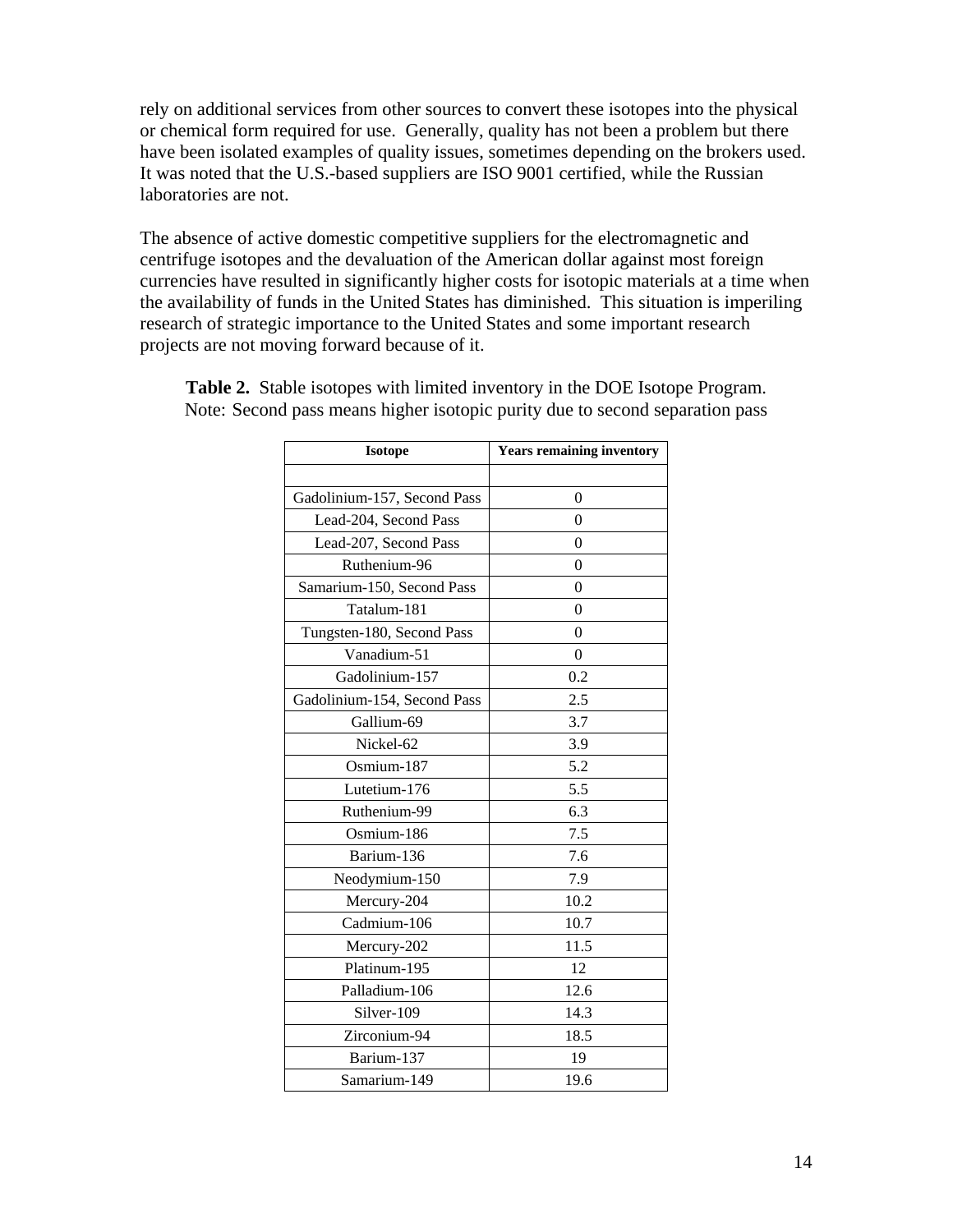rely on additional services from other sources to convert these isotopes into the physical or chemical form required for use. Generally, quality has not been a problem but there have been isolated examples of quality issues, sometimes depending on the brokers used. It was noted that the U.S.-based suppliers are ISO 9001 certified, while the Russian laboratories are not.

The absence of active domestic competitive suppliers for the electromagnetic and centrifuge isotopes and the devaluation of the American dollar against most foreign currencies have resulted in significantly higher costs for isotopic materials at a time when the availability of funds in the United States has diminished. This situation is imperiling research of strategic importance to the United States and some important research projects are not moving forward because of it.

**Table 2.** Stable isotopes with limited inventory in the DOE Isotope Program. Note: Second pass means higher isotopic purity due to second separation pass

| Isotope | Years remaining inventory |
|---|---|
| | |
| Gadolinium-157, Second Pass | 0 |
| Lead-204, Second Pass | 0 |
| Lead-207, Second Pass | 0 |
| Ruthenium-96 | 0 |
| Samarium-150, Second Pass | 0 |
| Tatalum-181 | 0 |
| Tungsten-180, Second Pass | 0 |
| Vanadium-51 | 0 |
| Gadolinium-157 | 0.2 |
| Gadolinium-154, Second Pass | 2.5 |
| Gallium-69 | 3.7 |
| Nickel-62 | 3.9 |
| Osmium-187 | 5.2 |
| Lutetium-176 | 5.5 |
| Ruthenium-99 | 6.3 |
| Osmium-186 | 7.5 |
| Barium-136 | 7.6 |
| Neodymium-150 | 7.9 |
| Mercury-204 | 10.2 |
| Cadmium-106 | 10.7 |
| Mercury-202 | 11.5 |
| Platinum-195 | 12 |
| Palladium-106 | 12.6 |
| Silver-109 | 14.3 |
| Zirconium-94 | 18.5 |
| Barium-137 | 19 |
| Samarium-149 | 19.6 |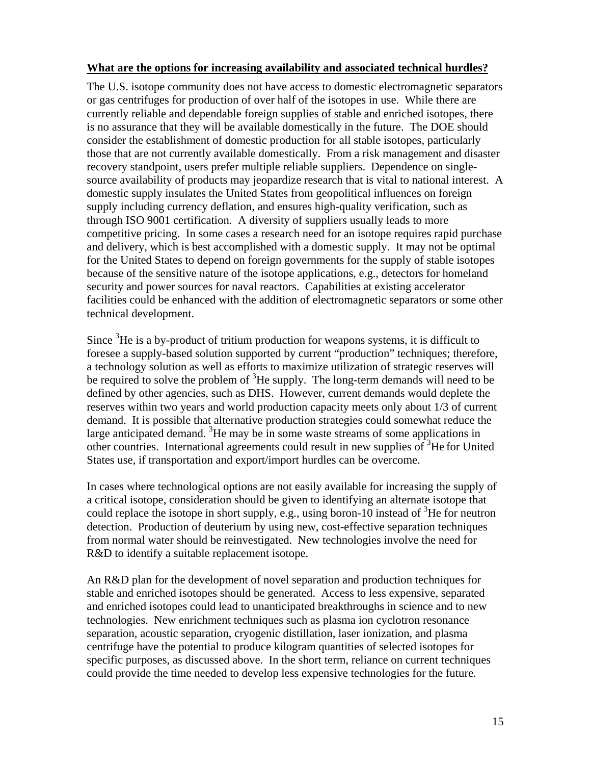**What are the options for increasing availability and associated technical hurdles?**

The U.S. isotope community does not have access to domestic electromagnetic separators or gas centrifuges for production of over half of the isotopes in use. While there are currently reliable and dependable foreign supplies of stable and enriched isotopes, there is no assurance that they will be available domestically in the future. The DOE should consider the establishment of domestic production for all stable isotopes, particularly those that are not currently available domestically. From a risk management and disaster recovery standpoint, users prefer multiple reliable suppliers. Dependence on single-source availability of products may jeopardize research that is vital to national interest. A domestic supply insulates the United States from geopolitical influences on foreign supply including currency deflation, and ensures high-quality verification, such as through ISO 9001 certification. A diversity of suppliers usually leads to more competitive pricing. In some cases a research need for an isotope requires rapid purchase and delivery, which is best accomplished with a domestic supply. It may not be optimal for the United States to depend on foreign governments for the supply of stable isotopes because of the sensitive nature of the isotope applications, e.g., detectors for homeland security and power sources for naval reactors. Capabilities at existing accelerator facilities could be enhanced with the addition of electromagnetic separators or some other technical development.

Since $^{3}$He is a by-product of tritium production for weapons systems, it is difficult to foresee a supply-based solution supported by current "production" techniques; therefore, a technology solution as well as efforts to maximize utilization of strategic reserves will be required to solve the problem of $^{3}$He supply. The long-term demands will need to be defined by other agencies, such as DHS. However, current demands would deplete the reserves within two years and world production capacity meets only about 1/3 of current demand. It is possible that alternative production strategies could somewhat reduce the large anticipated demand. $^{3}$He may be in some waste streams of some applications in other countries. International agreements could result in new supplies of $^{3}$He for United States use, if transportation and export/import hurdles can be overcome.

In cases where technological options are not easily available for increasing the supply of a critical isotope, consideration should be given to identifying an alternate isotope that could replace the isotope in short supply, e.g., using boron-10 instead of $^{3}$He for neutron detection. Production of deuterium by using new, cost-effective separation techniques from normal water should be reinvestigated. New technologies involve the need for R&D to identify a suitable replacement isotope.

An R&D plan for the development of novel separation and production techniques for stable and enriched isotopes should be generated. Access to less expensive, separated and enriched isotopes could lead to unanticipated breakthroughs in science and to new technologies. New enrichment techniques such as plasma ion cyclotron resonance separation, acoustic separation, cryogenic distillation, laser ionization, and plasma centrifuge have the potential to produce kilogram quantities of selected isotopes for specific purposes, as discussed above. In the short term, reliance on current techniques could provide the time needed to develop less expensive technologies for the future.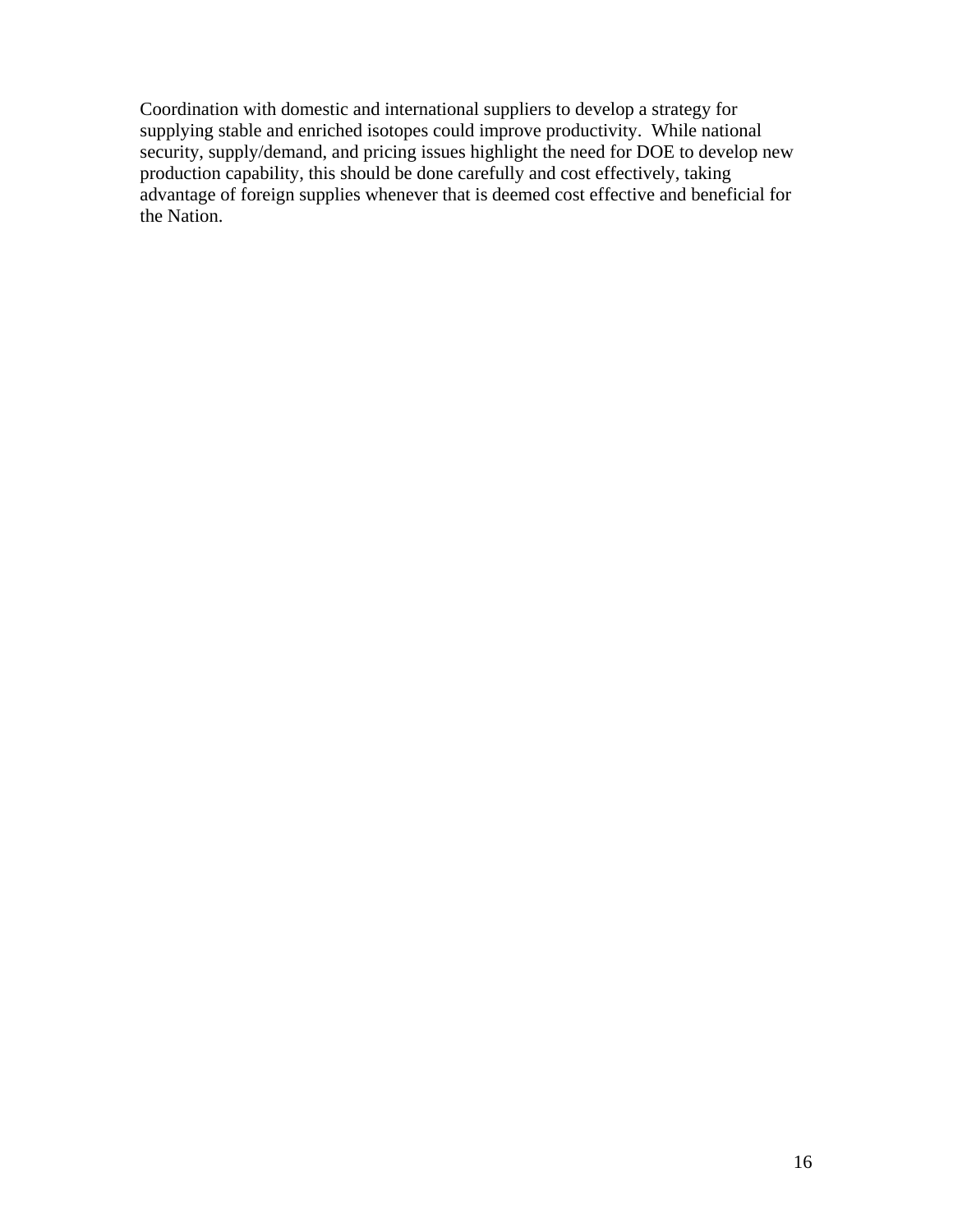Coordination with domestic and international suppliers to develop a strategy for supplying stable and enriched isotopes could improve productivity. While national security, supply/demand, and pricing issues highlight the need for DOE to develop new production capability, this should be done carefully and cost effectively, taking advantage of foreign supplies whenever that is deemed cost effective and beneficial for the Nation.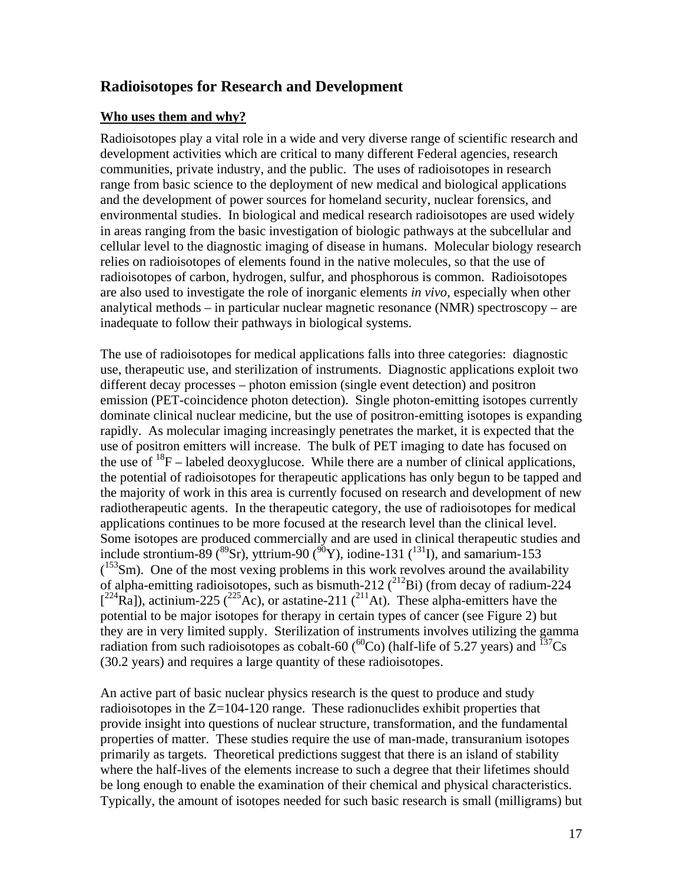## Radioisotopes for Research and Development

### Who uses them and why?

Radioisotopes play a vital role in a wide and very diverse range of scientific research and development activities which are critical to many different Federal agencies, research communities, private industry, and the public. The uses of radioisotopes in research range from basic science to the deployment of new medical and biological applications and the development of power sources for homeland security, nuclear forensics, and environmental studies. In biological and medical research radioisotopes are used widely in areas ranging from the basic investigation of biologic pathways at the subcellular and cellular level to the diagnostic imaging of disease in humans. Molecular biology research relies on radioisotopes of elements found in the native molecules, so that the use of radioisotopes of carbon, hydrogen, sulfur, and phosphorous is common. Radioisotopes are also used to investigate the role of inorganic elements *in vivo*, especially when other analytical methods – in particular nuclear magnetic resonance (NMR) spectroscopy – are inadequate to follow their pathways in biological systems.

The use of radioisotopes for medical applications falls into three categories: diagnostic use, therapeutic use, and sterilization of instruments. Diagnostic applications exploit two different decay processes – photon emission (single event detection) and positron emission (PET-coincidence photon detection). Single photon-emitting isotopes currently dominate clinical nuclear medicine, but the use of positron-emitting isotopes is expanding rapidly. As molecular imaging increasingly penetrates the market, it is expected that the use of positron emitters will increase. The bulk of PET imaging to date has focused on the use of $^{18}$F – labeled deoxyglucose. While there are a number of clinical applications, the potential of radioisotopes for therapeutic applications has only begun to be tapped and the majority of work in this area is currently focused on research and development of new radiotherapeutic agents. In the therapeutic category, the use of radioisotopes for medical applications continues to be more focused at the research level than the clinical level. Some isotopes are produced commercially and are used in clinical therapeutic studies and include strontium-89 ($^{89}$Sr), yttrium-90 ($^{90}$Y), iodine-131 ($^{131}$I), and samarium-153 ($^{153}$Sm). One of the most vexing problems in this work revolves around the availability of alpha-emitting radioisotopes, such as bismuth-212 ($^{212}$Bi) (from decay of radium-224 [$^{224}$Ra]), actinium-225 ($^{225}$Ac), or astatine-211 ($^{211}$At). These alpha-emitters have the potential to be major isotopes for therapy in certain types of cancer (see Figure 2) but they are in very limited supply. Sterilization of instruments involves utilizing the gamma radiation from such radioisotopes as cobalt-60 ($^{60}$Co) (half-life of 5.27 years) and $^{137}$Cs (30.2 years) and requires a large quantity of these radioisotopes.

An active part of basic nuclear physics research is the quest to produce and study radioisotopes in the Z=104-120 range. These radionuclides exhibit properties that provide insight into questions of nuclear structure, transformation, and the fundamental properties of matter. These studies require the use of man-made, transuranium isotopes primarily as targets. Theoretical predictions suggest that there is an island of stability where the half-lives of the elements increase to such a degree that their lifetimes should be long enough to enable the examination of their chemical and physical characteristics. Typically, the amount of isotopes needed for such basic research is small (milligrams) but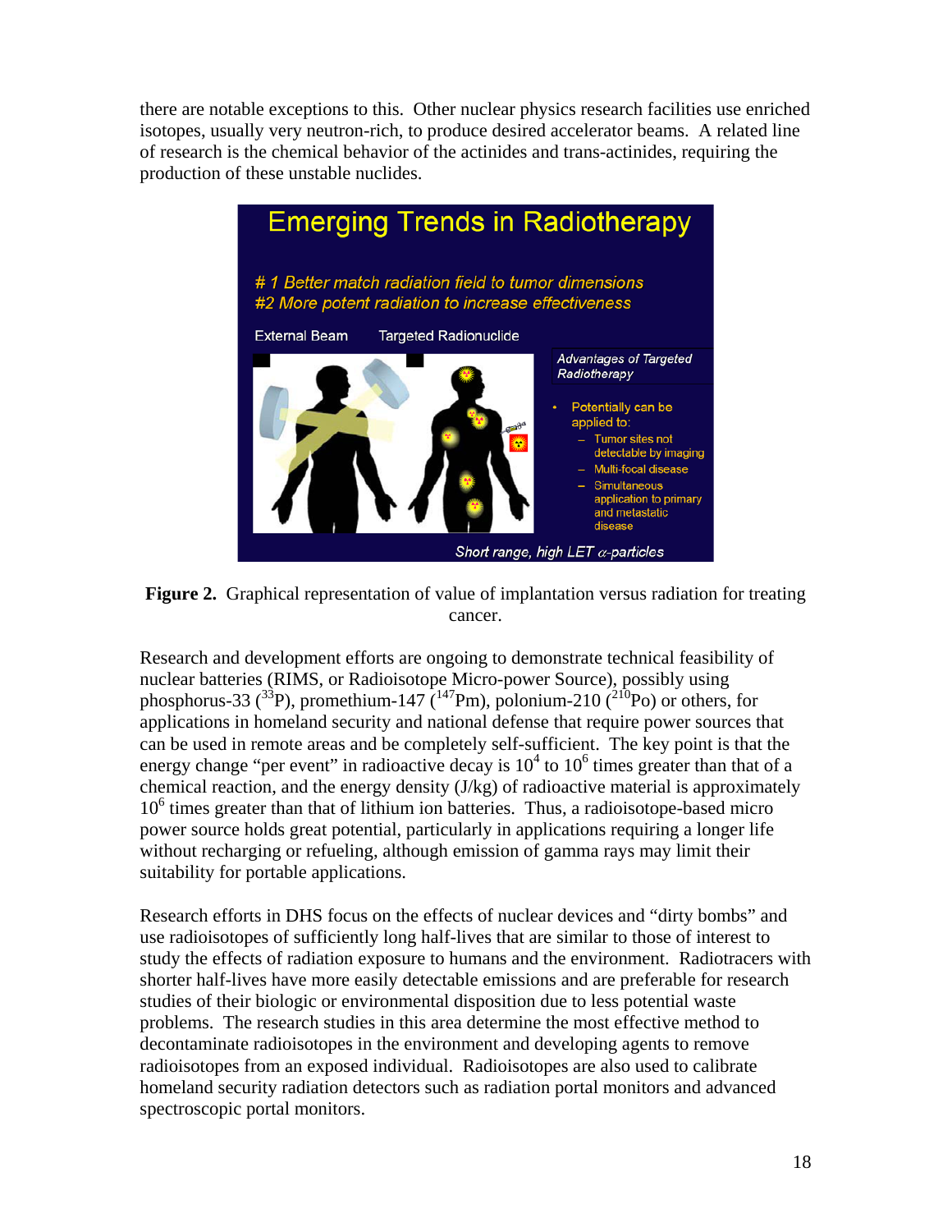there are notable exceptions to this. Other nuclear physics research facilities use enriched isotopes, usually very neutron-rich, to produce desired accelerator beams. A related line of research is the chemical behavior of the actinides and trans-actinides, requiring the production of these unstable nuclides.

**Figure 2.** Graphical representation of value of implantation versus radiation for treating cancer.

Research and development efforts are ongoing to demonstrate technical feasibility of nuclear batteries (RIMS, or Radioisotope Micro-power Source), possibly using phosphorus-33 ($^{33}P$), promethium-147 ($^{147}Pm$), polonium-210 ($^{210}Po$) or others, for applications in homeland security and national defense that require power sources that can be used in remote areas and be completely self-sufficient. The key point is that the energy change "per event" in radioactive decay is $10^4$ to $10^6$ times greater than that of a chemical reaction, and the energy density (J/kg) of radioactive material is approximately $10^6$ times greater than that of lithium ion batteries. Thus, a radioisotope-based micro power source holds great potential, particularly in applications requiring a longer life without recharging or refueling, although emission of gamma rays may limit their suitability for portable applications.

Research efforts in DHS focus on the effects of nuclear devices and "dirty bombs" and use radioisotopes of sufficiently long half-lives that are similar to those of interest to study the effects of radiation exposure to humans and the environment. Radiotracers with shorter half-lives have more easily detectable emissions and are preferable for research studies of their biologic or environmental disposition due to less potential waste problems. The research studies in this area determine the most effective method to decontaminate radioisotopes in the environment and developing agents to remove radioisotopes from an exposed individual. Radioisotopes are also used to calibrate homeland security radiation detectors such as radiation portal monitors and advanced spectroscopic portal monitors.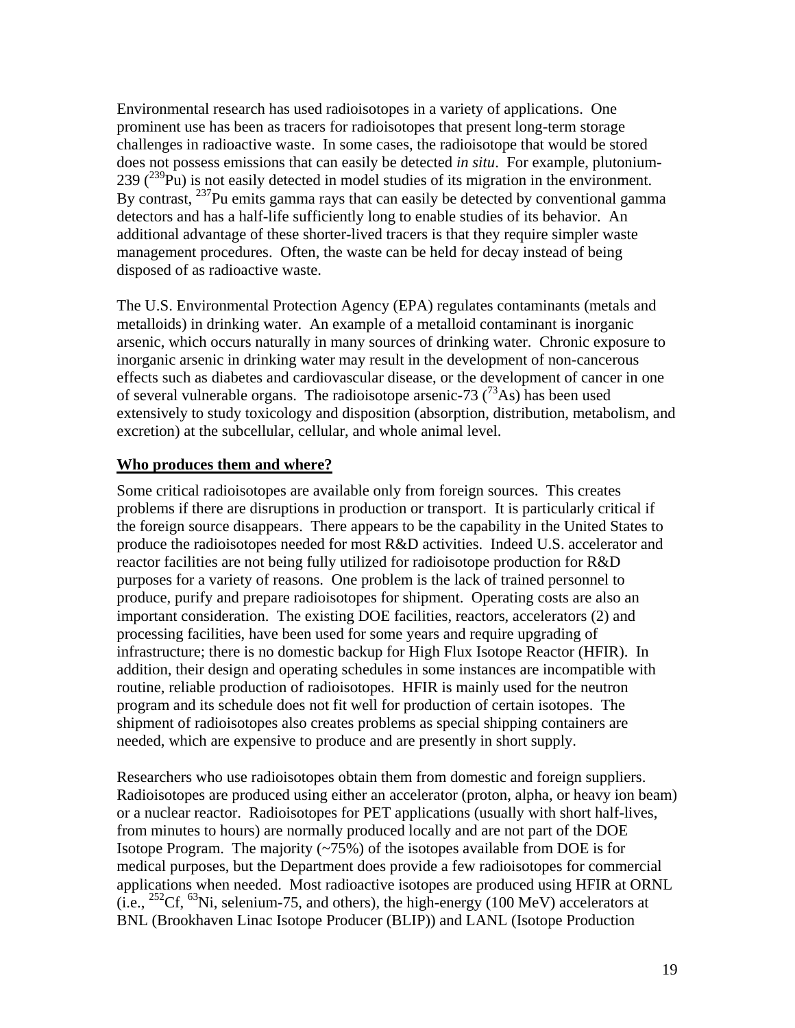Environmental research has used radioisotopes in a variety of applications. One prominent use has been as tracers for radioisotopes that present long-term storage challenges in radioactive waste. In some cases, the radioisotope that would be stored does not possess emissions that can easily be detected *in situ*. For example, plutonium-239 ($^{239}$Pu) is not easily detected in model studies of its migration in the environment. By contrast, $^{237}$Pu emits gamma rays that can easily be detected by conventional gamma detectors and has a half-life sufficiently long to enable studies of its behavior. An additional advantage of these shorter-lived tracers is that they require simpler waste management procedures. Often, the waste can be held for decay instead of being disposed of as radioactive waste.

The U.S. Environmental Protection Agency (EPA) regulates contaminants (metals and metalloids) in drinking water. An example of a metalloid contaminant is inorganic arsenic, which occurs naturally in many sources of drinking water. Chronic exposure to inorganic arsenic in drinking water may result in the development of non-cancerous effects such as diabetes and cardiovascular disease, or the development of cancer in one of several vulnerable organs. The radioisotope arsenic-73 ($^{73}$As) has been used extensively to study toxicology and disposition (absorption, distribution, metabolism, and excretion) at the subcellular, cellular, and whole animal level.

**Who produces them and where?**

Some critical radioisotopes are available only from foreign sources. This creates problems if there are disruptions in production or transport. It is particularly critical if the foreign source disappears. There appears to be the capability in the United States to produce the radioisotopes needed for most R&D activities. Indeed U.S. accelerator and reactor facilities are not being fully utilized for radioisotope production for R&D purposes for a variety of reasons. One problem is the lack of trained personnel to produce, purify and prepare radioisotopes for shipment. Operating costs are also an important consideration. The existing DOE facilities, reactors, accelerators (2) and processing facilities, have been used for some years and require upgrading of infrastructure; there is no domestic backup for High Flux Isotope Reactor (HFIR). In addition, their design and operating schedules in some instances are incompatible with routine, reliable production of radioisotopes. HFIR is mainly used for the neutron program and its schedule does not fit well for production of certain isotopes. The shipment of radioisotopes also creates problems as special shipping containers are needed, which are expensive to produce and are presently in short supply.

Researchers who use radioisotopes obtain them from domestic and foreign suppliers. Radioisotopes are produced using either an accelerator (proton, alpha, or heavy ion beam) or a nuclear reactor. Radioisotopes for PET applications (usually with short half-lives, from minutes to hours) are normally produced locally and are not part of the DOE Isotope Program. The majority (~75%) of the isotopes available from DOE is for medical purposes, but the Department does provide a few radioisotopes for commercial applications when needed. Most radioactive isotopes are produced using HFIR at ORNL (i.e., $^{252}$Cf, $^{63}$Ni, selenium-75, and others), the high-energy (100 MeV) accelerators at BNL (Brookhaven Linac Isotope Producer (BLIP)) and LANL (Isotope Production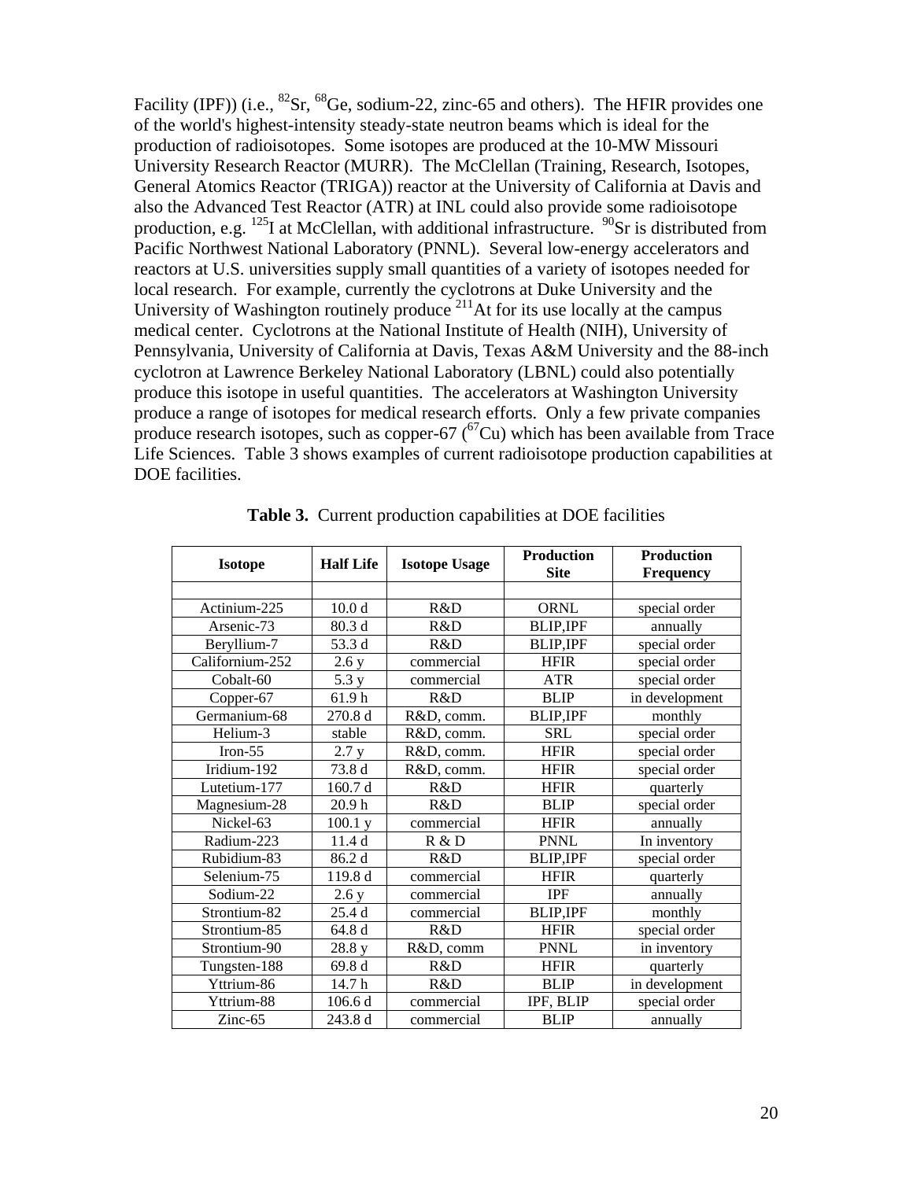Facility (IPF)) (i.e., $^{82}$Sr, $^{68}$Ge, sodium-22, zinc-65 and others). The HFIR provides one of the world's highest-intensity steady-state neutron beams which is ideal for the production of radioisotopes. Some isotopes are produced at the 10-MW Missouri University Research Reactor (MURR). The McClellan (Training, Research, Isotopes, General Atomics Reactor (TRIGA)) reactor at the University of California at Davis and also the Advanced Test Reactor (ATR) at INL could also provide some radioisotope production, e.g. $^{125}$I at McClellan, with additional infrastructure. $^{90}$Sr is distributed from Pacific Northwest National Laboratory (PNNL). Several low-energy accelerators and reactors at U.S. universities supply small quantities of a variety of isotopes needed for local research. For example, currently the cyclotrons at Duke University and the University of Washington routinely produce $^{211}$At for its use locally at the campus medical center. Cyclotrons at the National Institute of Health (NIH), University of Pennsylvania, University of California at Davis, Texas A&M University and the 88-inch cyclotron at Lawrence Berkeley National Laboratory (LBNL) could also potentially produce this isotope in useful quantities. The accelerators at Washington University produce a range of isotopes for medical research efforts. Only a few private companies produce research isotopes, such as copper-67 ($^{67}$Cu) which has been available from Trace Life Sciences. Table 3 shows examples of current radioisotope production capabilities at DOE facilities.

**Table 3.** Current production capabilities at DOE facilities

| Isotope | Half Life | Isotope Usage | Production Site | Production Frequency |
|---|---|---|---|---|
| | | | | |
| Actinium-225 | 10.0 d | R&D | ORNL | special order |
| Arsenic-73 | 80.3 d | R&D | BLIP,IPF | annually |
| Beryllium-7 | 53.3 d | R&D | BLIP,IPF | special order |
| Californium-252 | 2.6 y | commercial | HFIR | special order |
| Cobalt-60 | 5.3 y | commercial | ATR | special order |
| Copper-67 | 61.9 h | R&D | BLIP | in development |
| Germanium-68 | 270.8 d | R&D, comm. | BLIP,IPF | monthly |
| Helium-3 | stable | R&D, comm. | SRL | special order |
| Iron-55 | 2.7 y | R&D, comm. | HFIR | special order |
| Iridium-192 | 73.8 d | R&D, comm. | HFIR | special order |
| Lutetium-177 | 160.7 d | R&D | HFIR | quarterly |
| Magnesium-28 | 20.9 h | R&D | BLIP | special order |
| Nickel-63 | 100.1 y | commercial | HFIR | annually |
| Radium-223 | 11.4 d | R & D | PNNL | In inventory |
| Rubidium-83 | 86.2 d | R&D | BLIP,IPF | special order |
| Selenium-75 | 119.8 d | commercial | HFIR | quarterly |
| Sodium-22 | 2.6 y | commercial | IPF | annually |
| Strontium-82 | 25.4 d | commercial | BLIP,IPF | monthly |
| Strontium-85 | 64.8 d | R&D | HFIR | special order |
| Strontium-90 | 28.8 y | R&D, comm | PNNL | in inventory |
| Tungsten-188 | 69.8 d | R&D | HFIR | quarterly |
| Yttrium-86 | 14.7 h | R&D | BLIP | in development |
| Yttrium-88 | 106.6 d | commercial | IPF, BLIP | special order |
| Zinc-65 | 243.8 d | commercial | BLIP | annually |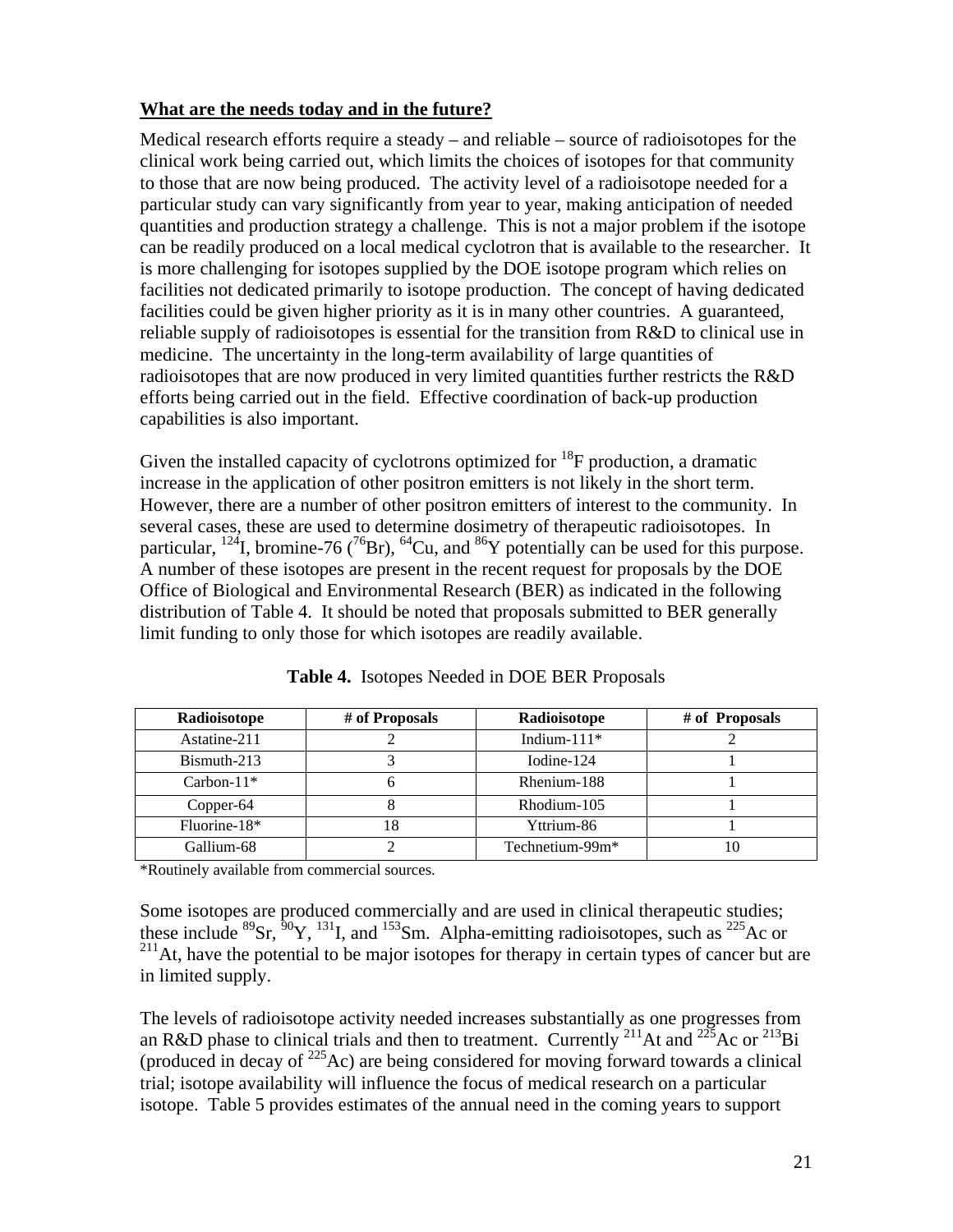**What are the needs today and in the future?**

Medical research efforts require a steady – and reliable – source of radioisotopes for the clinical work being carried out, which limits the choices of isotopes for that community to those that are now being produced. The activity level of a radioisotope needed for a particular study can vary significantly from year to year, making anticipation of needed quantities and production strategy a challenge. This is not a major problem if the isotope can be readily produced on a local medical cyclotron that is available to the researcher. It is more challenging for isotopes supplied by the DOE isotope program which relies on facilities not dedicated primarily to isotope production. The concept of having dedicated facilities could be given higher priority as it is in many other countries. A guaranteed, reliable supply of radioisotopes is essential for the transition from R&D to clinical use in medicine. The uncertainty in the long-term availability of large quantities of radioisotopes that are now produced in very limited quantities further restricts the R&D efforts being carried out in the field. Effective coordination of back-up production capabilities is also important.

Given the installed capacity of cyclotrons optimized for $^{18}$F production, a dramatic increase in the application of other positron emitters is not likely in the short term. However, there are a number of other positron emitters of interest to the community. In several cases, these are used to determine dosimetry of therapeutic radioisotopes. In particular, $^{124}$I, bromine-76 ($^{76}$Br), $^{64}$Cu, and $^{86}$Y potentially can be used for this purpose. A number of these isotopes are present in the recent request for proposals by the DOE Office of Biological and Environmental Research (BER) as indicated in the following distribution of Table 4. It should be noted that proposals submitted to BER generally limit funding to only those for which isotopes are readily available.

**Table 4.** Isotopes Needed in DOE BER Proposals

| Radioisotope | # of Proposals | Radioisotope | # of Proposals |
|---|---|---|---|
| Astatine-211 | 2 | Indium-111* | 2 |
| Bismuth-213 | 3 | Iodine-124 | 1 |
| Carbon-11* | 6 | Rhenium-188 | 1 |
| Copper-64 | 8 | Rhodium-105 | 1 |
| Fluorine-18* | 18 | Yttrium-86 | 1 |
| Gallium-68 | 2 | Technetium-99m* | 10 |

*Routinely available from commercial sources.

Some isotopes are produced commercially and are used in clinical therapeutic studies; these include $^{89}$Sr, $^{90}$Y, $^{131}$I, and $^{153}$Sm. Alpha-emitting radioisotopes, such as $^{225}$Ac or $^{211}$At, have the potential to be major isotopes for therapy in certain types of cancer but are in limited supply.

The levels of radioisotope activity needed increases substantially as one progresses from an R&D phase to clinical trials and then to treatment. Currently $^{211}$At and $^{225}$Ac or $^{213}$Bi (produced in decay of $^{225}$Ac) are being considered for moving forward towards a clinical trial; isotope availability will influence the focus of medical research on a particular isotope. Table 5 provides estimates of the annual need in the coming years to support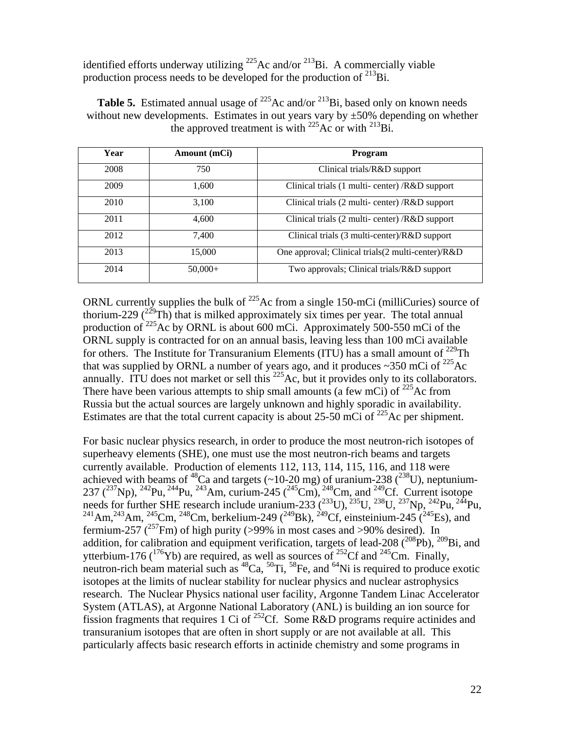identified efforts underway utilizing $^{225}$Ac and/or $^{213}$Bi. A commercially viable production process needs to be developed for the production of $^{213}$Bi.

**Table 5.** Estimated annual usage of $^{225}$Ac and/or $^{213}$Bi, based only on known needs without new developments. Estimates in out years vary by ±50% depending on whether the approved treatment is with $^{225}$Ac or with $^{213}$Bi.

| Year | Amount (mCi) | Program |
|---|---|---|
| 2008 | 750 | Clinical trials/R&D support |
| 2009 | 1,600 | Clinical trials (1 multi- center) /R&D support |
| 2010 | 3,100 | Clinical trials (2 multi- center) /R&D support |
| 2011 | 4,600 | Clinical trials (2 multi- center) /R&D support |
| 2012 | 7,400 | Clinical trials (3 multi-center)/R&D support |
| 2013 | 15,000 | One approval; Clinical trials(2 multi-center)/R&D |
| 2014 | 50,000+ | Two approvals; Clinical trials/R&D support |

ORNL currently supplies the bulk of $^{225}$Ac from a single 150-mCi (milliCuries) source of thorium-229 ($^{229}$Th) that is milked approximately six times per year. The total annual production of $^{225}$Ac by ORNL is about 600 mCi. Approximately 500-550 mCi of the ORNL supply is contracted for on an annual basis, leaving less than 100 mCi available for others. The Institute for Transuranium Elements (ITU) has a small amount of $^{229}$Th that was supplied by ORNL a number of years ago, and it produces ~350 mCi of $^{225}$Ac annually. ITU does not market or sell this $^{225}$Ac, but it provides only to its collaborators. There have been various attempts to ship small amounts (a few mCi) of $^{225}$Ac from Russia but the actual sources are largely unknown and highly sporadic in availability. Estimates are that the total current capacity is about 25-50 mCi of $^{225}$Ac per shipment.

For basic nuclear physics research, in order to produce the most neutron-rich isotopes of superheavy elements (SHE), one must use the most neutron-rich beams and targets currently available. Production of elements 112, 113, 114, 115, 116, and 118 were achieved with beams of $^{48}$Ca and targets (~10-20 mg) of uranium-238 ($^{238}$U), neptunium-237 ($^{237}$Np), $^{242}$Pu, $^{244}$Pu, $^{243}$Am, curium-245 ($^{245}$Cm), $^{248}$Cm, and $^{249}$Cf. Current isotope needs for further SHE research include uranium-233 ($^{233}$U), $^{235}$U, $^{238}$U, $^{237}$Np, $^{242}$Pu, $^{244}$Pu, $^{241}$Am, $^{243}$Am, $^{245}$Cm, $^{248}$Cm, berkelium-249 ($^{249}$Bk), $^{249}$Cf, einsteinium-245 ($^{245}$Es), and fermium-257 ($^{257}$Fm) of high purity (>99% in most cases and >90% desired). In addition, for calibration and equipment verification, targets of lead-208 ($^{208}$Pb), $^{209}$Bi, and ytterbium-176 ($^{176}$Yb) are required, as well as sources of $^{252}$Cf and $^{245}$Cm. Finally, neutron-rich beam material such as $^{48}$Ca, $^{50}$Ti, $^{58}$Fe, and $^{64}$Ni is required to produce exotic isotopes at the limits of nuclear stability for nuclear physics and nuclear astrophysics research. The Nuclear Physics national user facility, Argonne Tandem Linac Accelerator System (ATLAS), at Argonne National Laboratory (ANL) is building an ion source for fission fragments that requires 1 Ci of $^{252}$Cf. Some R&D programs require actinides and transuranium isotopes that are often in short supply or are not available at all. This particularly affects basic research efforts in actinide chemistry and some programs in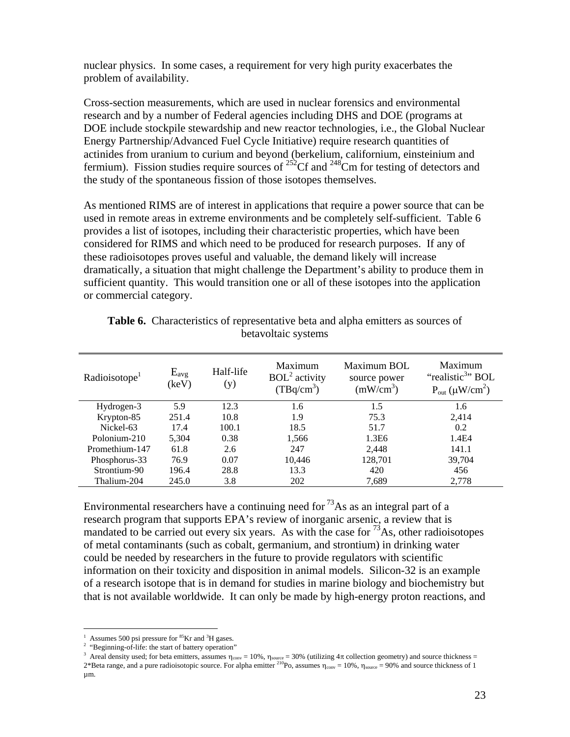nuclear physics. In some cases, a requirement for very high purity exacerbates the problem of availability.

Cross-section measurements, which are used in nuclear forensics and environmental research and by a number of Federal agencies including DHS and DOE (programs at DOE include stockpile stewardship and new reactor technologies, i.e., the Global Nuclear Energy Partnership/Advanced Fuel Cycle Initiative) require research quantities of actinides from uranium to curium and beyond (berkelium, californium, einsteinium and fermium). Fission studies require sources of $^{252}$Cf and $^{248}$Cm for testing of detectors and the study of the spontaneous fission of those isotopes themselves.

As mentioned RIMS are of interest in applications that require a power source that can be used in remote areas in extreme environments and be completely self-sufficient. Table 6 provides a list of isotopes, including their characteristic properties, which have been considered for RIMS and which need to be produced for research purposes. If any of these radioisotopes proves useful and valuable, the demand likely will increase dramatically, a situation that might challenge the Department's ability to produce them in sufficient quantity. This would transition one or all of these isotopes into the application or commercial category.

**Table 6.** Characteristics of representative beta and alpha emitters as sources of betavoltaic systems

| Radioisotope[1] | $E_{avg}$ (keV) | Half-life (y) | Maximum BOL[2] activity (TBq/cm$^3$) | Maximum BOL source power (mW/cm$^3$) | Maximum "realistic[3]" BOL $P_{out}$ ($\mu$W/cm$^2$) |
|---|---|---|---|---|---|
| Hydrogen-3 | 5.9 | 12.3 | 1.6 | 1.5 | 1.6 |
| Krypton-85 | 251.4 | 10.8 | 1.9 | 75.3 | 2,414 |
| Nickel-63 | 17.4 | 100.1 | 18.5 | 51.7 | 0.2 |
| Polonium-210 | 5,304 | 0.38 | 1,566 | 1.3E6 | 1.4E4 |
| Promethium-147 | 61.8 | 2.6 | 247 | 2,448 | 141.1 |
| Phosphorus-33 | 76.9 | 0.07 | 10,446 | 128,701 | 39,704 |
| Strontium-90 | 196.4 | 28.8 | 13.3 | 420 | 456 |
| Thalium-204 | 245.0 | 3.8 | 202 | 7,689 | 2,778 |

Environmental researchers have a continuing need for $^{73}$As as an integral part of a research program that supports EPA's review of inorganic arsenic, a review that is mandated to be carried out every six years. As with the case for $^{73}$As, other radioisotopes of metal contaminants (such as cobalt, germanium, and strontium) in drinking water could be needed by researchers in the future to provide regulators with scientific information on their toxicity and disposition in animal models. Silicon-32 is an example of a research isotope that is in demand for studies in marine biology and biochemistry but that is not available worldwide. It can only be made by high-energy proton reactions, and

---

[1] Assumes 500 psi pressure for $^{85}$Kr and $^{3}$H gases.

[2] "Beginning-of-life: the start of battery operation"

[3] Areal density used; for beta emitters, assumes $\eta_{conv}$ = 10%, $\eta_{source}$ = 30% (utilizing 4$\pi$ collection geometry) and source thickness = 2*Beta range, and a pure radioisotopic source. For alpha emitter $^{210}$Po, assumes $\eta_{conv}$ = 10%, $\eta_{source}$ = 90% and source thickness of 1 µm.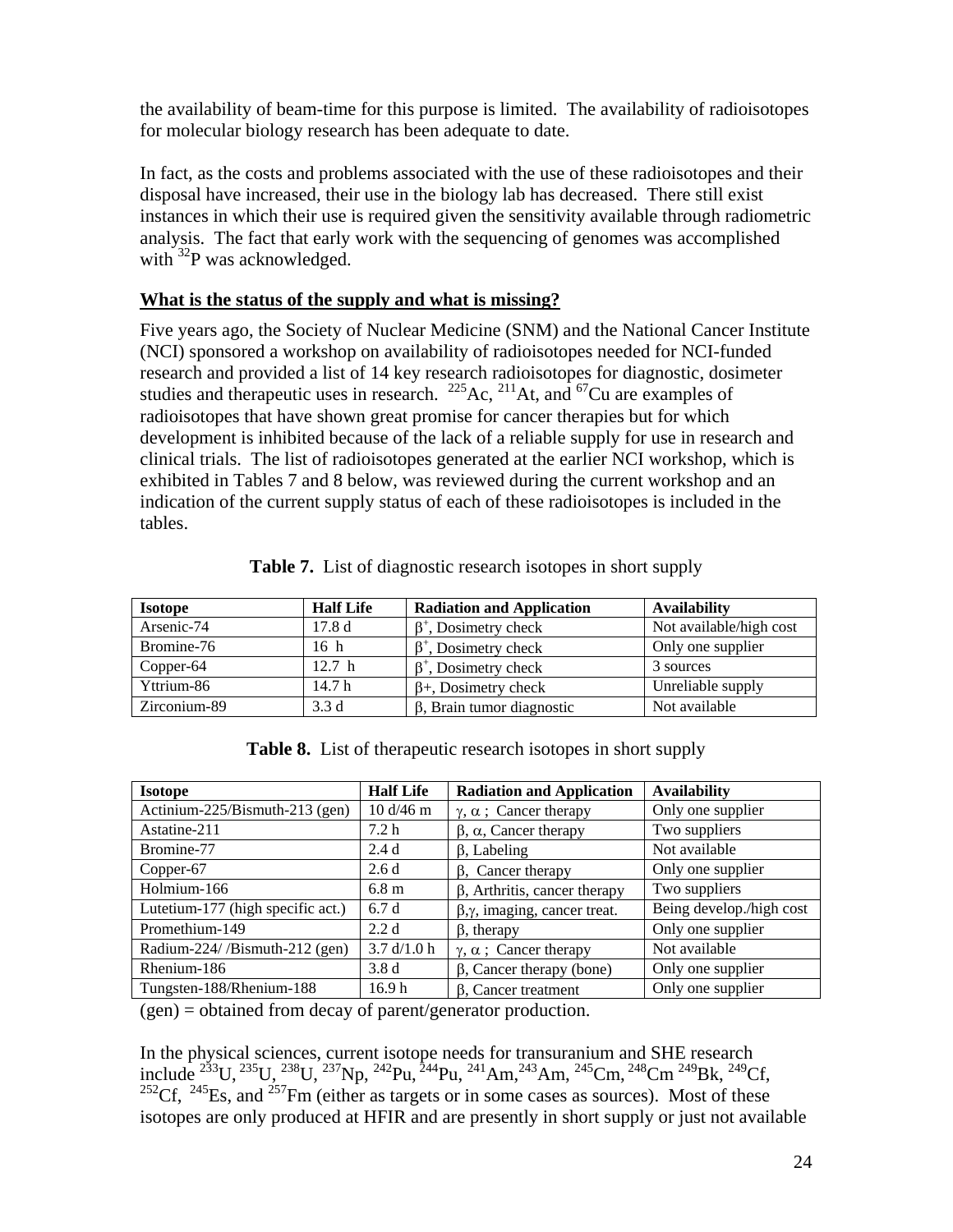the availability of beam-time for this purpose is limited. The availability of radioisotopes for molecular biology research has been adequate to date.

In fact, as the costs and problems associated with the use of these radioisotopes and their disposal have increased, their use in the biology lab has decreased. There still exist instances in which their use is required given the sensitivity available through radiometric analysis. The fact that early work with the sequencing of genomes was accomplished with $^{32}$P was acknowledged.

**What is the status of the supply and what is missing?**

Five years ago, the Society of Nuclear Medicine (SNM) and the National Cancer Institute (NCI) sponsored a workshop on availability of radioisotopes needed for NCI-funded research and provided a list of 14 key research radioisotopes for diagnostic, dosimeter studies and therapeutic uses in research. $^{225}$Ac, $^{211}$At, and $^{67}$Cu are examples of radioisotopes that have shown great promise for cancer therapies but for which development is inhibited because of the lack of a reliable supply for use in research and clinical trials. The list of radioisotopes generated at the earlier NCI workshop, which is exhibited in Tables 7 and 8 below, was reviewed during the current workshop and an indication of the current supply status of each of these radioisotopes is included in the tables.

**Table 7.** List of diagnostic research isotopes in short supply

| Isotope | Half Life | Radiation and Application | Availability |
|---|---|---|---|
| Arsenic-74 | 17.8 d | $\beta^+$, Dosimetry check | Not available/high cost |
| Bromine-76 | 16 h | $\beta^+$, Dosimetry check | Only one supplier |
| Copper-64 | 12.7 h | $\beta^+$, Dosimetry check | 3 sources |
| Yttrium-86 | 14.7 h | $\beta$+, Dosimetry check | Unreliable supply |
| Zirconium-89 | 3.3 d | $\beta$, Brain tumor diagnostic | Not available |

**Table 8.** List of therapeutic research isotopes in short supply

| Isotope | Half Life | Radiation and Application | Availability |
|---|---|---|---|
| Actinium-225/Bismuth-213 (gen) | 10 d/46 m | $\gamma$, $\alpha$ ; Cancer therapy | Only one supplier |
| Astatine-211 | 7.2 h | $\beta$, $\alpha$, Cancer therapy | Two suppliers |
| Bromine-77 | 2.4 d | $\beta$, Labeling | Not available |
| Copper-67 | 2.6 d | $\beta$, Cancer therapy | Only one supplier |
| Holmium-166 | 6.8 m | $\beta$, Arthritis, cancer therapy | Two suppliers |
| Lutetium-177 (high specific act.) | 6.7 d | $\beta$,$\gamma$, imaging, cancer treat. | Being develop./high cost |
| Promethium-149 | 2.2 d | $\beta$, therapy | Only one supplier |
| Radium-224/ /Bismuth-212 (gen) | 3.7 d/1.0 h | $\gamma$, $\alpha$ ; Cancer therapy | Not available |
| Rhenium-186 | 3.8 d | $\beta$, Cancer therapy (bone) | Only one supplier |
| Tungsten-188/Rhenium-188 | 16.9 h | $\beta$, Cancer treatment | Only one supplier |

(gen) = obtained from decay of parent/generator production.

In the physical sciences, current isotope needs for transuranium and SHE research include $^{233}$U, $^{235}$U, $^{238}$U, $^{237}$Np, $^{242}$Pu, $^{244}$Pu, $^{241}$Am, $^{243}$Am, $^{245}$Cm, $^{248}$Cm $^{249}$Bk, $^{249}$Cf, $^{252}$Cf, $^{245}$Es, and $^{257}$Fm (either as targets or in some cases as sources). Most of these isotopes are only produced at HFIR and are presently in short supply or just not available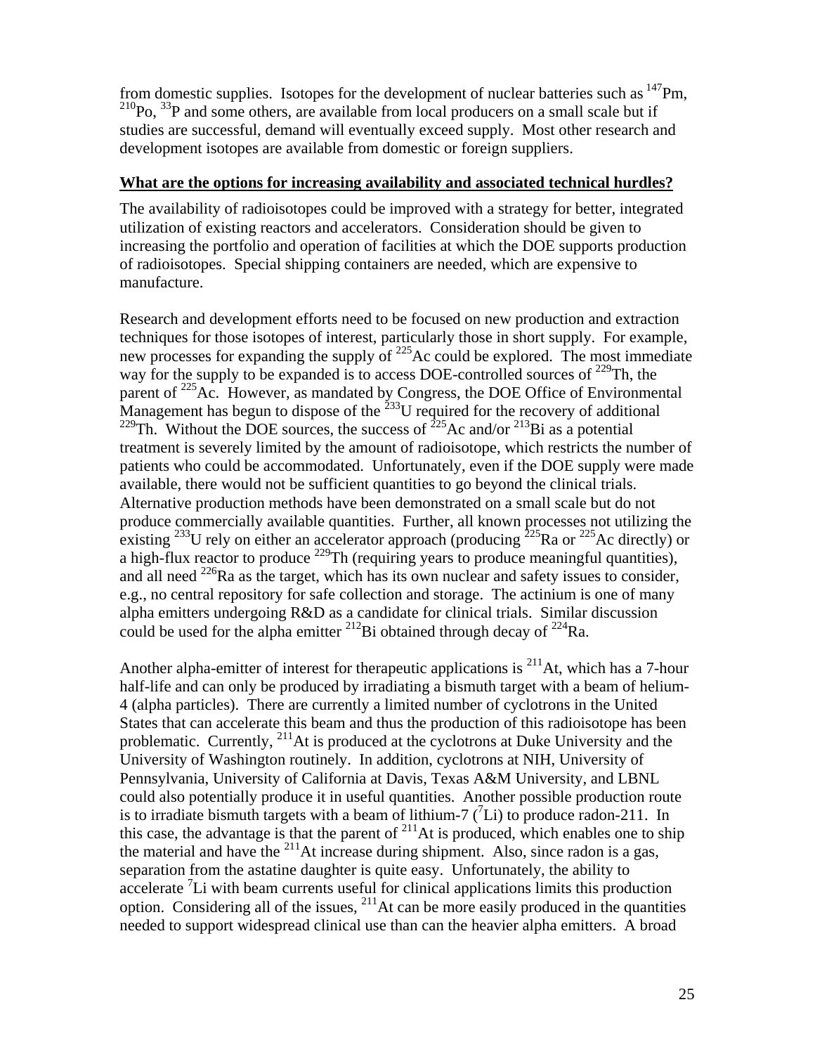from domestic supplies. Isotopes for the development of nuclear batteries such as $^{147}$Pm, $^{210}$Po, $^{33}$P and some others, are available from local producers on a small scale but if studies are successful, demand will eventually exceed supply. Most other research and development isotopes are available from domestic or foreign suppliers.

**What are the options for increasing availability and associated technical hurdles?**

The availability of radioisotopes could be improved with a strategy for better, integrated utilization of existing reactors and accelerators. Consideration should be given to increasing the portfolio and operation of facilities at which the DOE supports production of radioisotopes. Special shipping containers are needed, which are expensive to manufacture.

Research and development efforts need to be focused on new production and extraction techniques for those isotopes of interest, particularly those in short supply. For example, new processes for expanding the supply of $^{225}$Ac could be explored. The most immediate way for the supply to be expanded is to access DOE-controlled sources of $^{229}$Th, the parent of $^{225}$Ac. However, as mandated by Congress, the DOE Office of Environmental Management has begun to dispose of the $^{233}$U required for the recovery of additional $^{229}$Th. Without the DOE sources, the success of $^{225}$Ac and/or $^{213}$Bi as a potential treatment is severely limited by the amount of radioisotope, which restricts the number of patients who could be accommodated. Unfortunately, even if the DOE supply were made available, there would not be sufficient quantities to go beyond the clinical trials. Alternative production methods have been demonstrated on a small scale but do not produce commercially available quantities. Further, all known processes not utilizing the existing $^{233}$U rely on either an accelerator approach (producing $^{225}$Ra or $^{225}$Ac directly) or a high-flux reactor to produce $^{229}$Th (requiring years to produce meaningful quantities), and all need $^{226}$Ra as the target, which has its own nuclear and safety issues to consider, e.g., no central repository for safe collection and storage. The actinium is one of many alpha emitters undergoing R&D as a candidate for clinical trials. Similar discussion could be used for the alpha emitter $^{212}$Bi obtained through decay of $^{224}$Ra.

Another alpha-emitter of interest for therapeutic applications is $^{211}$At, which has a 7-hour half-life and can only be produced by irradiating a bismuth target with a beam of helium-4 (alpha particles). There are currently a limited number of cyclotrons in the United States that can accelerate this beam and thus the production of this radioisotope has been problematic. Currently, $^{211}$At is produced at the cyclotrons at Duke University and the University of Washington routinely. In addition, cyclotrons at NIH, University of Pennsylvania, University of California at Davis, Texas A&M University, and LBNL could also potentially produce it in useful quantities. Another possible production route is to irradiate bismuth targets with a beam of lithium-7 ($^{7}$Li) to produce radon-211. In this case, the advantage is that the parent of $^{211}$At is produced, which enables one to ship the material and have the $^{211}$At increase during shipment. Also, since radon is a gas, separation from the astatine daughter is quite easy. Unfortunately, the ability to accelerate $^{7}$Li with beam currents useful for clinical applications limits this production option. Considering all of the issues, $^{211}$At can be more easily produced in the quantities needed to support widespread clinical use than can the heavier alpha emitters. A broad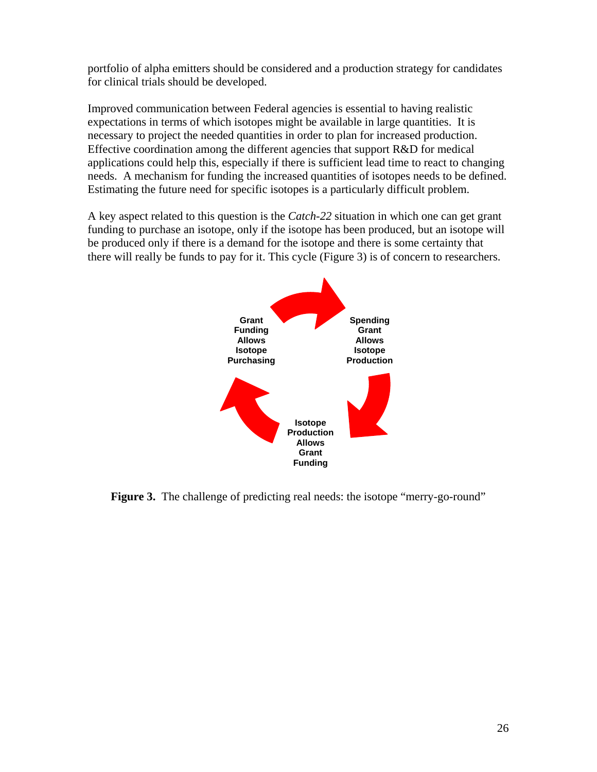portfolio of alpha emitters should be considered and a production strategy for candidates for clinical trials should be developed.

Improved communication between Federal agencies is essential to having realistic expectations in terms of which isotopes might be available in large quantities. It is necessary to project the needed quantities in order to plan for increased production. Effective coordination among the different agencies that support R&D for medical applications could help this, especially if there is sufficient lead time to react to changing needs. A mechanism for funding the increased quantities of isotopes needs to be defined. Estimating the future need for specific isotopes is a particularly difficult problem.

A key aspect related to this question is the *Catch-22* situation in which one can get grant funding to purchase an isotope, only if the isotope has been produced, but an isotope will be produced only if there is a demand for the isotope and there is some certainty that there will really be funds to pay for it. This cycle (Figure 3) is of concern to researchers.

**Grant Funding Allows Isotope Purchasing**

**Spending Grant Allows Isotope Production**

**Isotope Production Allows Grant Funding**

**Figure 3.** The challenge of predicting real needs: the isotope "merry-go-round"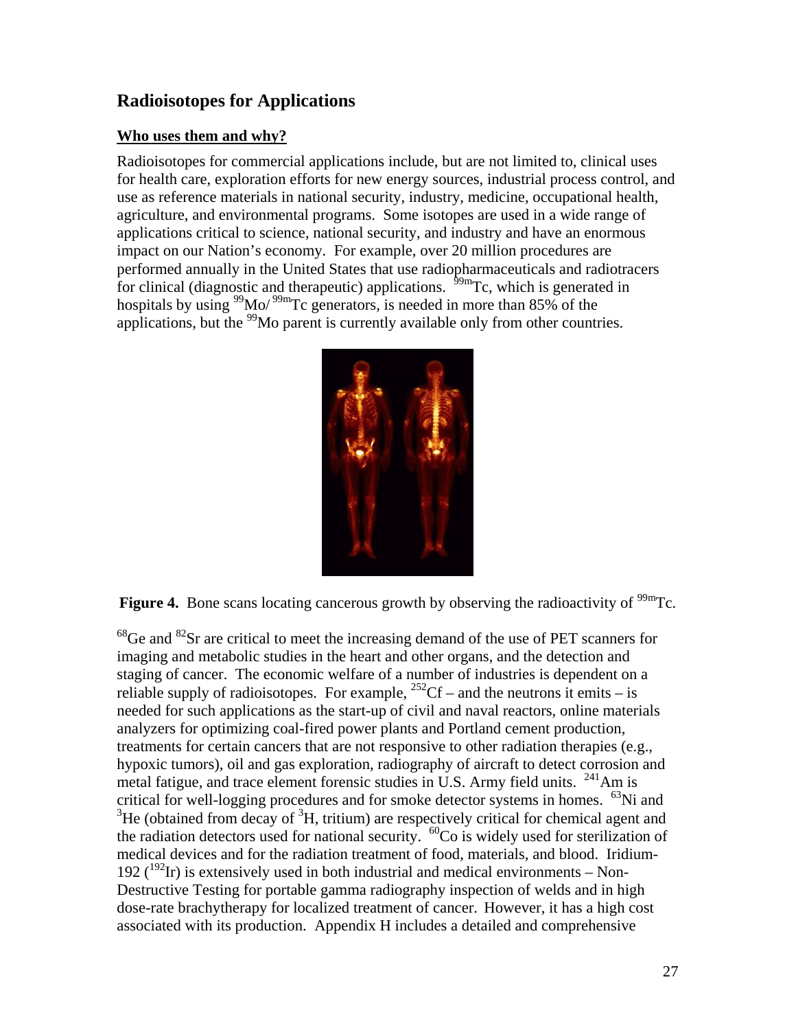## Radioisotopes for Applications

### Who uses them and why?

Radioisotopes for commercial applications include, but are not limited to, clinical uses for health care, exploration efforts for new energy sources, industrial process control, and use as reference materials in national security, industry, medicine, occupational health, agriculture, and environmental programs. Some isotopes are used in a wide range of applications critical to science, national security, and industry and have an enormous impact on our Nation's economy. For example, over 20 million procedures are performed annually in the United States that use radiopharmaceuticals and radiotracers for clinical (diagnostic and therapeutic) applications. $^{99m}$Tc, which is generated in hospitals by using $^{99}$Mo/ $^{99m}$Tc generators, is needed in more than 85% of the applications, but the $^{99}$Mo parent is currently available only from other countries.

**Figure 4.** Bone scans locating cancerous growth by observing the radioactivity of $^{99m}$Tc.

$^{68}$Ge and $^{82}$Sr are critical to meet the increasing demand of the use of PET scanners for imaging and metabolic studies in the heart and other organs, and the detection and staging of cancer. The economic welfare of a number of industries is dependent on a reliable supply of radioisotopes. For example, $^{252}$Cf – and the neutrons it emits – is needed for such applications as the start-up of civil and naval reactors, online materials analyzers for optimizing coal-fired power plants and Portland cement production, treatments for certain cancers that are not responsive to other radiation therapies (e.g., hypoxic tumors), oil and gas exploration, radiography of aircraft to detect corrosion and metal fatigue, and trace element forensic studies in U.S. Army field units. $^{241}$Am is critical for well-logging procedures and for smoke detector systems in homes. $^{63}$Ni and $^{3}$He (obtained from decay of $^{3}$H, tritium) are respectively critical for chemical agent and the radiation detectors used for national security. $^{60}$Co is widely used for sterilization of medical devices and for the radiation treatment of food, materials, and blood. Iridium-192 ($^{192}$Ir) is extensively used in both industrial and medical environments – Non-Destructive Testing for portable gamma radiography inspection of welds and in high dose-rate brachytherapy for localized treatment of cancer. However, it has a high cost associated with its production. Appendix H includes a detailed and comprehensive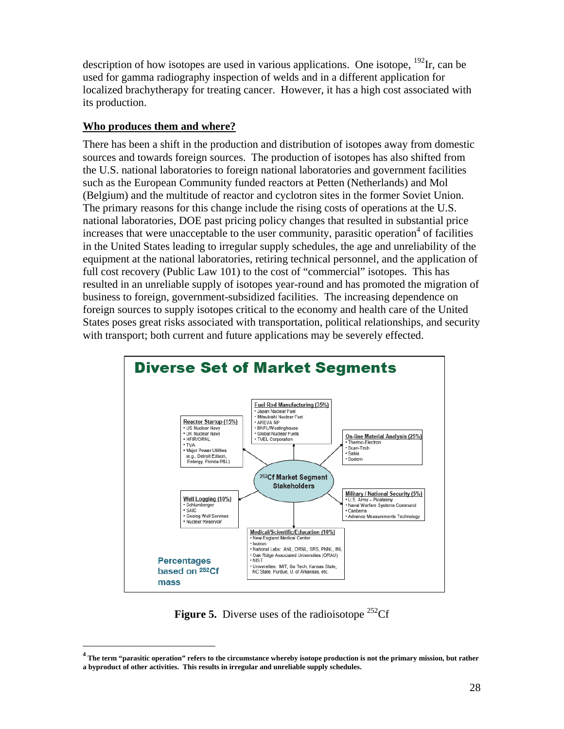description of how isotopes are used in various applications. One isotope, $^{192}$Ir, can be used for gamma radiography inspection of welds and in a different application for localized brachytherapy for treating cancer. However, it has a high cost associated with its production.

## Who produces them and where?

There has been a shift in the production and distribution of isotopes away from domestic sources and towards foreign sources. The production of isotopes has also shifted from the U.S. national laboratories to foreign national laboratories and government facilities such as the European Community funded reactors at Petten (Netherlands) and Mol (Belgium) and the multitude of reactor and cyclotron sites in the former Soviet Union. The primary reasons for this change include the rising costs of operations at the U.S. national laboratories, DOE past pricing policy changes that resulted in substantial price increases that were unacceptable to the user community, parasitic operation[4] of facilities in the United States leading to irregular supply schedules, the age and unreliability of the equipment at the national laboratories, retiring technical personnel, and the application of full cost recovery (Public Law 101) to the cost of "commercial" isotopes. This has resulted in an unreliable supply of isotopes year-round and has promoted the migration of business to foreign, government-subsidized facilities. The increasing dependence on foreign sources to supply isotopes critical to the economy and health care of the United States poses great risks associated with transportation, political relationships, and security with transport; both current and future applications may be severely effected.

**Diverse Set of Market Segments**

$^{252}$Cf Market Segment Stakeholders

**Fuel Rod Manufacturing (35%)**
- Japan Nuclear Fuel
- Mitsubishi Nuclear Fuel
- AREVA NP
- BNFL/Westinghouse
- Global Nuclear Fuels
- TVEL Corporation

**Reactor Startup (15%)**
- US Nuclear Navy
- UK Nuclear Navy
- HFIR/ORNL
- TVA
- Major Power Utilities (e.g., Detroit Edison, Entergy, Florida P&L)

**On-line Material Analysis (25%)**
- Thermo-Electron
- Scan-Tech
- Sabia
- Sodern

**Well Logging (10%)**
- Schlumberger
- SAIC
- Geolog Well Services
- Nuclear Reservoir

**Military / National Security (5%)**
- U.S. Army – Picatanny
- Naval Warfare Systems Command
- Canberra
- Advance Measurements Technology

**Medical/Scientific/Education (10%)**
- New England Medical Center
- Isotron
- National Labs: ANL, ORNL, SRS, PNNL, INL
- Oak Ridge Associated Universities (ORAU)
- NIST
- Universities: MIT, Ga Tech, Kansas State, NC State, Purdue, U. of Arkansas, etc.

Percentages based on $^{252}$Cf mass

**Figure 5.** Diverse uses of the radioisotope $^{252}$Cf

---

[4] **The term "parasitic operation" refers to the circumstance whereby isotope production is not the primary mission, but rather a byproduct of other activities. This results in irregular and unreliable supply schedules.**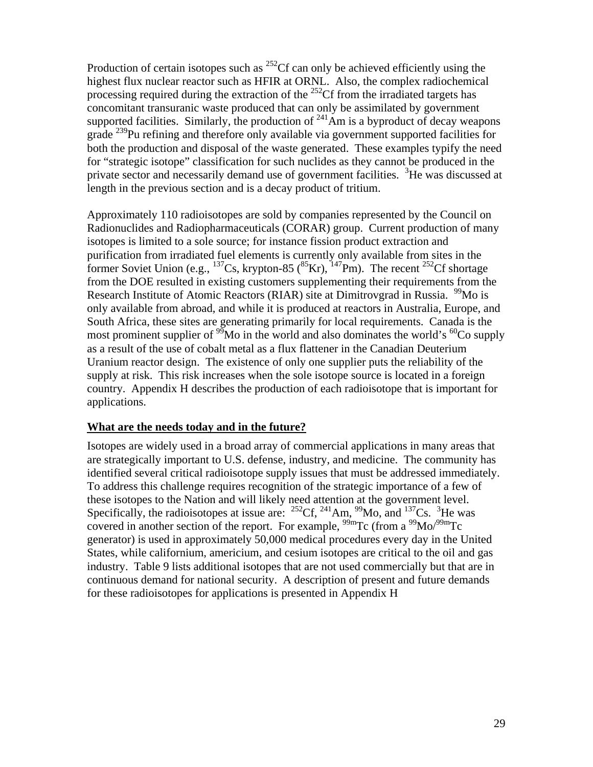Production of certain isotopes such as $^{252}$Cf can only be achieved efficiently using the highest flux nuclear reactor such as HFIR at ORNL. Also, the complex radiochemical processing required during the extraction of the $^{252}$Cf from the irradiated targets has concomitant transuranic waste produced that can only be assimilated by government supported facilities. Similarly, the production of $^{241}$Am is a byproduct of decay weapons grade $^{239}$Pu refining and therefore only available via government supported facilities for both the production and disposal of the waste generated. These examples typify the need for "strategic isotope" classification for such nuclides as they cannot be produced in the private sector and necessarily demand use of government facilities. $^{3}$He was discussed at length in the previous section and is a decay product of tritium.

Approximately 110 radioisotopes are sold by companies represented by the Council on Radionuclides and Radiopharmaceuticals (CORAR) group. Current production of many isotopes is limited to a sole source; for instance fission product extraction and purification from irradiated fuel elements is currently only available from sites in the former Soviet Union (e.g., $^{137}$Cs, krypton-85 ($^{85}$Kr), $^{147}$Pm). The recent $^{252}$Cf shortage from the DOE resulted in existing customers supplementing their requirements from the Research Institute of Atomic Reactors (RIAR) site at Dimitrovgrad in Russia. $^{99}$Mo is only available from abroad, and while it is produced at reactors in Australia, Europe, and South Africa, these sites are generating primarily for local requirements. Canada is the most prominent supplier of $^{99}$Mo in the world and also dominates the world's $^{60}$Co supply as a result of the use of cobalt metal as a flux flattener in the Canadian Deuterium Uranium reactor design. The existence of only one supplier puts the reliability of the supply at risk. This risk increases when the sole isotope source is located in a foreign country. Appendix H describes the production of each radioisotope that is important for applications.

**What are the needs today and in the future?**

Isotopes are widely used in a broad array of commercial applications in many areas that are strategically important to U.S. defense, industry, and medicine. The community has identified several critical radioisotope supply issues that must be addressed immediately. To address this challenge requires recognition of the strategic importance of a few of these isotopes to the Nation and will likely need attention at the government level. Specifically, the radioisotopes at issue are: $^{252}$Cf, $^{241}$Am, $^{99}$Mo, and $^{137}$Cs. $^{3}$He was covered in another section of the report. For example, $^{99m}$Tc (from a $^{99}$Mo/$^{99m}$Tc generator) is used in approximately 50,000 medical procedures every day in the United States, while californium, americium, and cesium isotopes are critical to the oil and gas industry. Table 9 lists additional isotopes that are not used commercially but that are in continuous demand for national security. A description of present and future demands for these radioisotopes for applications is presented in Appendix H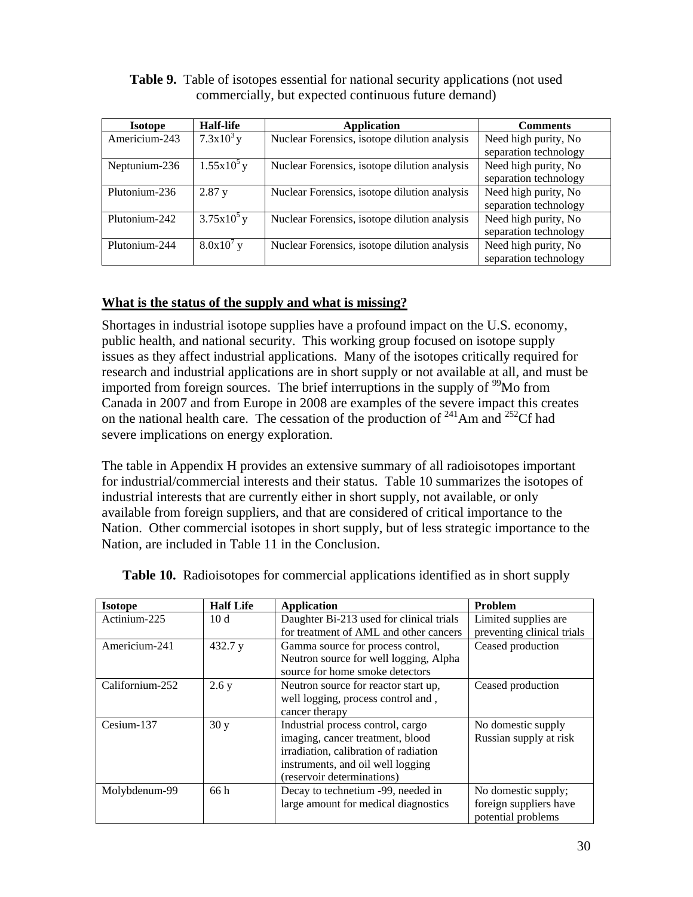**Table 9.** Table of isotopes essential for national security applications (not used commercially, but expected continuous future demand)

| Isotope | Half-life | Application | Comments |
|---|---|---|---|
| Americium-243 | $7.3x10^3$ y | Nuclear Forensics, isotope dilution analysis | Need high purity, No separation technology |
| Neptunium-236 | $1.55x10^5$ y | Nuclear Forensics, isotope dilution analysis | Need high purity, No separation technology |
| Plutonium-236 | 2.87 y | Nuclear Forensics, isotope dilution analysis | Need high purity, No separation technology |
| Plutonium-242 | $3.75x10^5$ y | Nuclear Forensics, isotope dilution analysis | Need high purity, No separation technology |
| Plutonium-244 | $8.0x10^7$ y | Nuclear Forensics, isotope dilution analysis | Need high purity, No separation technology |

## What is the status of the supply and what is missing?

Shortages in industrial isotope supplies have a profound impact on the U.S. economy, public health, and national security. This working group focused on isotope supply issues as they affect industrial applications. Many of the isotopes critically required for research and industrial applications are in short supply or not available at all, and must be imported from foreign sources. The brief interruptions in the supply of $^{99}$Mo from Canada in 2007 and from Europe in 2008 are examples of the severe impact this creates on the national health care. The cessation of the production of $^{241}$Am and $^{252}$Cf had severe implications on energy exploration.

The table in Appendix H provides an extensive summary of all radioisotopes important for industrial/commercial interests and their status. Table 10 summarizes the isotopes of industrial interests that are currently either in short supply, not available, or only available from foreign suppliers, and that are considered of critical importance to the Nation. Other commercial isotopes in short supply, but of less strategic importance to the Nation, are included in Table 11 in the Conclusion.

**Table 10.** Radioisotopes for commercial applications identified as in short supply

| Isotope | Half Life | Application | Problem |
|---|---|---|---|
| Actinium-225 | 10 d | Daughter Bi-213 used for clinical trials for treatment of AML and other cancers | Limited supplies are preventing clinical trials |
| Americium-241 | 432.7 y | Gamma source for process control, Neutron source for well logging, Alpha source for home smoke detectors | Ceased production |
| Californium-252 | 2.6 y | Neutron source for reactor start up, well logging, process control and , cancer therapy | Ceased production |
| Cesium-137 | 30 y | Industrial process control, cargo imaging, cancer treatment, blood irradiation, calibration of radiation instruments, and oil well logging (reservoir determinations) | No domestic supply Russian supply at risk |
| Molybdenum-99 | 66 h | Decay to technetium -99, needed in large amount for medical diagnostics | No domestic supply; foreign suppliers have potential problems |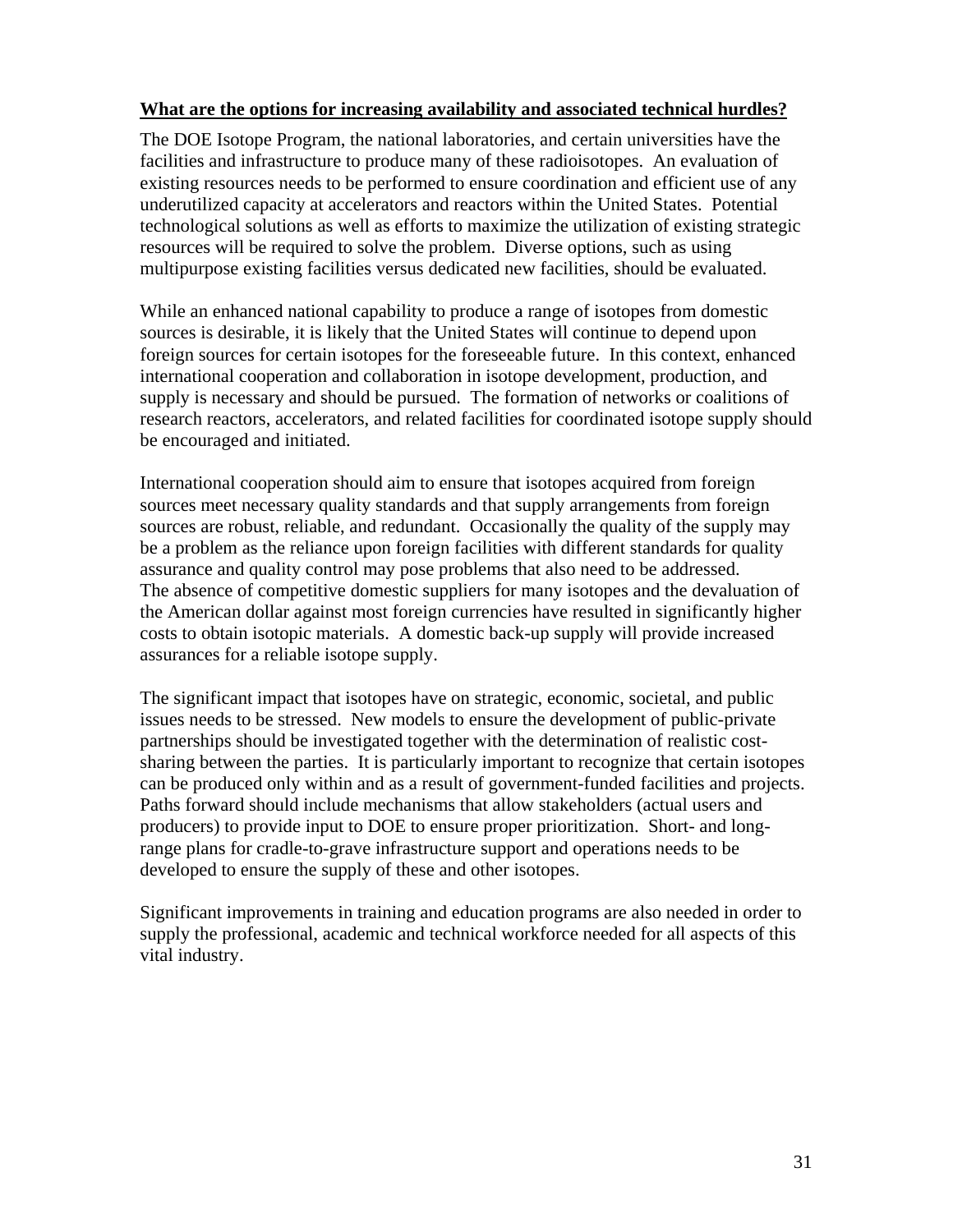**What are the options for increasing availability and associated technical hurdles?**

The DOE Isotope Program, the national laboratories, and certain universities have the facilities and infrastructure to produce many of these radioisotopes. An evaluation of existing resources needs to be performed to ensure coordination and efficient use of any underutilized capacity at accelerators and reactors within the United States. Potential technological solutions as well as efforts to maximize the utilization of existing strategic resources will be required to solve the problem. Diverse options, such as using multipurpose existing facilities versus dedicated new facilities, should be evaluated.

While an enhanced national capability to produce a range of isotopes from domestic sources is desirable, it is likely that the United States will continue to depend upon foreign sources for certain isotopes for the foreseeable future. In this context, enhanced international cooperation and collaboration in isotope development, production, and supply is necessary and should be pursued. The formation of networks or coalitions of research reactors, accelerators, and related facilities for coordinated isotope supply should be encouraged and initiated.

International cooperation should aim to ensure that isotopes acquired from foreign sources meet necessary quality standards and that supply arrangements from foreign sources are robust, reliable, and redundant. Occasionally the quality of the supply may be a problem as the reliance upon foreign facilities with different standards for quality assurance and quality control may pose problems that also need to be addressed. The absence of competitive domestic suppliers for many isotopes and the devaluation of the American dollar against most foreign currencies have resulted in significantly higher costs to obtain isotopic materials. A domestic back-up supply will provide increased assurances for a reliable isotope supply.

The significant impact that isotopes have on strategic, economic, societal, and public issues needs to be stressed. New models to ensure the development of public-private partnerships should be investigated together with the determination of realistic cost-sharing between the parties. It is particularly important to recognize that certain isotopes can be produced only within and as a result of government-funded facilities and projects. Paths forward should include mechanisms that allow stakeholders (actual users and producers) to provide input to DOE to ensure proper prioritization. Short- and long-range plans for cradle-to-grave infrastructure support and operations needs to be developed to ensure the supply of these and other isotopes.

Significant improvements in training and education programs are also needed in order to supply the professional, academic and technical workforce needed for all aspects of this vital industry.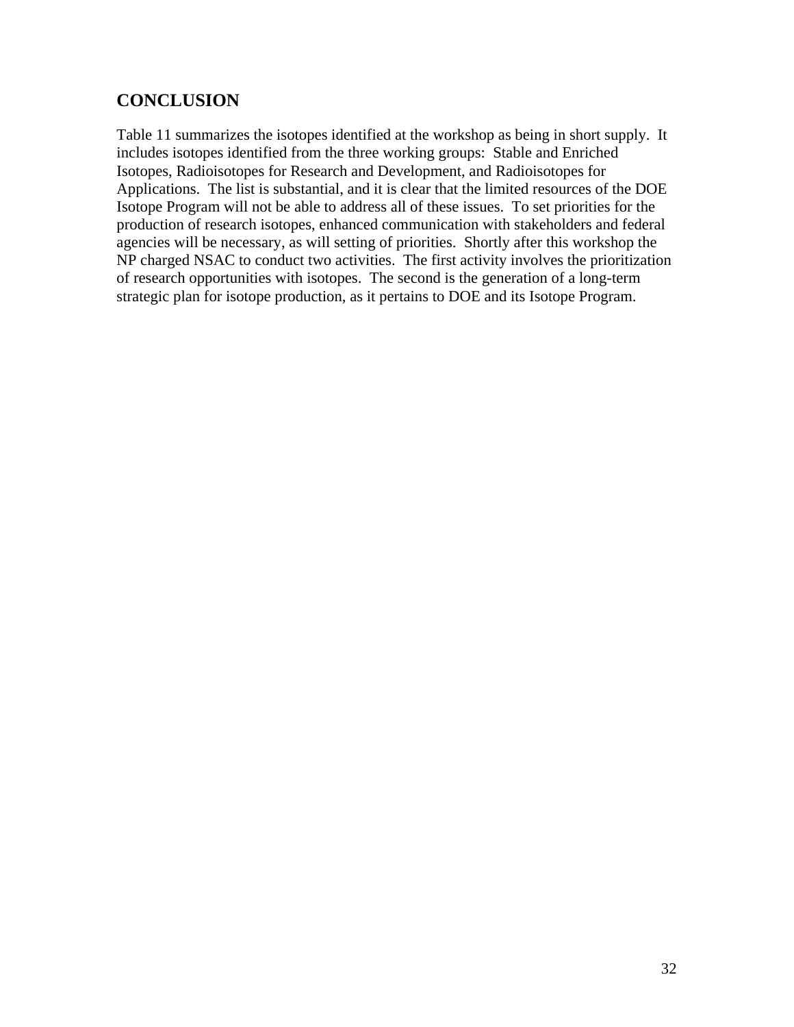## CONCLUSION

Table 11 summarizes the isotopes identified at the workshop as being in short supply. It includes isotopes identified from the three working groups: Stable and Enriched Isotopes, Radioisotopes for Research and Development, and Radioisotopes for Applications. The list is substantial, and it is clear that the limited resources of the DOE Isotope Program will not be able to address all of these issues. To set priorities for the production of research isotopes, enhanced communication with stakeholders and federal agencies will be necessary, as will setting of priorities. Shortly after this workshop the NP charged NSAC to conduct two activities. The first activity involves the prioritization of research opportunities with isotopes. The second is the generation of a long-term strategic plan for isotope production, as it pertains to DOE and its Isotope Program.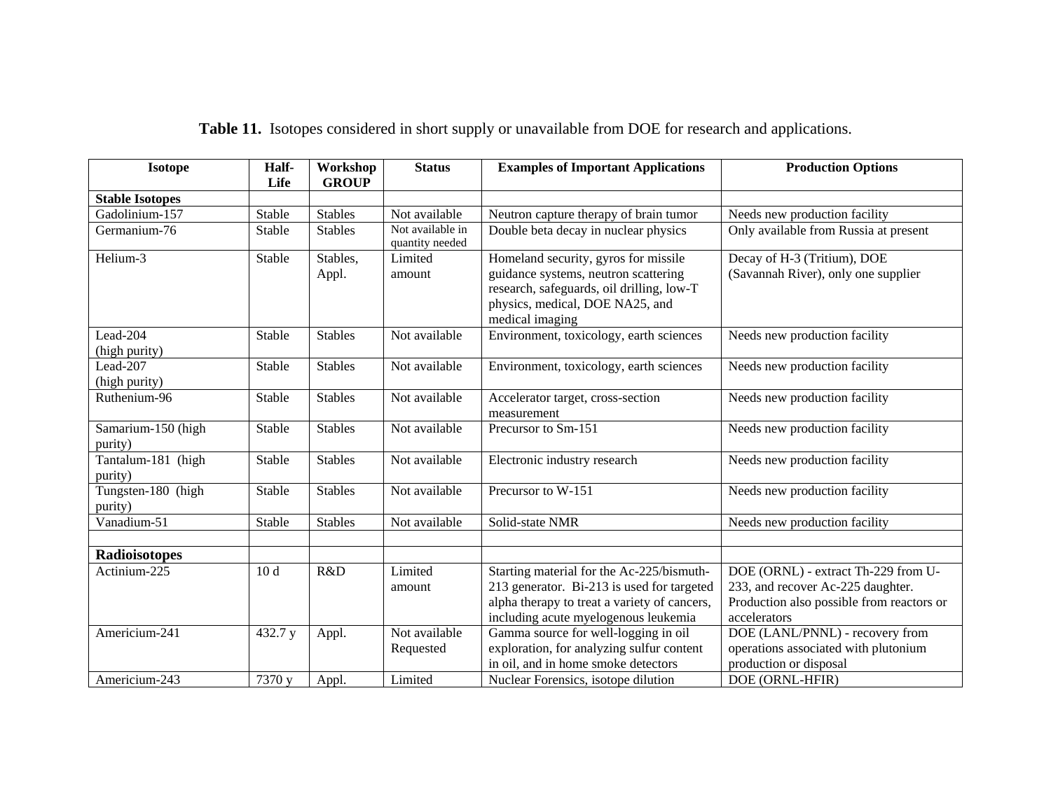**Table 11.** Isotopes considered in short supply or unavailable from DOE for research and applications.

| Isotope | Half-Life | Workshop GROUP | Status | Examples of Important Applications | Production Options |
|---|---|---|---|---|---|
| **Stable Isotopes** | | | | | |
| Gadolinium-157 | Stable | Stables | Not available | Neutron capture therapy of brain tumor | Needs new production facility |
| Germanium-76 | Stable | Stables | Not available in quantity needed | Double beta decay in nuclear physics | Only available from Russia at present |
| Helium-3 | Stable | Stables, Appl. | Limited amount | Homeland security, gyros for missile guidance systems, neutron scattering research, safeguards, oil drilling, low-T physics, medical, DOE NA25, and medical imaging | Decay of H-3 (Tritium), DOE (Savannah River), only one supplier |
| Lead-204 (high purity) | Stable | Stables | Not available | Environment, toxicology, earth sciences | Needs new production facility |
| Lead-207 (high purity) | Stable | Stables | Not available | Environment, toxicology, earth sciences | Needs new production facility |
| Ruthenium-96 | Stable | Stables | Not available | Accelerator target, cross-section measurement | Needs new production facility |
| Samarium-150 (high purity) | Stable | Stables | Not available | Precursor to Sm-151 | Needs new production facility |
| Tantalum-181 (high purity) | Stable | Stables | Not available | Electronic industry research | Needs new production facility |
| Tungsten-180 (high purity) | Stable | Stables | Not available | Precursor to W-151 | Needs new production facility |
| Vanadium-51 | Stable | Stables | Not available | Solid-state NMR | Needs new production facility |
| | | | | | |
| **Radioisotopes** | | | | | |
| Actinium-225 | 10 d | R&D | Limited amount | Starting material for the Ac-225/bismuth-213 generator. Bi-213 is used for targeted alpha therapy to treat a variety of cancers, including acute myelogenous leukemia | DOE (ORNL) - extract Th-229 from U-233, and recover Ac-225 daughter. Production also possible from reactors or accelerators |
| Americium-241 | 432.7 y | Appl. | Not available Requested | Gamma source for well-logging in oil exploration, for analyzing sulfur content in oil, and in home smoke detectors | DOE (LANL/PNNL) - recovery from operations associated with plutonium production or disposal |
| Americium-243 | 7370 y | Appl. | Limited | Nuclear Forensics, isotope dilution | DOE (ORNL-HFIR) |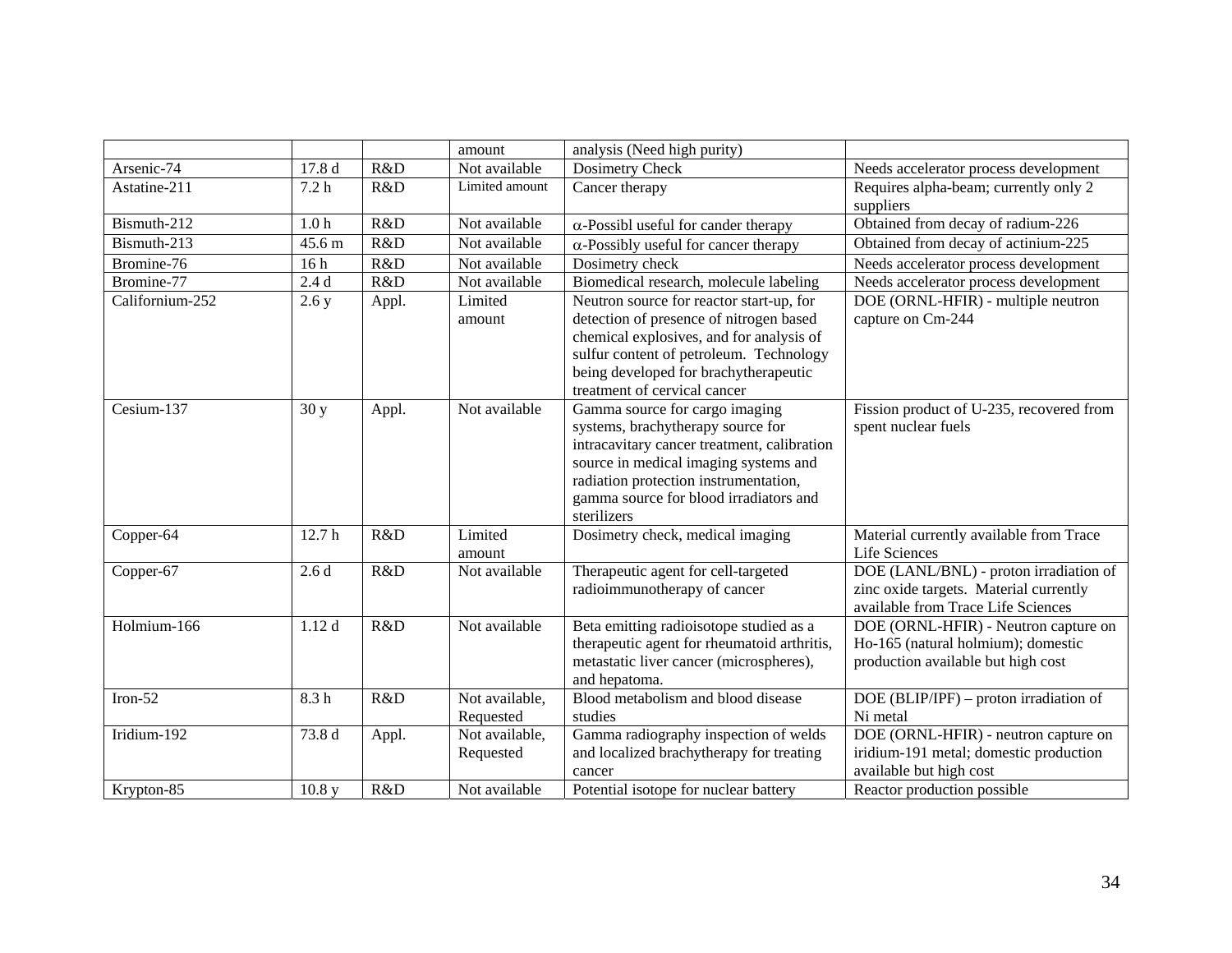|  |  |  | amount | analysis (Need high purity) |  |
|---|---|---|---|---|---|
| Arsenic-74 | 17.8 d | R&D | Not available | Dosimetry Check | Needs accelerator process development |
| Astatine-211 | 7.2 h | R&D | Limited amount | Cancer therapy | Requires alpha-beam; currently only 2 suppliers |
| Bismuth-212 | 1.0 h | R&D | Not available | $\alpha$-Possibl useful for cander therapy | Obtained from decay of radium-226 |
| Bismuth-213 | 45.6 m | R&D | Not available | $\alpha$-Possibly useful for cancer therapy | Obtained from decay of actinium-225 |
| Bromine-76 | 16 h | R&D | Not available | Dosimetry check | Needs accelerator process development |
| Bromine-77 | 2.4 d | R&D | Not available | Biomedical research, molecule labeling | Needs accelerator process development |
| Californium-252 | 2.6 y | Appl. | Limited amount | Neutron source for reactor start-up, for detection of presence of nitrogen based chemical explosives, and for analysis of sulfur content of petroleum. Technology being developed for brachytherapeutic treatment of cervical cancer | DOE (ORNL-HFIR) - multiple neutron capture on Cm-244 |
| Cesium-137 | 30 y | Appl. | Not available | Gamma source for cargo imaging systems, brachytherapy source for intracavitary cancer treatment, calibration source in medical imaging systems and radiation protection instrumentation, gamma source for blood irradiators and sterilizers | Fission product of U-235, recovered from spent nuclear fuels |
| Copper-64 | 12.7 h | R&D | Limited amount | Dosimetry check, medical imaging | Material currently available from Trace Life Sciences |
| Copper-67 | 2.6 d | R&D | Not available | Therapeutic agent for cell-targeted radioimmunotherapy of cancer | DOE (LANL/BNL) - proton irradiation of zinc oxide targets. Material currently available from Trace Life Sciences |
| Holmium-166 | 1.12 d | R&D | Not available | Beta emitting radioisotope studied as a therapeutic agent for rheumatoid arthritis, metastatic liver cancer (microspheres), and hepatoma. | DOE (ORNL-HFIR) - Neutron capture on Ho-165 (natural holmium); domestic production available but high cost |
| Iron-52 | 8.3 h | R&D | Not available, Requested | Blood metabolism and blood disease studies | DOE (BLIP/IPF) – proton irradiation of Ni metal |
| Iridium-192 | 73.8 d | Appl. | Not available, Requested | Gamma radiography inspection of welds and localized brachytherapy for treating cancer | DOE (ORNL-HFIR) - neutron capture on iridium-191 metal; domestic production available but high cost |
| Krypton-85 | 10.8 y | R&D | Not available | Potential isotope for nuclear battery | Reactor production possible |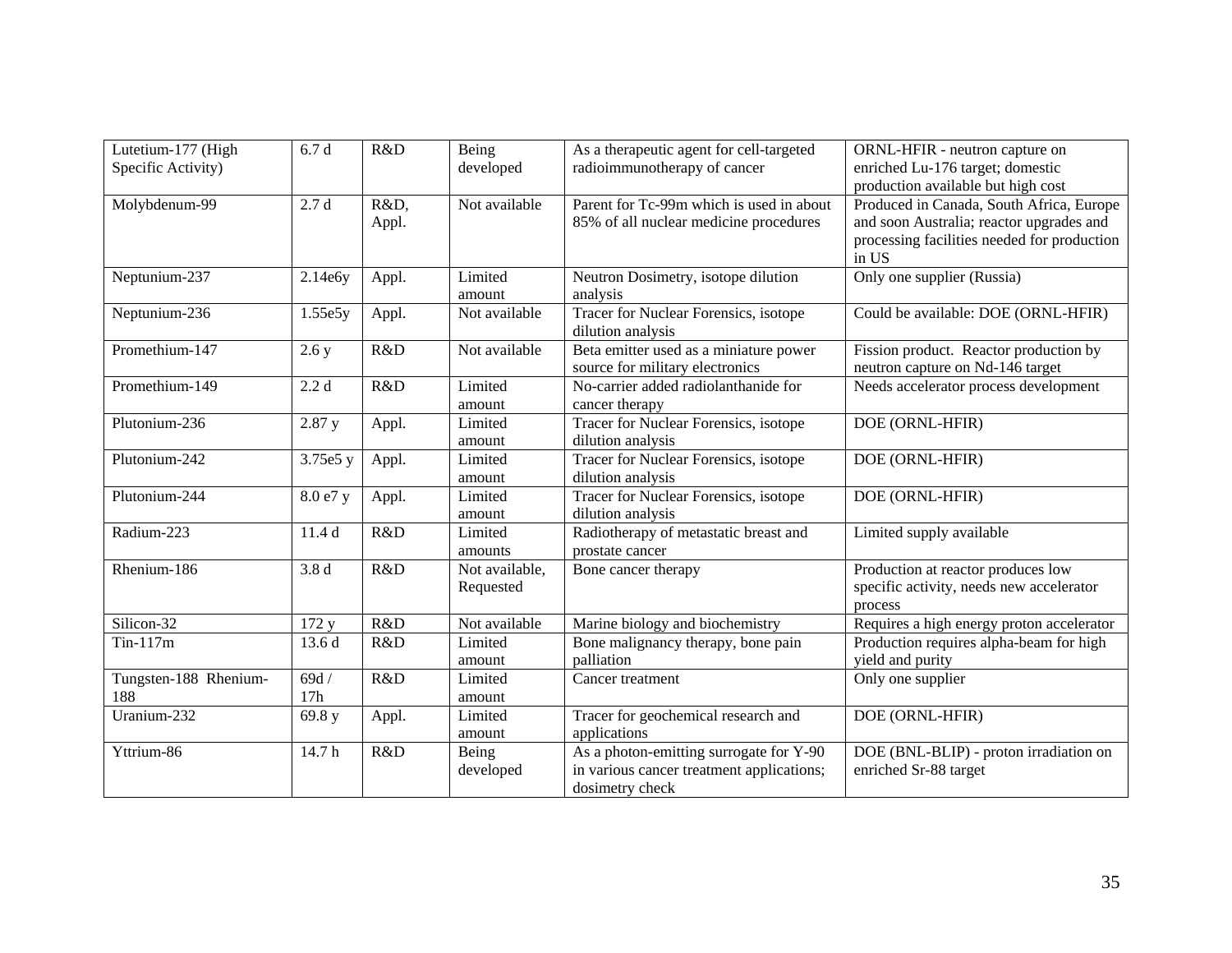| Lutetium-177 (High Specific Activity) | 6.7 d | R&D | Being developed | As a therapeutic agent for cell-targeted radioimmunotherapy of cancer | ORNL-HFIR - neutron capture on enriched Lu-176 target; domestic production available but high cost |
|---|---|---|---|---|---|
| Molybdenum-99 | 2.7 d | R&D, Appl. | Not available | Parent for Tc-99m which is used in about 85% of all nuclear medicine procedures | Produced in Canada, South Africa, Europe and soon Australia; reactor upgrades and processing facilities needed for production in US |
| Neptunium-237 | 2.14e6y | Appl. | Limited amount | Neutron Dosimetry, isotope dilution analysis | Only one supplier (Russia) |
| Neptunium-236 | 1.55e5y | Appl. | Not available | Tracer for Nuclear Forensics, isotope dilution analysis | Could be available: DOE (ORNL-HFIR) |
| Promethium-147 | 2.6 y | R&D | Not available | Beta emitter used as a miniature power source for military electronics | Fission product. Reactor production by neutron capture on Nd-146 target |
| Promethium-149 | 2.2 d | R&D | Limited amount | No-carrier added radiolanthanide for cancer therapy | Needs accelerator process development |
| Plutonium-236 | 2.87 y | Appl. | Limited amount | Tracer for Nuclear Forensics, isotope dilution analysis | DOE (ORNL-HFIR) |
| Plutonium-242 | 3.75e5 y | Appl. | Limited amount | Tracer for Nuclear Forensics, isotope dilution analysis | DOE (ORNL-HFIR) |
| Plutonium-244 | 8.0 e7 y | Appl. | Limited amount | Tracer for Nuclear Forensics, isotope dilution analysis | DOE (ORNL-HFIR) |
| Radium-223 | 11.4 d | R&D | Limited amounts | Radiotherapy of metastatic breast and prostate cancer | Limited supply available |
| Rhenium-186 | 3.8 d | R&D | Not available, Requested | Bone cancer therapy | Production at reactor produces low specific activity, needs new accelerator process |
| Silicon-32 | 172 y | R&D | Not available | Marine biology and biochemistry | Requires a high energy proton accelerator |
| Tin-117m | 13.6 d | R&D | Limited amount | Bone malignancy therapy, bone pain palliation | Production requires alpha-beam for high yield and purity |
| Tungsten-188 Rhenium-188 | 69d / 17h | R&D | Limited amount | Cancer treatment | Only one supplier |
| Uranium-232 | 69.8 y | Appl. | Limited amount | Tracer for geochemical research and applications | DOE (ORNL-HFIR) |
| Yttrium-86 | 14.7 h | R&D | Being developed | As a photon-emitting surrogate for Y-90 in various cancer treatment applications; dosimetry check | DOE (BNL-BLIP) - proton irradiation on enriched Sr-88 target |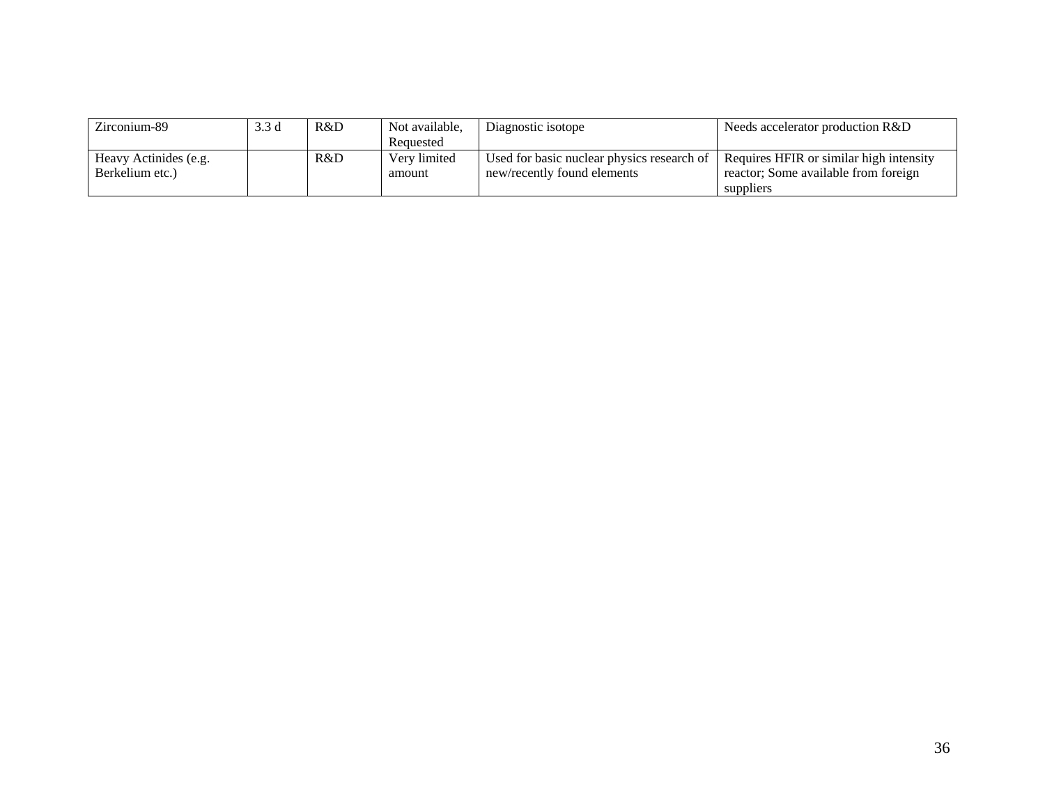| Zirconium-89 | 3.3 d | R&D | Not available, Requested | Diagnostic isotope | Needs accelerator production R&D |
|---|---|---|---|---|---|
| Heavy Actinides (e.g. Berkelium etc.) | | R&D | Very limited amount | Used for basic nuclear physics research of new/recently found elements | Requires HFIR or similar high intensity reactor; Some available from foreign suppliers |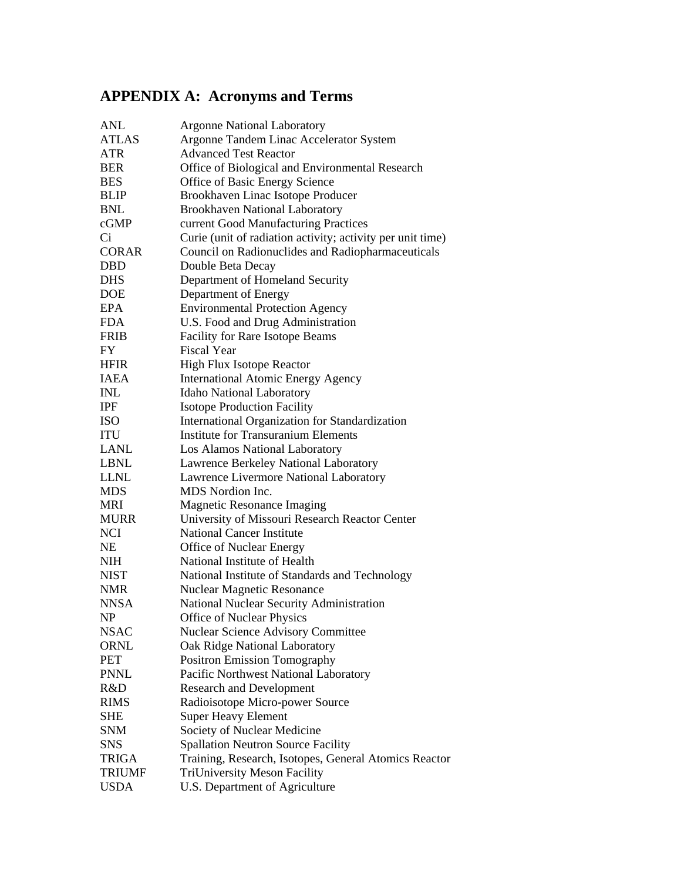# APPENDIX A: Acronyms and Terms

| | |
|---|---|
| ANL | Argonne National Laboratory |
| ATLAS | Argonne Tandem Linac Accelerator System |
| ATR | Advanced Test Reactor |
| BER | Office of Biological and Environmental Research |
| BES | Office of Basic Energy Science |
| BLIP | Brookhaven Linac Isotope Producer |
| BNL | Brookhaven National Laboratory |
| cGMP | current Good Manufacturing Practices |
| Ci | Curie (unit of radiation activity; activity per unit time) |
| CORAR | Council on Radionuclides and Radiopharmaceuticals |
| DBD | Double Beta Decay |
| DHS | Department of Homeland Security |
| DOE | Department of Energy |
| EPA | Environmental Protection Agency |
| FDA | U.S. Food and Drug Administration |
| FRIB | Facility for Rare Isotope Beams |
| FY | Fiscal Year |
| HFIR | High Flux Isotope Reactor |
| IAEA | International Atomic Energy Agency |
| INL | Idaho National Laboratory |
| IPF | Isotope Production Facility |
| ISO | International Organization for Standardization |
| ITU | Institute for Transuranium Elements |
| LANL | Los Alamos National Laboratory |
| LBNL | Lawrence Berkeley National Laboratory |
| LLNL | Lawrence Livermore National Laboratory |
| MDS | MDS Nordion Inc. |
| MRI | Magnetic Resonance Imaging |
| MURR | University of Missouri Research Reactor Center |
| NCI | National Cancer Institute |
| NE | Office of Nuclear Energy |
| NIH | National Institute of Health |
| NIST | National Institute of Standards and Technology |
| NMR | Nuclear Magnetic Resonance |
| NNSA | National Nuclear Security Administration |
| NP | Office of Nuclear Physics |
| NSAC | Nuclear Science Advisory Committee |
| ORNL | Oak Ridge National Laboratory |
| PET | Positron Emission Tomography |
| PNNL | Pacific Northwest National Laboratory |
| R&D | Research and Development |
| RIMS | Radioisotope Micro-power Source |
| SHE | Super Heavy Element |
| SNM | Society of Nuclear Medicine |
| SNS | Spallation Neutron Source Facility |
| TRIGA | Training, Research, Isotopes, General Atomics Reactor |
| TRIUMF | TriUniversity Meson Facility |
| USDA | U.S. Department of Agriculture |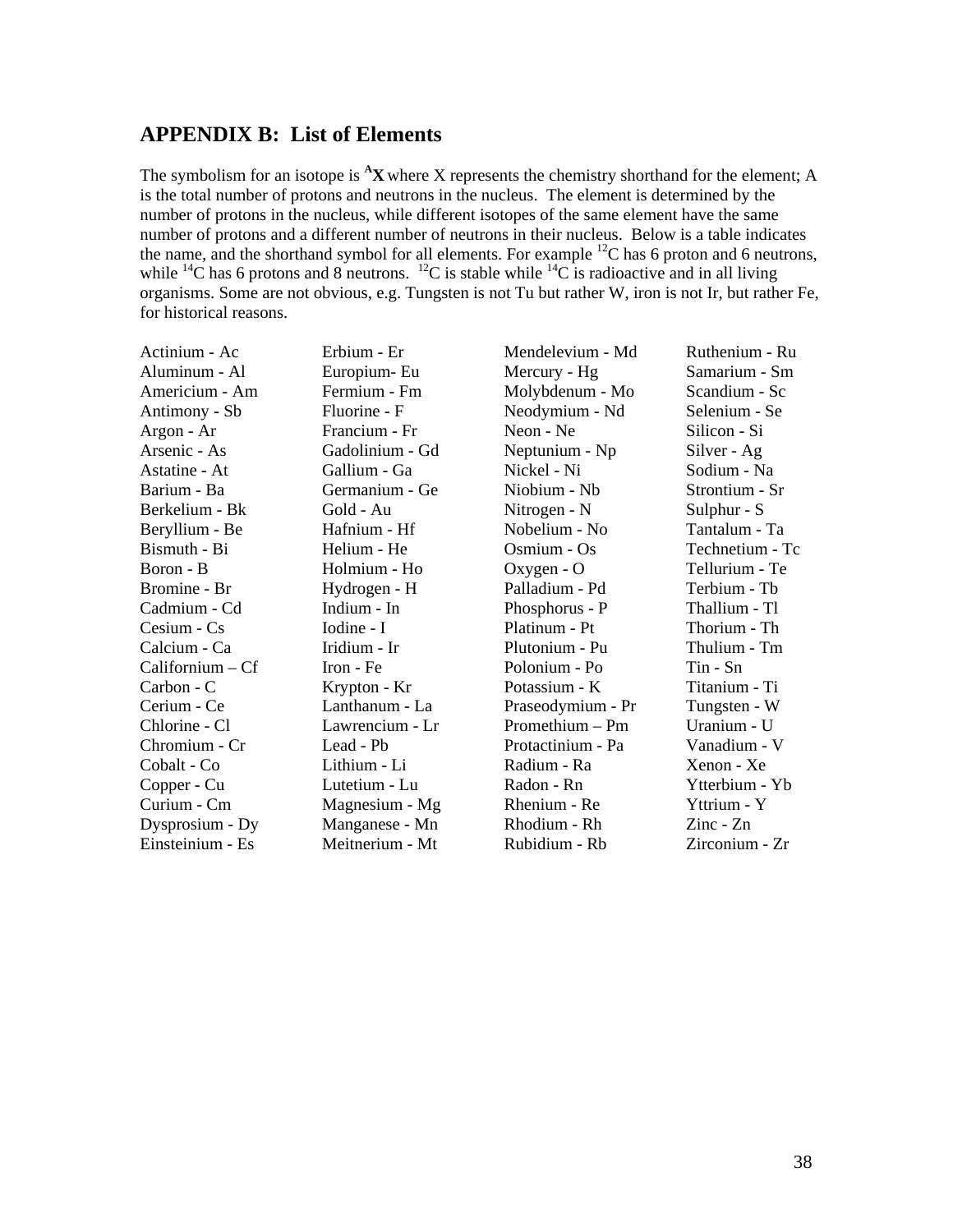## APPENDIX B: List of Elements

The symbolism for an isotope is $^{A}\mathbf{X}$ where X represents the chemistry shorthand for the element; A is the total number of protons and neutrons in the nucleus. The element is determined by the number of protons in the nucleus, while different isotopes of the same element have the same number of protons and a different number of neutrons in their nucleus. Below is a table indicates the name, and the shorthand symbol for all elements. For example $^{12}C$ has 6 proton and 6 neutrons, while $^{14}C$ has 6 protons and 8 neutrons. $^{12}C$ is stable while $^{14}C$ is radioactive and in all living organisms. Some are not obvious, e.g. Tungsten is not Tu but rather W, iron is not Ir, but rather Fe, for historical reasons.

| | | | |
|---|---|---|---|
| Actinium - Ac | Erbium - Er | Mendelevium - Md | Ruthenium - Ru |
| Aluminum - Al | Europium- Eu | Mercury - Hg | Samarium - Sm |
| Americium - Am | Fermium - Fm | Molybdenum - Mo | Scandium - Sc |
| Antimony - Sb | Fluorine - F | Neodymium - Nd | Selenium - Se |
| Argon - Ar | Francium - Fr | Neon - Ne | Silicon - Si |
| Arsenic - As | Gadolinium - Gd | Neptunium - Np | Silver - Ag |
| Astatine - At | Gallium - Ga | Nickel - Ni | Sodium - Na |
| Barium - Ba | Germanium - Ge | Niobium - Nb | Strontium - Sr |
| Berkelium - Bk | Gold - Au | Nitrogen - N | Sulphur - S |
| Beryllium - Be | Hafnium - Hf | Nobelium - No | Tantalum - Ta |
| Bismuth - Bi | Helium - He | Osmium - Os | Technetium - Tc |
| Boron - B | Holmium - Ho | Oxygen - O | Tellurium - Te |
| Bromine - Br | Hydrogen - H | Palladium - Pd | Terbium - Tb |
| Cadmium - Cd | Indium - In | Phosphorus - P | Thallium - Tl |
| Cesium - Cs | Iodine - I | Platinum - Pt | Thorium - Th |
| Calcium - Ca | Iridium - Ir | Plutonium - Pu | Thulium - Tm |
| Californium – Cf | Iron - Fe | Polonium - Po | Tin - Sn |
| Carbon - C | Krypton - Kr | Potassium - K | Titanium - Ti |
| Cerium - Ce | Lanthanum - La | Praseodymium - Pr | Tungsten - W |
| Chlorine - Cl | Lawrencium - Lr | Promethium – Pm | Uranium - U |
| Chromium - Cr | Lead - Pb | Protactinium - Pa | Vanadium - V |
| Cobalt - Co | Lithium - Li | Radium - Ra | Xenon - Xe |
| Copper - Cu | Lutetium - Lu | Radon - Rn | Ytterbium - Yb |
| Curium - Cm | Magnesium - Mg | Rhenium - Re | Yttrium - Y |
| Dysprosium - Dy | Manganese - Mn | Rhodium - Rh | Zinc - Zn |
| Einsteinium - Es | Meitnerium - Mt | Rubidium - Rb | Zirconium - Zr |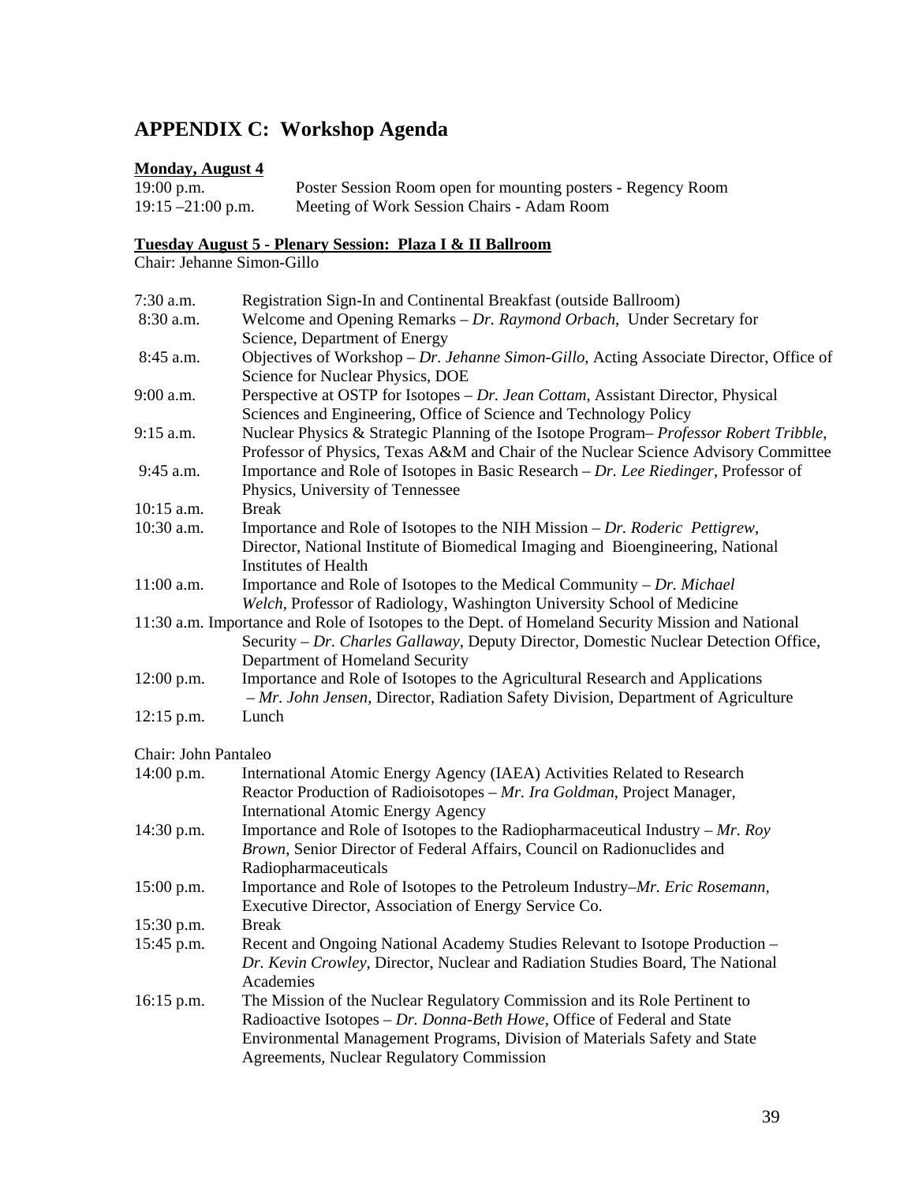## APPENDIX C: Workshop Agenda

**Monday, August 4**

| | |
|---|---|
| 19:00 p.m. | Poster Session Room open for mounting posters - Regency Room |
| 19:15 –21:00 p.m. | Meeting of Work Session Chairs - Adam Room |

**Tuesday August 5 - Plenary Session: Plaza I & II Ballroom**

Chair: Jehanne Simon-Gillo

| | |
|---|---|
| 7:30 a.m. | Registration Sign-In and Continental Breakfast (outside Ballroom) |
| 8:30 a.m. | Welcome and Opening Remarks – *Dr. Raymond Orbach*, Under Secretary for Science, Department of Energy |
| 8:45 a.m. | Objectives of Workshop – *Dr. Jehanne Simon-Gillo*, Acting Associate Director, Office of Science for Nuclear Physics, DOE |
| 9:00 a.m. | Perspective at OSTP for Isotopes – *Dr. Jean Cottam*, Assistant Director, Physical Sciences and Engineering, Office of Science and Technology Policy |
| 9:15 a.m. | Nuclear Physics & Strategic Planning of the Isotope Program– *Professor Robert Tribble*, Professor of Physics, Texas A&M and Chair of the Nuclear Science Advisory Committee |
| 9:45 a.m. | Importance and Role of Isotopes in Basic Research – *Dr. Lee Riedinger*, Professor of Physics, University of Tennessee |
| 10:15 a.m. | Break |
| 10:30 a.m. | Importance and Role of Isotopes to the NIH Mission – *Dr. Roderic Pettigrew*, Director, National Institute of Biomedical Imaging and Bioengineering, National Institutes of Health |
| 11:00 a.m. | Importance and Role of Isotopes to the Medical Community – *Dr. Michael Welch*, Professor of Radiology, Washington University School of Medicine |
| 11:30 a.m. | Importance and Role of Isotopes to the Dept. of Homeland Security Mission and National Security – *Dr. Charles Gallaway*, Deputy Director, Domestic Nuclear Detection Office, Department of Homeland Security |
| 12:00 p.m. | Importance and Role of Isotopes to the Agricultural Research and Applications – *Mr. John Jensen*, Director, Radiation Safety Division, Department of Agriculture |
| 12:15 p.m. | Lunch |

Chair: John Pantaleo

| | |
|---|---|
| 14:00 p.m. | International Atomic Energy Agency (IAEA) Activities Related to Research Reactor Production of Radioisotopes – *Mr. Ira Goldman*, Project Manager, International Atomic Energy Agency |
| 14:30 p.m. | Importance and Role of Isotopes to the Radiopharmaceutical Industry – *Mr. Roy Brown*, Senior Director of Federal Affairs, Council on Radionuclides and Radiopharmaceuticals |
| 15:00 p.m. | Importance and Role of Isotopes to the Petroleum Industry–*Mr. Eric Rosemann*, Executive Director, Association of Energy Service Co. |
| 15:30 p.m. | Break |
| 15:45 p.m. | Recent and Ongoing National Academy Studies Relevant to Isotope Production – *Dr. Kevin Crowley*, Director, Nuclear and Radiation Studies Board, The National Academies |
| 16:15 p.m. | The Mission of the Nuclear Regulatory Commission and its Role Pertinent to Radioactive Isotopes – *Dr. Donna-Beth Howe*, Office of Federal and State Environmental Management Programs, Division of Materials Safety and State Agreements, Nuclear Regulatory Commission |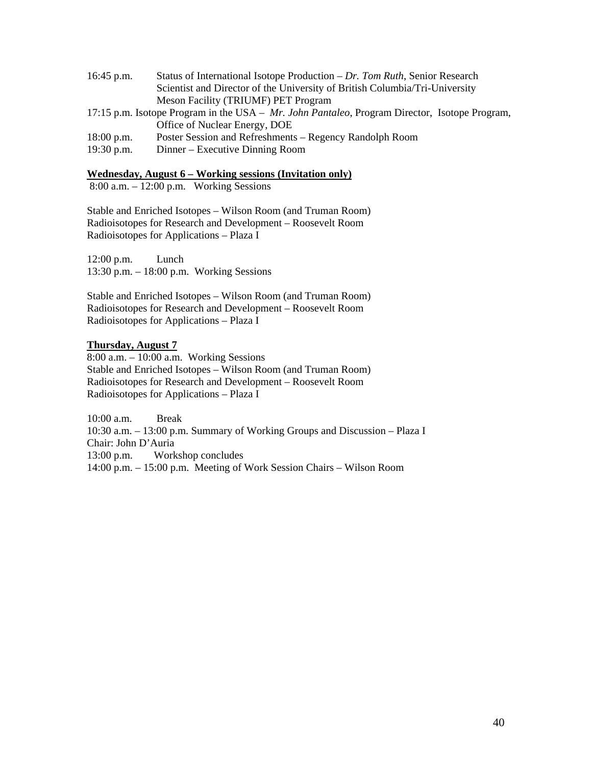16:45 p.m. Status of International Isotope Production – *Dr. Tom Ruth*, Senior Research Scientist and Director of the University of British Columbia/Tri-University Meson Facility (TRIUMF) PET Program

17:15 p.m. Isotope Program in the USA – *Mr. John Pantaleo*, Program Director, Isotope Program, Office of Nuclear Energy, DOE

18:00 p.m. Poster Session and Refreshments – Regency Randolph Room

19:30 p.m. Dinner – Executive Dinning Room

**Wednesday, August 6 – Working sessions (Invitation only)**

8:00 a.m. – 12:00 p.m. Working Sessions

Stable and Enriched Isotopes – Wilson Room (and Truman Room)
Radioisotopes for Research and Development – Roosevelt Room
Radioisotopes for Applications – Plaza I

12:00 p.m. Lunch
13:30 p.m. – 18:00 p.m. Working Sessions

Stable and Enriched Isotopes – Wilson Room (and Truman Room)
Radioisotopes for Research and Development – Roosevelt Room
Radioisotopes for Applications – Plaza I

**Thursday, August 7**

8:00 a.m. – 10:00 a.m. Working Sessions
Stable and Enriched Isotopes – Wilson Room (and Truman Room)
Radioisotopes for Research and Development – Roosevelt Room
Radioisotopes for Applications – Plaza I

10:00 a.m. Break
10:30 a.m. – 13:00 p.m. Summary of Working Groups and Discussion – Plaza I
Chair: John D'Auria
13:00 p.m. Workshop concludes
14:00 p.m. – 15:00 p.m. Meeting of Work Session Chairs – Wilson Room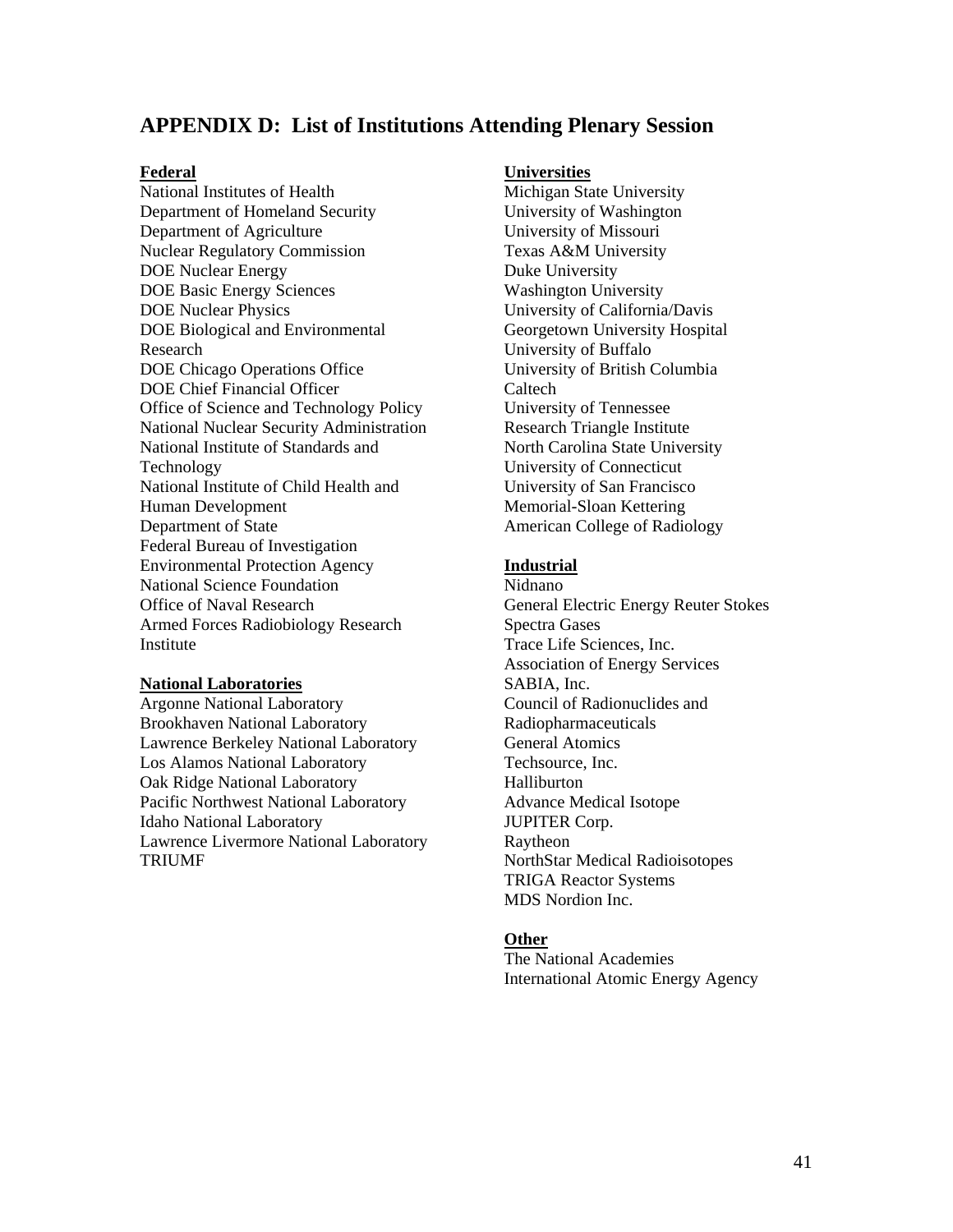## APPENDIX D: List of Institutions Attending Plenary Session

**Federal**

National Institutes of Health
Department of Homeland Security
Department of Agriculture
Nuclear Regulatory Commission
DOE Nuclear Energy
DOE Basic Energy Sciences
DOE Nuclear Physics
DOE Biological and Environmental Research
DOE Chicago Operations Office
DOE Chief Financial Officer
Office of Science and Technology Policy
National Nuclear Security Administration
National Institute of Standards and Technology
National Institute of Child Health and Human Development
Department of State
Federal Bureau of Investigation
Environmental Protection Agency
National Science Foundation
Office of Naval Research
Armed Forces Radiobiology Research Institute

**National Laboratories**

Argonne National Laboratory
Brookhaven National Laboratory
Lawrence Berkeley National Laboratory
Los Alamos National Laboratory
Oak Ridge National Laboratory
Pacific Northwest National Laboratory
Idaho National Laboratory
Lawrence Livermore National Laboratory
TRIUMF

**Universities**

Michigan State University
University of Washington
University of Missouri
Texas A&M University
Duke University
Washington University
University of California/Davis
Georgetown University Hospital
University of Buffalo
University of British Columbia
Caltech
University of Tennessee
Research Triangle Institute
North Carolina State University
University of Connecticut
University of San Francisco
Memorial-Sloan Kettering
American College of Radiology

**Industrial**

Nidnano
General Electric Energy Reuter Stokes
Spectra Gases
Trace Life Sciences, Inc.
Association of Energy Services
SABIA, Inc.
Council of Radionuclides and Radiopharmaceuticals
General Atomics
Techsource, Inc.
Halliburton
Advance Medical Isotope
JUPITER Corp.
Raytheon
NorthStar Medical Radioisotopes
TRIGA Reactor Systems
MDS Nordion Inc.

**Other**

The National Academies
International Atomic Energy Agency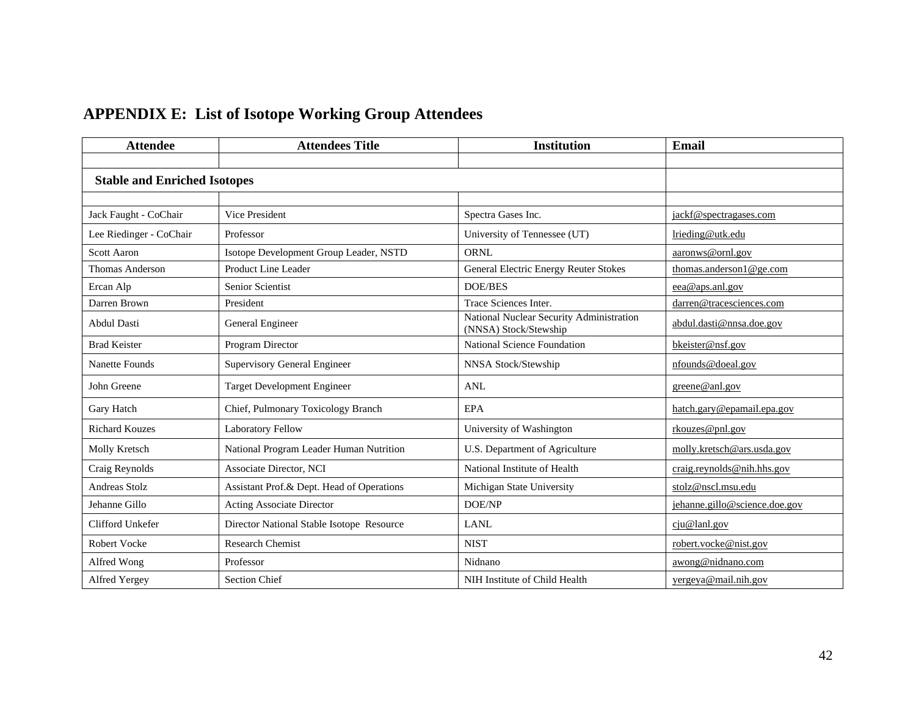## APPENDIX E: List of Isotope Working Group Attendees

| Attendee | Attendees Title | Institution | Email |
|---|---|---|---|
| | | | |
| **Stable and Enriched Isotopes** | | | |
| | | | |
| Jack Faught - CoChair | Vice President | Spectra Gases Inc. | jackf@spectragases.com |
| Lee Riedinger - CoChair | Professor | University of Tennessee (UT) | lrieding@utk.edu |
| Scott Aaron | Isotope Development Group Leader, NSTD | ORNL | aaronws@ornl.gov |
| Thomas Anderson | Product Line Leader | General Electric Energy Reuter Stokes | thomas.anderson1@ge.com |
| Ercan Alp | Senior Scientist | DOE/BES | eea@aps.anl.gov |
| Darren Brown | President | Trace Sciences Inter. | darren@tracesciences.com |
| Abdul Dasti | General Engineer | National Nuclear Security Administration (NNSA) Stock/Stewship | abdul.dasti@nnsa.doe.gov |
| Brad Keister | Program Director | National Science Foundation | bkeister@nsf.gov |
| Nanette Founds | Supervisory General Engineer | NNSA Stock/Stewship | nfounds@doeal.gov |
| John Greene | Target Development Engineer | ANL | greene@anl.gov |
| Gary Hatch | Chief, Pulmonary Toxicology Branch | EPA | hatch.gary@epamail.epa.gov |
| Richard Kouzes | Laboratory Fellow | University of Washington | rkouzes@pnl.gov |
| Molly Kretsch | National Program Leader Human Nutrition | U.S. Department of Agriculture | molly.kretsch@ars.usda.gov |
| Craig Reynolds | Associate Director, NCI | National Institute of Health | craig.reynolds@nih.hhs.gov |
| Andreas Stolz | Assistant Prof.& Dept. Head of Operations | Michigan State University | stolz@nscl.msu.edu |
| Jehanne Gillo | Acting Associate Director | DOE/NP | jehanne.gillo@science.doe.gov |
| Clifford Unkefer | Director National Stable Isotope Resource | LANL | cju@lanl.gov |
| Robert Vocke | Research Chemist | NIST | robert.vocke@nist.gov |
| Alfred Wong | Professor | Nidnano | awong@nidnano.com |
| Alfred Yergey | Section Chief | NIH Institute of Child Health | yergeya@mail.nih.gov |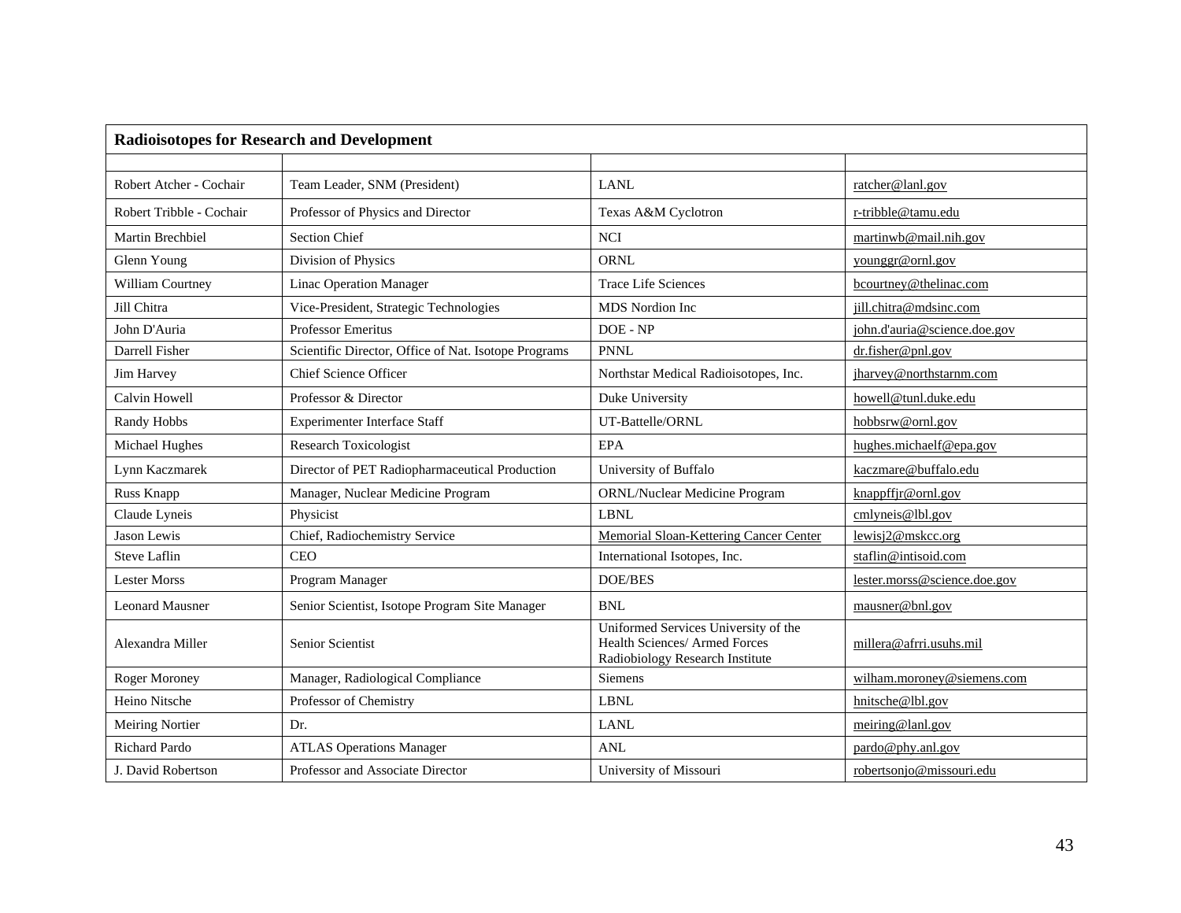| Radioisotopes for Research and Development | | | |
|---|---|---|---|
| | | | |
| Robert Atcher - Cochair | Team Leader, SNM (President) | LANL | ratcher@lanl.gov |
| Robert Tribble - Cochair | Professor of Physics and Director | Texas A&M Cyclotron | r-tribble@tamu.edu |
| Martin Brechbiel | Section Chief | NCI | martinwb@mail.nih.gov |
| Glenn Young | Division of Physics | ORNL | younggr@ornl.gov |
| William Courtney | Linac Operation Manager | Trace Life Sciences | bcourtney@thelinac.com |
| Jill Chitra | Vice-President, Strategic Technologies | MDS Nordion Inc | jill.chitra@mdsinc.com |
| John D'Auria | Professor Emeritus | DOE - NP | john.d'auria@science.doe.gov |
| Darrell Fisher | Scientific Director, Office of Nat. Isotope Programs | PNNL | dr.fisher@pnl.gov |
| Jim Harvey | Chief Science Officer | Northstar Medical Radioisotopes, Inc. | jharvey@northstarnm.com |
| Calvin Howell | Professor & Director | Duke University | howell@tunl.duke.edu |
| Randy Hobbs | Experimenter Interface Staff | UT-Battelle/ORNL | hobbsrw@ornl.gov |
| Michael Hughes | Research Toxicologist | EPA | hughes.michaelf@epa.gov |
| Lynn Kaczmarek | Director of PET Radiopharmaceutical Production | University of Buffalo | kaczmare@buffalo.edu |
| Russ Knapp | Manager, Nuclear Medicine Program | ORNL/Nuclear Medicine Program | knappffjr@ornl.gov |
| Claude Lyneis | Physicist | LBNL | cmlyneis@lbl.gov |
| Jason Lewis | Chief, Radiochemistry Service | Memorial Sloan-Kettering Cancer Center | lewisj2@mskcc.org |
| Steve Laflin | CEO | International Isotopes, Inc. | staflin@intisoid.com |
| Lester Morss | Program Manager | DOE/BES | lester.morss@science.doe.gov |
| Leonard Mausner | Senior Scientist, Isotope Program Site Manager | BNL | mausner@bnl.gov |
| Alexandra Miller | Senior Scientist | Uniformed Services University of the Health Sciences/ Armed Forces Radiobiology Research Institute | millera@afrri.usuhs.mil |
| Roger Moroney | Manager, Radiological Compliance | Siemens | wilham.moroney@siemens.com |
| Heino Nitsche | Professor of Chemistry | LBNL | hnitsche@lbl.gov |
| Meiring Nortier | Dr. | LANL | meiring@lanl.gov |
| Richard Pardo | ATLAS Operations Manager | ANL | pardo@phy.anl.gov |
| J. David Robertson | Professor and Associate Director | University of Missouri | robertsonjo@missouri.edu |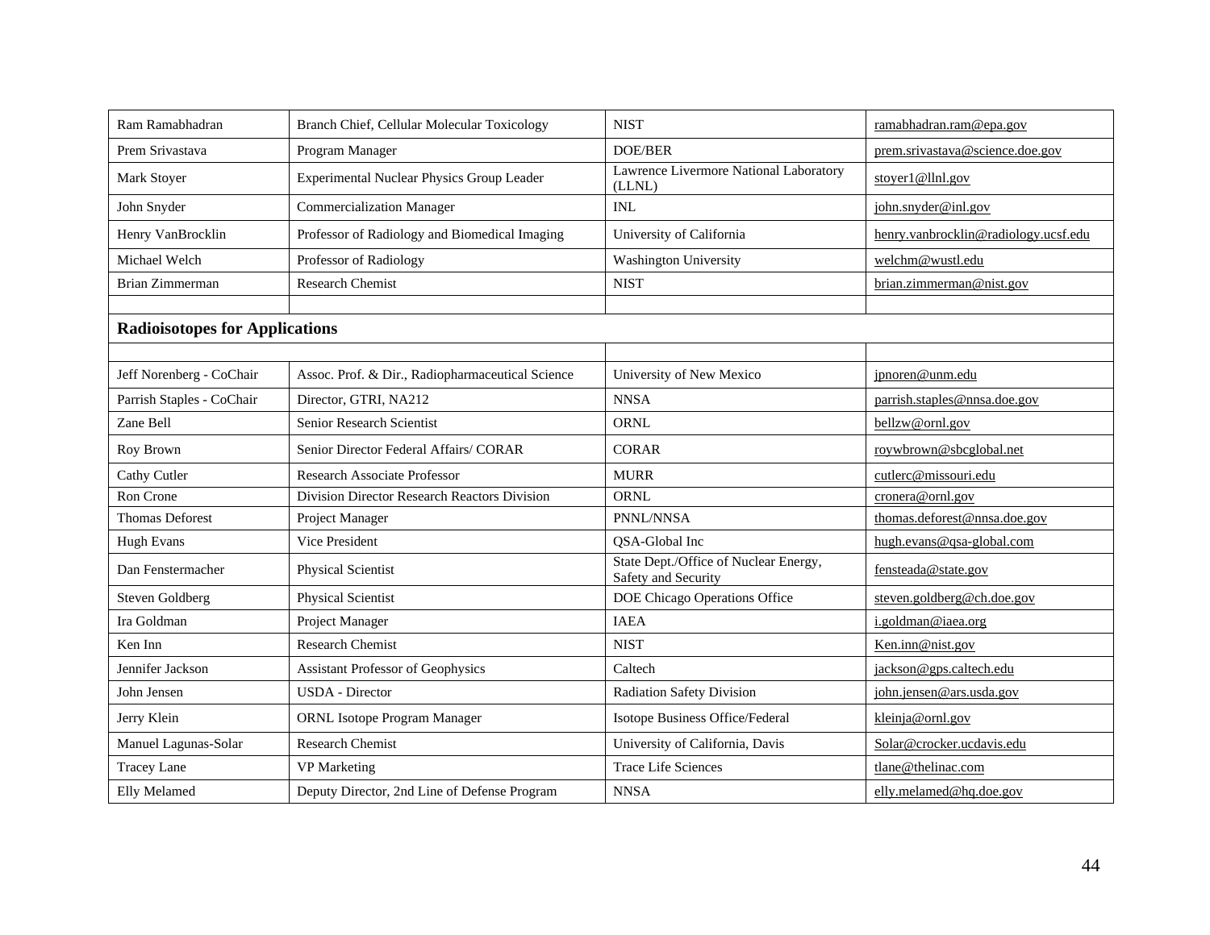| | | | |
|---|---|---|---|
| Ram Ramabhadran | Branch Chief, Cellular Molecular Toxicology | NIST | ramabhadran.ram@epa.gov |
| Prem Srivastava | Program Manager | DOE/BER | prem.srivastava@science.doe.gov |
| Mark Stoyer | Experimental Nuclear Physics Group Leader | Lawrence Livermore National Laboratory (LLNL) | stoyer1@llnl.gov |
| John Snyder | Commercialization Manager | INL | john.snyder@inl.gov |
| Henry VanBrocklin | Professor of Radiology and Biomedical Imaging | University of California | henry.vanbrocklin@radiology.ucsf.edu |
| Michael Welch | Professor of Radiology | Washington University | welchm@wustl.edu |
| Brian Zimmerman | Research Chemist | NIST | brian.zimmerman@nist.gov |
| | | | |
| **Radioisotopes for Applications** | | | |
| | | | |
| Jeff Norenberg - CoChair | Assoc. Prof. & Dir., Radiopharmaceutical Science | University of New Mexico | jpnoren@unm.edu |
| Parrish Staples - CoChair | Director, GTRI, NA212 | NNSA | parrish.staples@nnsa.doe.gov |
| Zane Bell | Senior Research Scientist | ORNL | bellzw@ornl.gov |
| Roy Brown | Senior Director Federal Affairs/ CORAR | CORAR | roywbrown@sbcglobal.net |
| Cathy Cutler | Research Associate Professor | MURR | cutlerc@missouri.edu |
| Ron Crone | Division Director Research Reactors Division | ORNL | cronera@ornl.gov |
| Thomas Deforest | Project Manager | PNNL/NNSA | thomas.deforest@nnsa.doe.gov |
| Hugh Evans | Vice President | QSA-Global Inc | hugh.evans@qsa-global.com |
| Dan Fenstermacher | Physical Scientist | State Dept./Office of Nuclear Energy, Safety and Security | fensteada@state.gov |
| Steven Goldberg | Physical Scientist | DOE Chicago Operations Office | steven.goldberg@ch.doe.gov |
| Ira Goldman | Project Manager | IAEA | i.goldman@iaea.org |
| Ken Inn | Research Chemist | NIST | Ken.inn@nist.gov |
| Jennifer Jackson | Assistant Professor of Geophysics | Caltech | jackson@gps.caltech.edu |
| John Jensen | USDA - Director | Radiation Safety Division | john.jensen@ars.usda.gov |
| Jerry Klein | ORNL Isotope Program Manager | Isotope Business Office/Federal | kleinja@ornl.gov |
| Manuel Lagunas-Solar | Research Chemist | University of California, Davis | Solar@crocker.ucdavis.edu |
| Tracey Lane | VP Marketing | Trace Life Sciences | tlane@thelinac.com |
| Elly Melamed | Deputy Director, 2nd Line of Defense Program | NNSA | elly.melamed@hq.doe.gov |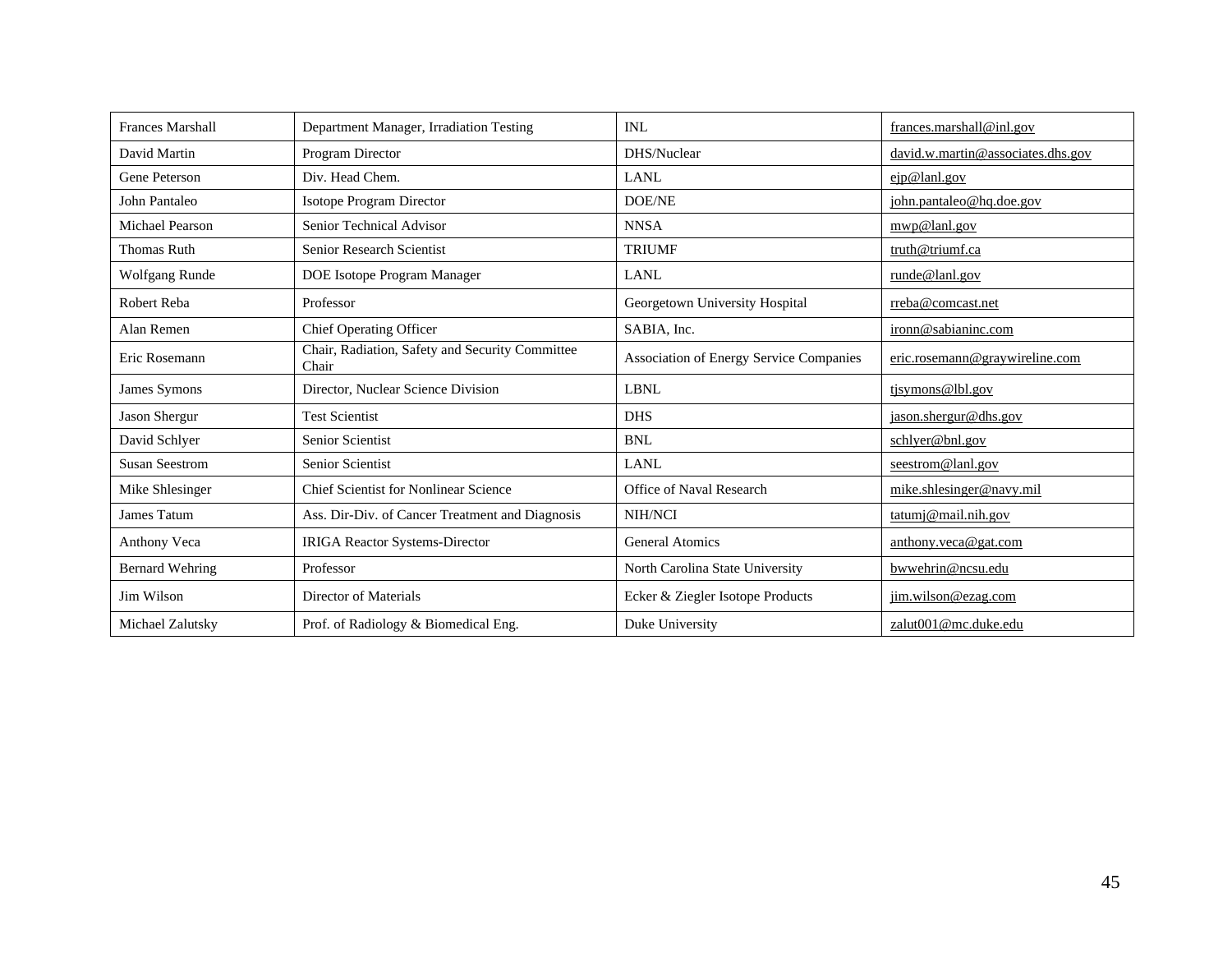| Frances Marshall | Department Manager, Irradiation Testing | INL | frances.marshall@inl.gov |
|---|---|---|---|
| David Martin | Program Director | DHS/Nuclear | david.w.martin@associates.dhs.gov |
| Gene Peterson | Div. Head Chem. | LANL | ejp@lanl.gov |
| John Pantaleo | Isotope Program Director | DOE/NE | john.pantaleo@hq.doe.gov |
| Michael Pearson | Senior Technical Advisor | NNSA | mwp@lanl.gov |
| Thomas Ruth | Senior Research Scientist | TRIUMF | truth@triumf.ca |
| Wolfgang Runde | DOE Isotope Program Manager | LANL | runde@lanl.gov |
| Robert Reba | Professor | Georgetown University Hospital | rreba@comcast.net |
| Alan Remen | Chief Operating Officer | SABIA, Inc. | ironn@sabianinc.com |
| Eric Rosemann | Chair, Radiation, Safety and Security Committee Chair | Association of Energy Service Companies | eric.rosemann@graywireline.com |
| James Symons | Director, Nuclear Science Division | LBNL | tjsymons@lbl.gov |
| Jason Shergur | Test Scientist | DHS | jason.shergur@dhs.gov |
| David Schlyer | Senior Scientist | BNL | schlyer@bnl.gov |
| Susan Seestrom | Senior Scientist | LANL | seestrom@lanl.gov |
| Mike Shlesinger | Chief Scientist for Nonlinear Science | Office of Naval Research | mike.shlesinger@navy.mil |
| James Tatum | Ass. Dir-Div. of Cancer Treatment and Diagnosis | NIH/NCI | tatumj@mail.nih.gov |
| Anthony Veca | IRIGA Reactor Systems-Director | General Atomics | anthony.veca@gat.com |
| Bernard Wehring | Professor | North Carolina State University | bwwehrin@ncsu.edu |
| Jim Wilson | Director of Materials | Ecker & Ziegler Isotope Products | jim.wilson@ezag.com |
| Michael Zalutsky | Prof. of Radiology & Biomedical Eng. | Duke University | zalut001@mc.duke.edu |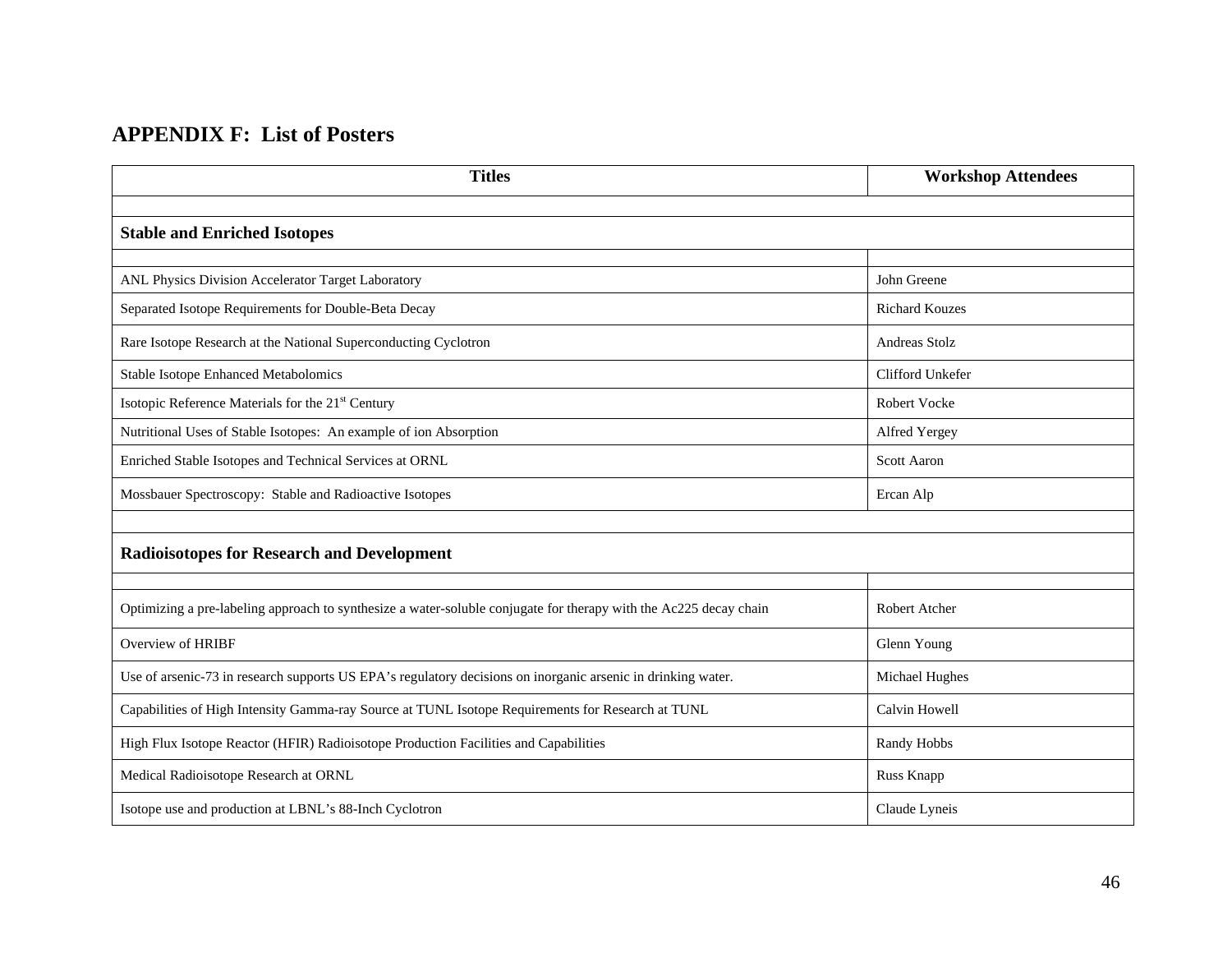## APPENDIX F: List of Posters

| Titles | Workshop Attendees |
|---|---|
| | |
| **Stable and Enriched Isotopes** | |
| | |
| ANL Physics Division Accelerator Target Laboratory | John Greene |
| Separated Isotope Requirements for Double-Beta Decay | Richard Kouzes |
| Rare Isotope Research at the National Superconducting Cyclotron | Andreas Stolz |
| Stable Isotope Enhanced Metabolomics | Clifford Unkefer |
| Isotopic Reference Materials for the 21st Century | Robert Vocke |
| Nutritional Uses of Stable Isotopes: An example of ion Absorption | Alfred Yergey |
| Enriched Stable Isotopes and Technical Services at ORNL | Scott Aaron |
| Mossbauer Spectroscopy: Stable and Radioactive Isotopes | Ercan Alp |
| | |
| **Radioisotopes for Research and Development** | |
| | |
| Optimizing a pre-labeling approach to synthesize a water-soluble conjugate for therapy with the Ac225 decay chain | Robert Atcher |
| Overview of HRIBF | Glenn Young |
| Use of arsenic-73 in research supports US EPA's regulatory decisions on inorganic arsenic in drinking water. | Michael Hughes |
| Capabilities of High Intensity Gamma-ray Source at TUNL Isotope Requirements for Research at TUNL | Calvin Howell |
| High Flux Isotope Reactor (HFIR) Radioisotope Production Facilities and Capabilities | Randy Hobbs |
| Medical Radioisotope Research at ORNL | Russ Knapp |
| Isotope use and production at LBNL's 88-Inch Cyclotron | Claude Lyneis |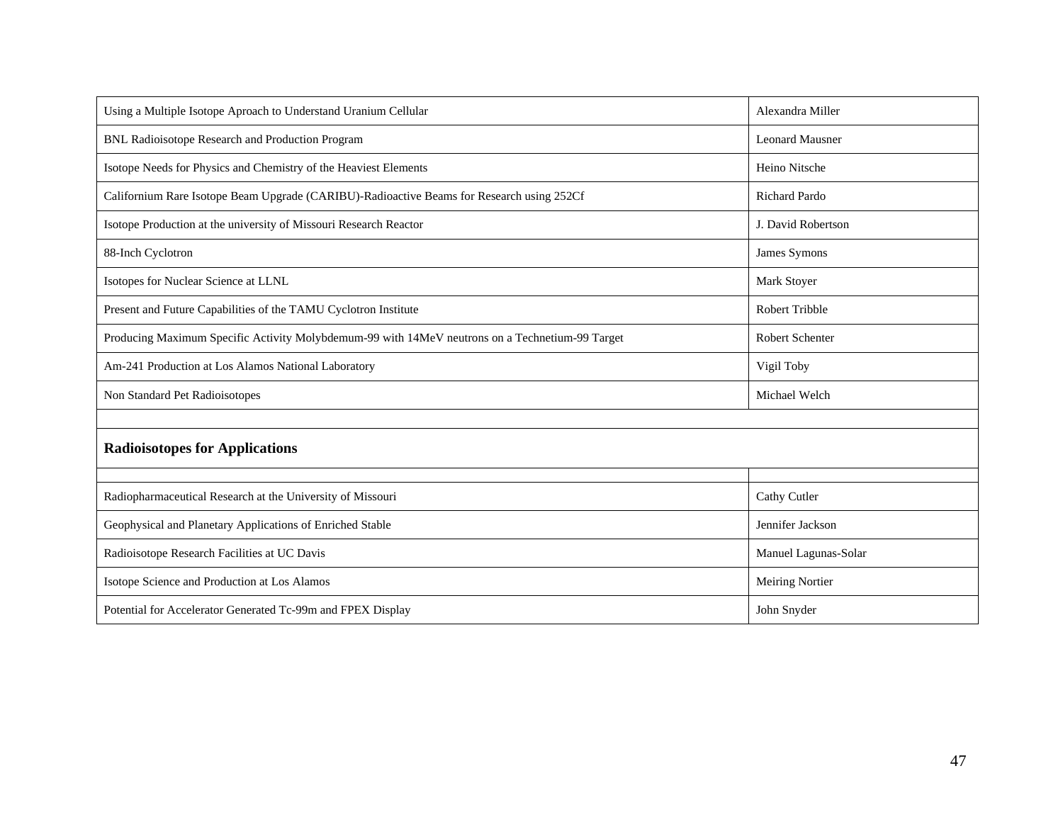| | |
|---|---|
| Using a Multiple Isotope Aproach to Understand Uranium Cellular | Alexandra Miller |
| BNL Radioisotope Research and Production Program | Leonard Mausner |
| Isotope Needs for Physics and Chemistry of the Heaviest Elements | Heino Nitsche |
| Californium Rare Isotope Beam Upgrade (CARIBU)-Radioactive Beams for Research using 252Cf | Richard Pardo |
| Isotope Production at the university of Missouri Research Reactor | J. David Robertson |
| 88-Inch Cyclotron | James Symons |
| Isotopes for Nuclear Science at LLNL | Mark Stoyer |
| Present and Future Capabilities of the TAMU Cyclotron Institute | Robert Tribble |
| Producing Maximum Specific Activity Molybdemum-99 with 14MeV neutrons on a Technetium-99 Target | Robert Schenter |
| Am-241 Production at Los Alamos National Laboratory | Vigil Toby |
| Non Standard Pet Radioisotopes | Michael Welch |
| | |
| **Radioisotopes for Applications** | |
| | |
| Radiopharmaceutical Research at the University of Missouri | Cathy Cutler |
| Geophysical and Planetary Applications of Enriched Stable | Jennifer Jackson |
| Radioisotope Research Facilities at UC Davis | Manuel Lagunas-Solar |
| Isotope Science and Production at Los Alamos | Meiring Nortier |
| Potential for Accelerator Generated Tc-99m and FPEX Display | John Snyder |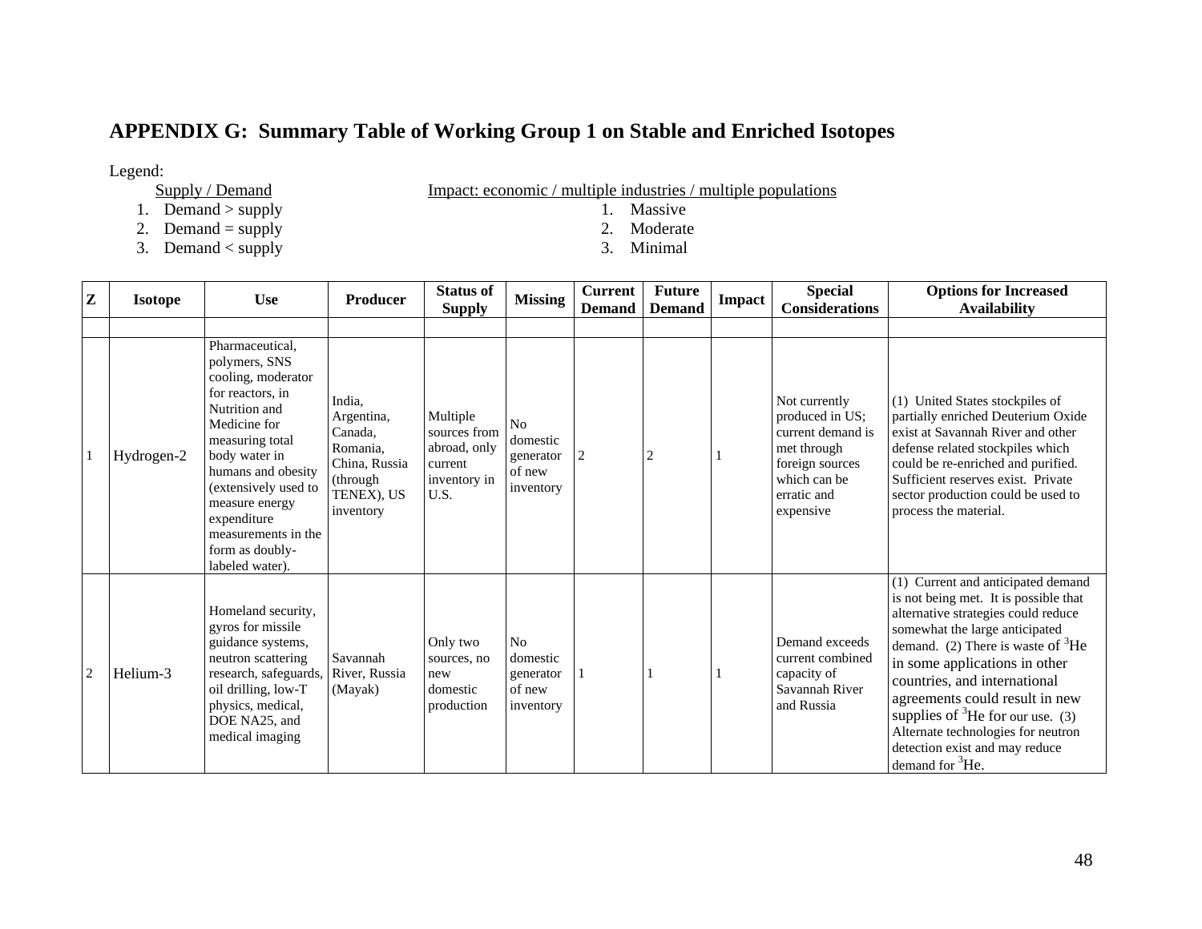# APPENDIX G: Summary Table of Working Group 1 on Stable and Enriched Isotopes

Legend:

Supply / Demand

1. Demand > supply
2. Demand = supply
3. Demand < supply

Impact: economic / multiple industries / multiple populations

1. Massive
2. Moderate
3. Minimal

| Z | Isotope | Use | Producer | Status of Supply | Missing | Current Demand | Future Demand | Impact | Special Considerations | Options for Increased Availability |
|---|---|---|---|---|---|---|---|---|---|---|
| | | | | | | | | | | |
| 1 | Hydrogen-2 | Pharmaceutical, polymers, SNS cooling, moderator for reactors, in Nutrition and Medicine for measuring total body water in humans and obesity (extensively used to measure energy expenditure measurements in the form as doubly-labeled water). | India, Argentina, Canada, Romania, China, Russia (through TENEX), US inventory | Multiple sources from abroad, only current inventory in U.S. | No domestic generator of new inventory | 2 | 2 | 1 | Not currently produced in US; current demand is met through foreign sources which can be erratic and expensive | (1) United States stockpiles of partially enriched Deuterium Oxide exist at Savannah River and other defense related stockpiles which could be re-enriched and purified. Sufficient reserves exist. Private sector production could be used to process the material. |
| 2 | Helium-3 | Homeland security, gyros for missile guidance systems, neutron scattering research, safeguards, oil drilling, low-T physics, medical, DOE NA25, and medical imaging | Savannah River, Russia (Mayak) | Only two sources, no new domestic production | No domestic generator of new inventory | 1 | 1 | 1 | Demand exceeds current combined capacity of Savannah River and Russia | (1) Current and anticipated demand is not being met. It is possible that alternative strategies could reduce somewhat the large anticipated demand. (2) There is waste of $^{3}$He in some applications in other countries, and international agreements could result in new supplies of $^{3}$He for our use. (3) Alternate technologies for neutron detection exist and may reduce demand for $^{3}$He. |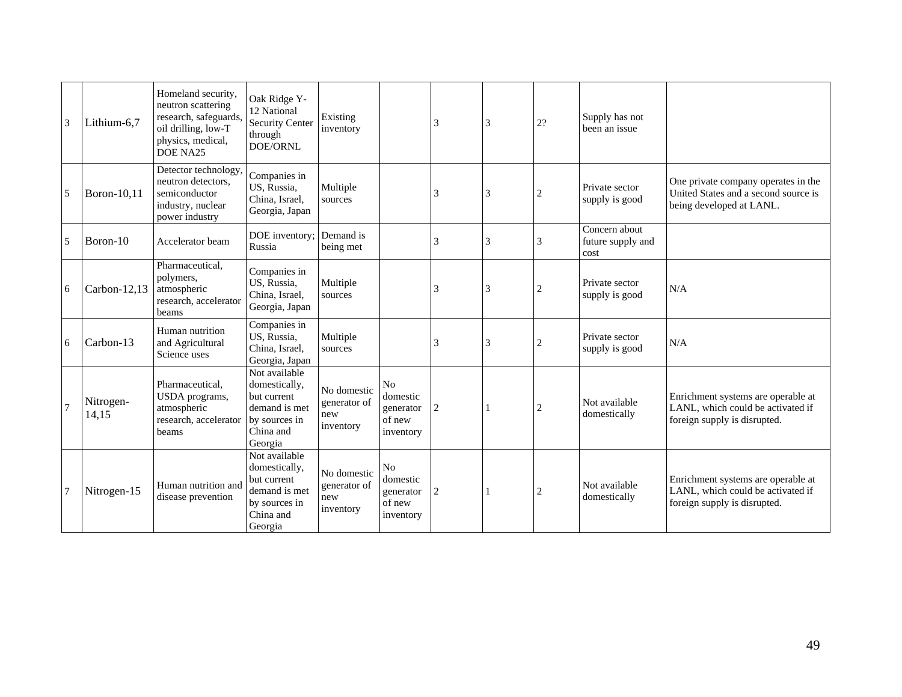| 3 | Lithium-6,7 | Homeland security, neutron scattering research, safeguards, oil drilling, low-T physics, medical, DOE NA25 | Oak Ridge Y-12 National Security Center through DOE/ORNL | Existing inventory | | 3 | 3 | 2? | Supply has not been an issue | |
|---|---|---|---|---|---|---|---|---|---|---|
| 5 | Boron-10,11 | Detector technology, neutron detectors, semiconductor industry, nuclear power industry | Companies in US, Russia, China, Israel, Georgia, Japan | Multiple sources | | 3 | 3 | 2 | Private sector supply is good | One private company operates in the United States and a second source is being developed at LANL. |
| 5 | Boron-10 | Accelerator beam | DOE inventory; Russia | Demand is being met | | 3 | 3 | 3 | Concern about future supply and cost | |
| 6 | Carbon-12,13 | Pharmaceutical, polymers, atmospheric research, accelerator beams | Companies in US, Russia, China, Israel, Georgia, Japan | Multiple sources | | 3 | 3 | 2 | Private sector supply is good | N/A |
| 6 | Carbon-13 | Human nutrition and Agricultural Science uses | Companies in US, Russia, China, Israel, Georgia, Japan | Multiple sources | | 3 | 3 | 2 | Private sector supply is good | N/A |
| 7 | Nitrogen-14,15 | Pharmaceutical, USDA programs, atmospheric research, accelerator beams | Not available domestically, but current demand is met by sources in China and Georgia | No domestic generator of new inventory | No domestic generator of new inventory | 2 | 1 | 2 | Not available domestically | Enrichment systems are operable at LANL, which could be activated if foreign supply is disrupted. |
| 7 | Nitrogen-15 | Human nutrition and disease prevention | Not available domestically, but current demand is met by sources in China and Georgia | No domestic generator of new inventory | No domestic generator of new inventory | 2 | 1 | 2 | Not available domestically | Enrichment systems are operable at LANL, which could be activated if foreign supply is disrupted. |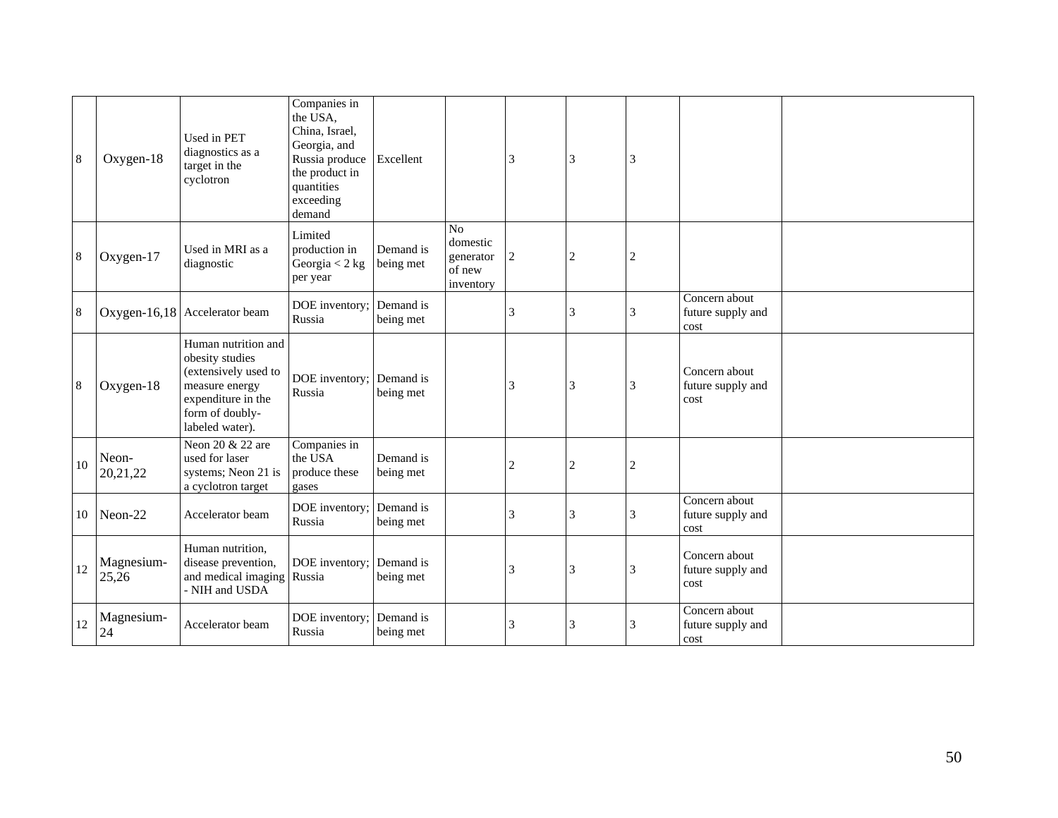| | | | | | | | | | | |
|---|---|---|---|---|---|---|---|---|---|---|
| 8 | Oxygen-18 | Used in PET diagnostics as a target in the cyclotron | Companies in the USA, China, Israel, Georgia, and Russia produce the product in quantities exceeding demand | Excellent | | 3 | 3 | 3 | | |
| 8 | Oxygen-17 | Used in MRI as a diagnostic | Limited production in Georgia < 2 kg per year | Demand is being met | No domestic generator of new inventory | 2 | 2 | 2 | | |
| 8 | Oxygen-16,18 | Accelerator beam | DOE inventory; Russia | Demand is being met | | 3 | 3 | 3 | Concern about future supply and cost | |
| 8 | Oxygen-18 | Human nutrition and obesity studies (extensively used to measure energy expenditure in the form of doubly-labeled water). | DOE inventory; Russia | Demand is being met | | 3 | 3 | 3 | Concern about future supply and cost | |
| 10 | Neon-20,21,22 | Neon 20 & 22 are used for laser systems; Neon 21 is a cyclotron target | Companies in the USA produce these gases | Demand is being met | | 2 | 2 | 2 | | |
| 10 | Neon-22 | Accelerator beam | DOE inventory; Russia | Demand is being met | | 3 | 3 | 3 | Concern about future supply and cost | |
| 12 | Magnesium-25,26 | Human nutrition, disease prevention, and medical imaging - NIH and USDA | DOE inventory; Russia | Demand is being met | | 3 | 3 | 3 | Concern about future supply and cost | |
| 12 | Magnesium-24 | Accelerator beam | DOE inventory; Russia | Demand is being met | | 3 | 3 | 3 | Concern about future supply and cost | |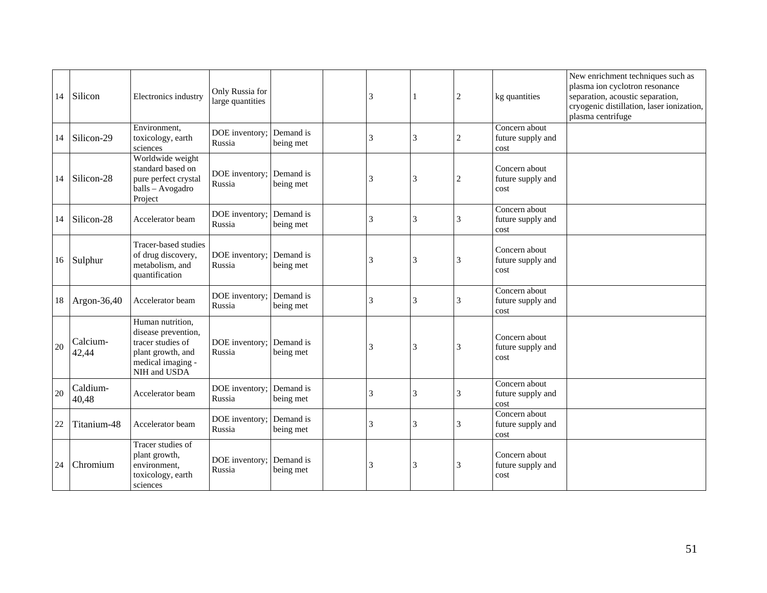| | | | | | | | | | | |
|---|---|---|---|---|---|---|---|---|---|---|
| 14 | Silicon | Electronics industry | Only Russia for large quantities | | | 3 | 1 | 2 | kg quantities | New enrichment techniques such as plasma ion cyclotron resonance separation, acoustic separation, cryogenic distillation, laser ionization, plasma centrifuge |
| 14 | Silicon-29 | Environment, toxicology, earth sciences | DOE inventory; Russia | Demand is being met | | 3 | 3 | 2 | Concern about future supply and cost | |
| 14 | Silicon-28 | Worldwide weight standard based on pure perfect crystal balls – Avogadro Project | DOE inventory; Russia | Demand is being met | | 3 | 3 | 2 | Concern about future supply and cost | |
| 14 | Silicon-28 | Accelerator beam | DOE inventory; Russia | Demand is being met | | 3 | 3 | 3 | Concern about future supply and cost | |
| 16 | Sulphur | Tracer-based studies of drug discovery, metabolism, and quantification | DOE inventory; Russia | Demand is being met | | 3 | 3 | 3 | Concern about future supply and cost | |
| 18 | Argon-36,40 | Accelerator beam | DOE inventory; Russia | Demand is being met | | 3 | 3 | 3 | Concern about future supply and cost | |
| 20 | Calcium-42,44 | Human nutrition, disease prevention, tracer studies of plant growth, and medical imaging - NIH and USDA | DOE inventory; Russia | Demand is being met | | 3 | 3 | 3 | Concern about future supply and cost | |
| 20 | Caldium-40,48 | Accelerator beam | DOE inventory; Russia | Demand is being met | | 3 | 3 | 3 | Concern about future supply and cost | |
| 22 | Titanium-48 | Accelerator beam | DOE inventory; Russia | Demand is being met | | 3 | 3 | 3 | Concern about future supply and cost | |
| 24 | Chromium | Tracer studies of plant growth, environment, toxicology, earth sciences | DOE inventory; Russia | Demand is being met | | 3 | 3 | 3 | Concern about future supply and cost | |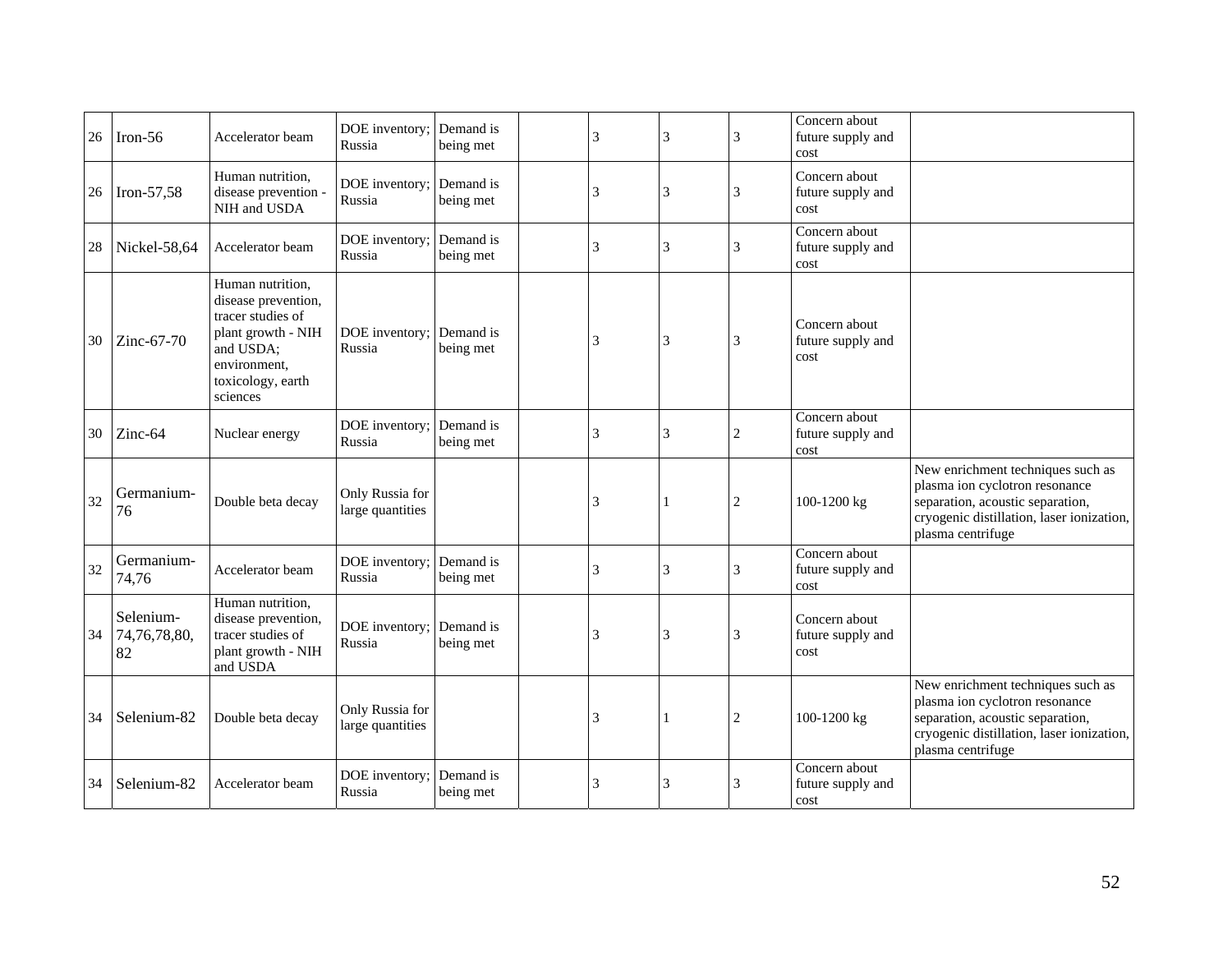| 26 | Iron-56 | Accelerator beam | DOE inventory; Russia | Demand is being met | | 3 | 3 | 3 | Concern about future supply and cost | |
|---|---|---|---|---|---|---|---|---|---|---|
| 26 | Iron-57,58 | Human nutrition, disease prevention - NIH and USDA | DOE inventory; Russia | Demand is being met | | 3 | 3 | 3 | Concern about future supply and cost | |
| 28 | Nickel-58,64 | Accelerator beam | DOE inventory; Russia | Demand is being met | | 3 | 3 | 3 | Concern about future supply and cost | |
| 30 | Zinc-67-70 | Human nutrition, disease prevention, tracer studies of plant growth - NIH and USDA; environment, toxicology, earth sciences | DOE inventory; Russia | Demand is being met | | 3 | 3 | 3 | Concern about future supply and cost | |
| 30 | Zinc-64 | Nuclear energy | DOE inventory; Russia | Demand is being met | | 3 | 3 | 2 | Concern about future supply and cost | |
| 32 | Germanium-76 | Double beta decay | Only Russia for large quantities | | | 3 | 1 | 2 | 100-1200 kg | New enrichment techniques such as plasma ion cyclotron resonance separation, acoustic separation, cryogenic distillation, laser ionization, plasma centrifuge |
| 32 | Germanium-74,76 | Accelerator beam | DOE inventory; Russia | Demand is being met | | 3 | 3 | 3 | Concern about future supply and cost | |
| 34 | Selenium-74,76,78,80, 82 | Human nutrition, disease prevention, tracer studies of plant growth - NIH and USDA | DOE inventory; Russia | Demand is being met | | 3 | 3 | 3 | Concern about future supply and cost | |
| 34 | Selenium-82 | Double beta decay | Only Russia for large quantities | | | 3 | 1 | 2 | 100-1200 kg | New enrichment techniques such as plasma ion cyclotron resonance separation, acoustic separation, cryogenic distillation, laser ionization, plasma centrifuge |
| 34 | Selenium-82 | Accelerator beam | DOE inventory; Russia | Demand is being met | | 3 | 3 | 3 | Concern about future supply and cost | |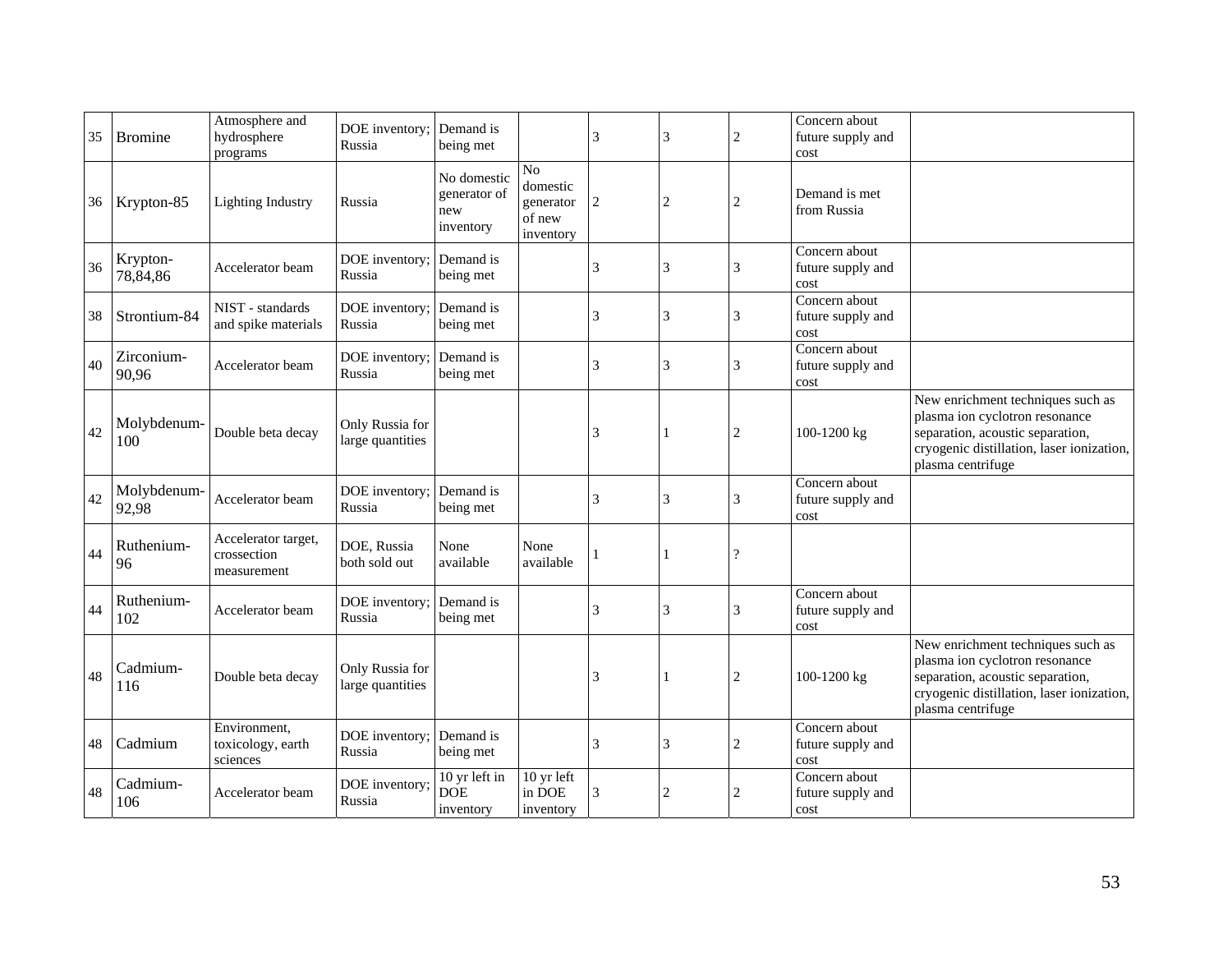| | | | | | | | | | | |
|---|---|---|---|---|---|---|---|---|---|---|
| 35 | Bromine | Atmosphere and hydrosphere programs | DOE inventory; Russia | Demand is being met | | 3 | 3 | 2 | Concern about future supply and cost | |
| 36 | Krypton-85 | Lighting Industry | Russia | No domestic generator of new inventory | No domestic generator of new inventory | 2 | 2 | 2 | Demand is met from Russia | |
| 36 | Krypton-78,84,86 | Accelerator beam | DOE inventory; Russia | Demand is being met | | 3 | 3 | 3 | Concern about future supply and cost | |
| 38 | Strontium-84 | NIST - standards and spike materials | DOE inventory; Russia | Demand is being met | | 3 | 3 | 3 | Concern about future supply and cost | |
| 40 | Zirconium-90,96 | Accelerator beam | DOE inventory; Russia | Demand is being met | | 3 | 3 | 3 | Concern about future supply and cost | |
| 42 | Molybdenum-100 | Double beta decay | Only Russia for large quantities | | | 3 | 1 | 2 | 100-1200 kg | New enrichment techniques such as plasma ion cyclotron resonance separation, acoustic separation, cryogenic distillation, laser ionization, plasma centrifuge |
| 42 | Molybdenum-92,98 | Accelerator beam | DOE inventory; Russia | Demand is being met | | 3 | 3 | 3 | Concern about future supply and cost | |
| 44 | Ruthenium-96 | Accelerator target, crossection measurement | DOE, Russia both sold out | None available | None available | 1 | 1 | ? | | |
| 44 | Ruthenium-102 | Accelerator beam | DOE inventory; Russia | Demand is being met | | 3 | 3 | 3 | Concern about future supply and cost | |
| 48 | Cadmium-116 | Double beta decay | Only Russia for large quantities | | | 3 | 1 | 2 | 100-1200 kg | New enrichment techniques such as plasma ion cyclotron resonance separation, acoustic separation, cryogenic distillation, laser ionization, plasma centrifuge |
| 48 | Cadmium | Environment, toxicology, earth sciences | DOE inventory; Russia | Demand is being met | | 3 | 3 | 2 | Concern about future supply and cost | |
| 48 | Cadmium-106 | Accelerator beam | DOE inventory; Russia | 10 yr left in DOE inventory | 10 yr left in DOE inventory | 3 | 2 | 2 | Concern about future supply and cost | |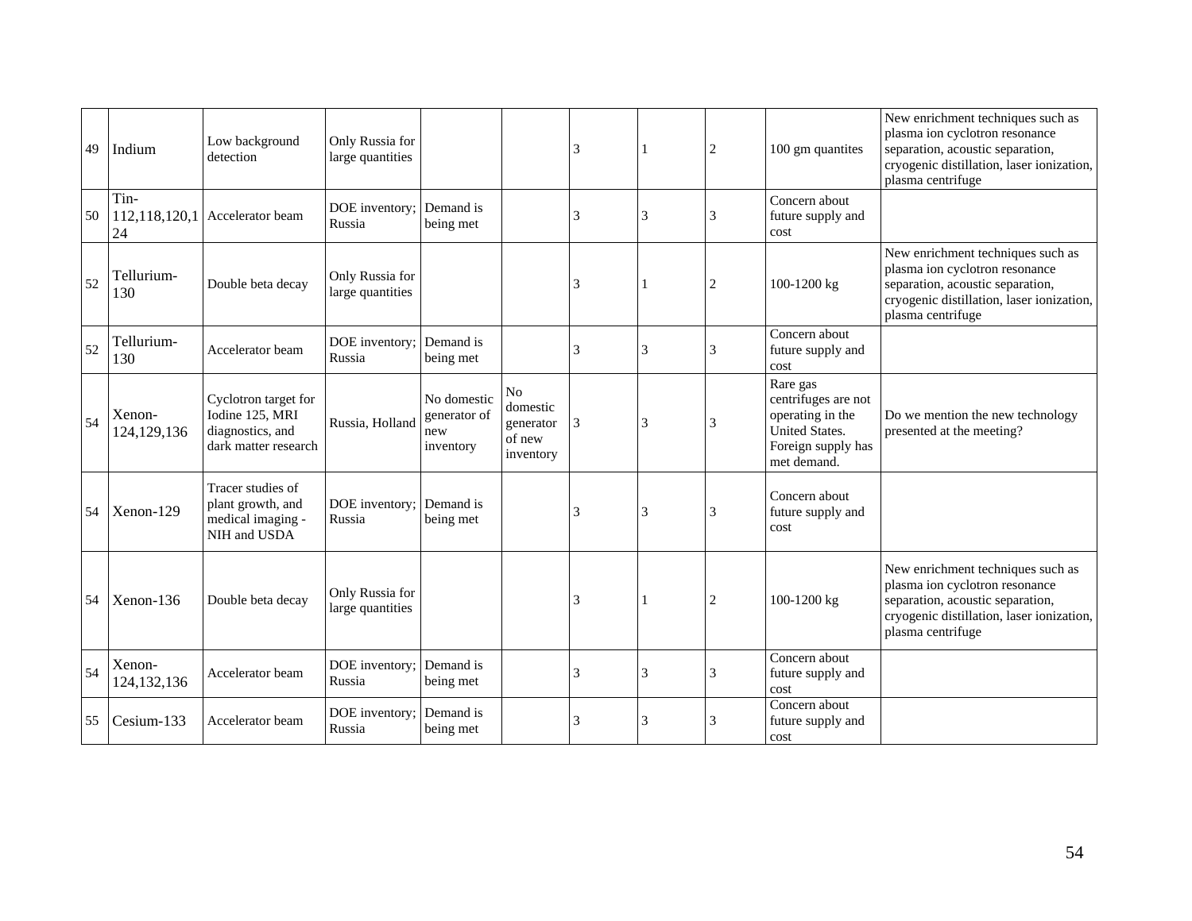| 49 | Indium | Low background detection | Only Russia for large quantities | | | 3 | 1 | 2 | 100 gm quantites | New enrichment techniques such as plasma ion cyclotron resonance separation, acoustic separation, cryogenic distillation, laser ionization, plasma centrifuge |
|---|---|---|---|---|---|---|---|---|---|---|
| 50 | Tin-112,118,120,124 | Accelerator beam | DOE inventory; Russia | Demand is being met | | 3 | 3 | 3 | Concern about future supply and cost | |
| 52 | Tellurium-130 | Double beta decay | Only Russia for large quantities | | | 3 | 1 | 2 | 100-1200 kg | New enrichment techniques such as plasma ion cyclotron resonance separation, acoustic separation, cryogenic distillation, laser ionization, plasma centrifuge |
| 52 | Tellurium-130 | Accelerator beam | DOE inventory; Russia | Demand is being met | | 3 | 3 | 3 | Concern about future supply and cost | |
| 54 | Xenon-124,129,136 | Cyclotron target for Iodine 125, MRI diagnostics, and dark matter research | Russia, Holland | No domestic generator of new inventory | No domestic generator of new inventory | 3 | 3 | 3 | Rare gas centrifuges are not operating in the United States. Foreign supply has met demand. | Do we mention the new technology presented at the meeting? |
| 54 | Xenon-129 | Tracer studies of plant growth, and medical imaging - NIH and USDA | DOE inventory; Russia | Demand is being met | | 3 | 3 | 3 | Concern about future supply and cost | |
| 54 | Xenon-136 | Double beta decay | Only Russia for large quantities | | | 3 | 1 | 2 | 100-1200 kg | New enrichment techniques such as plasma ion cyclotron resonance separation, acoustic separation, cryogenic distillation, laser ionization, plasma centrifuge |
| 54 | Xenon-124,132,136 | Accelerator beam | DOE inventory; Russia | Demand is being met | | 3 | 3 | 3 | Concern about future supply and cost | |
| 55 | Cesium-133 | Accelerator beam | DOE inventory; Russia | Demand is being met | | 3 | 3 | 3 | Concern about future supply and cost | |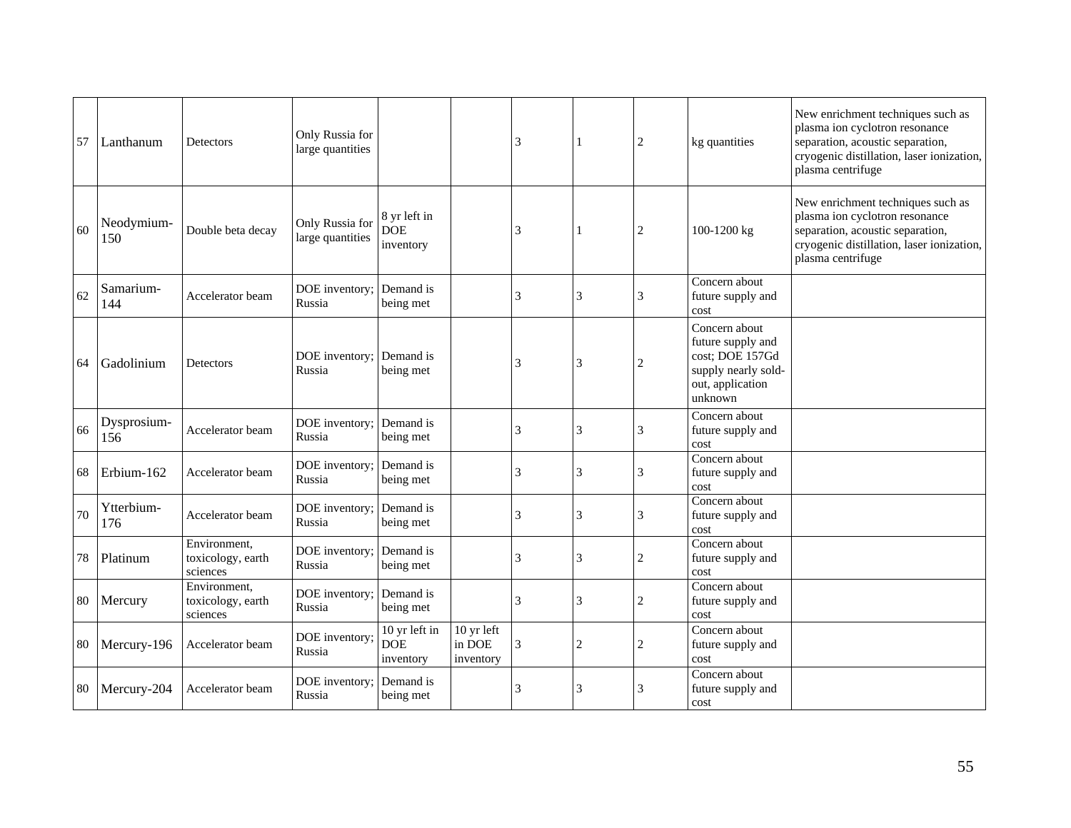| | | | | | | | | | | |
|---|---|---|---|---|---|---|---|---|---|---|
| 57 | Lanthanum | Detectors | Only Russia for large quantities | | | 3 | 1 | 2 | kg quantities | New enrichment techniques such as plasma ion cyclotron resonance separation, acoustic separation, cryogenic distillation, laser ionization, plasma centrifuge |
| 60 | Neodymium-150 | Double beta decay | Only Russia for large quantities | 8 yr left in DOE inventory | | 3 | 1 | 2 | 100-1200 kg | New enrichment techniques such as plasma ion cyclotron resonance separation, acoustic separation, cryogenic distillation, laser ionization, plasma centrifuge |
| 62 | Samarium-144 | Accelerator beam | DOE inventory; Russia | Demand is being met | | 3 | 3 | 3 | Concern about future supply and cost | |
| 64 | Gadolinium | Detectors | DOE inventory; Russia | Demand is being met | | 3 | 3 | 2 | Concern about future supply and cost; DOE 157Gd supply nearly sold-out, application unknown | |
| 66 | Dysprosium-156 | Accelerator beam | DOE inventory; Russia | Demand is being met | | 3 | 3 | 3 | Concern about future supply and cost | |
| 68 | Erbium-162 | Accelerator beam | DOE inventory; Russia | Demand is being met | | 3 | 3 | 3 | Concern about future supply and cost | |
| 70 | Ytterbium-176 | Accelerator beam | DOE inventory; Russia | Demand is being met | | 3 | 3 | 3 | Concern about future supply and cost | |
| 78 | Platinum | Environment, toxicology, earth sciences | DOE inventory; Russia | Demand is being met | | 3 | 3 | 2 | Concern about future supply and cost | |
| 80 | Mercury | Environment, toxicology, earth sciences | DOE inventory; Russia | Demand is being met | | 3 | 3 | 2 | Concern about future supply and cost | |
| 80 | Mercury-196 | Accelerator beam | DOE inventory; Russia | 10 yr left in DOE inventory | 10 yr left in DOE inventory | 3 | 2 | 2 | Concern about future supply and cost | |
| 80 | Mercury-204 | Accelerator beam | DOE inventory; Russia | Demand is being met | | 3 | 3 | 3 | Concern about future supply and cost | |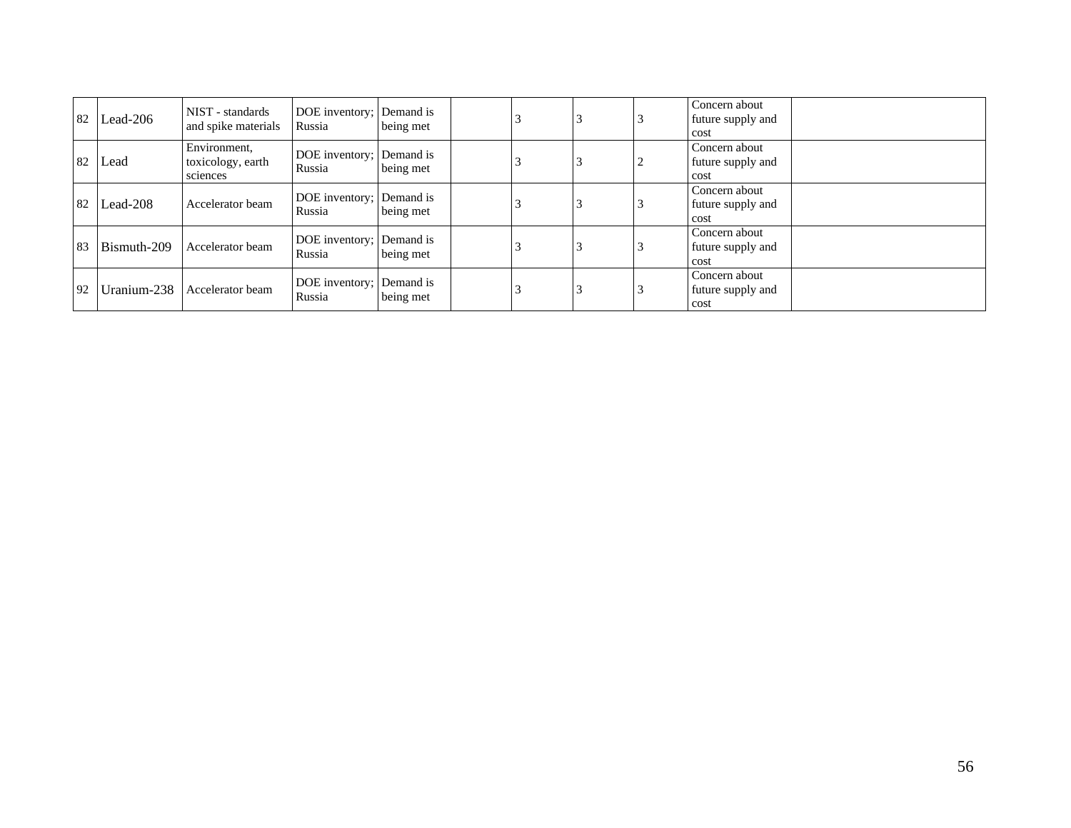| | | | | | | | | | | |
|---|---|---|---|---|---|---|---|---|---|---|
| 82 | Lead-206 | NIST - standards and spike materials | DOE inventory; Russia | Demand is being met | | 3 | 3 | 3 | Concern about future supply and cost | |
| 82 | Lead | Environment, toxicology, earth sciences | DOE inventory; Russia | Demand is being met | | 3 | 3 | 2 | Concern about future supply and cost | |
| 82 | Lead-208 | Accelerator beam | DOE inventory; Russia | Demand is being met | | 3 | 3 | 3 | Concern about future supply and cost | |
| 83 | Bismuth-209 | Accelerator beam | DOE inventory; Russia | Demand is being met | | 3 | 3 | 3 | Concern about future supply and cost | |
| 92 | Uranium-238 | Accelerator beam | DOE inventory; Russia | Demand is being met | | 3 | 3 | 3 | Concern about future supply and cost | |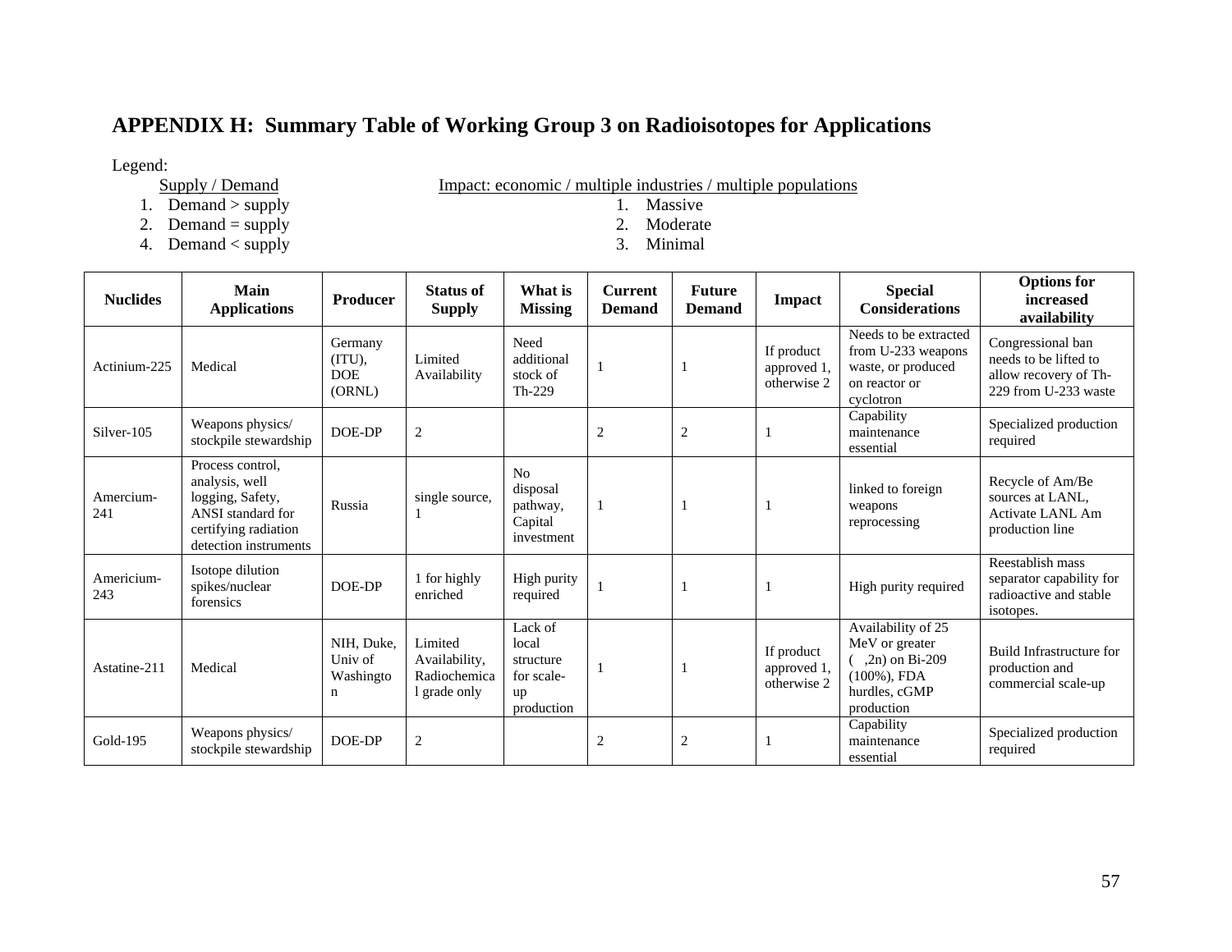# APPENDIX H: Summary Table of Working Group 3 on Radioisotopes for Applications

Legend:

Supply / Demand

1. Demand > supply
2. Demand = supply
4. Demand < supply

Impact: economic / multiple industries / multiple populations

1. Massive
2. Moderate
3. Minimal

| Nuclides | Main Applications | Producer | Status of Supply | What is Missing | Current Demand | Future Demand | Impact | Special Considerations | Options for increased availability |
|---|---|---|---|---|---|---|---|---|---|
| Actinium-225 | Medical | Germany (ITU), DOE (ORNL) | Limited Availability | Need additional stock of Th-229 | 1 | 1 | If product approved 1, otherwise 2 | Needs to be extracted from U-233 weapons waste, or produced on reactor or cyclotron | Congressional ban needs to be lifted to allow recovery of Th-229 from U-233 waste |
| Silver-105 | Weapons physics/ stockpile stewardship | DOE-DP | 2 | | 2 | 2 | 1 | Capability maintenance essential | Specialized production required |
| Amercium-241 | Process control, analysis, well logging, Safety, ANSI standard for certifying radiation detection instruments | Russia | single source, 1 | No disposal pathway, Capital investment | 1 | 1 | 1 | linked to foreign weapons reprocessing | Recycle of Am/Be sources at LANL, Activate LANL Am production line |
| Americium-243 | Isotope dilution spikes/nuclear forensics | DOE-DP | 1 for highly enriched | High purity required | 1 | 1 | 1 | High purity required | Reestablish mass separator capability for radioactive and stable isotopes. |
| Astatine-211 | Medical | NIH, Duke, Univ of Washington | Limited Availability, Radiochemical grade only | Lack of local structure for scale-up production | 1 | 1 | If product approved 1, otherwise 2 | Availability of 25 MeV or greater ( ,2n) on Bi-209 (100%), FDA hurdles, cGMP production | Build Infrastructure for production and commercial scale-up |
| Gold-195 | Weapons physics/ stockpile stewardship | DOE-DP | 2 | | 2 | 2 | 1 | Capability maintenance essential | Specialized production required |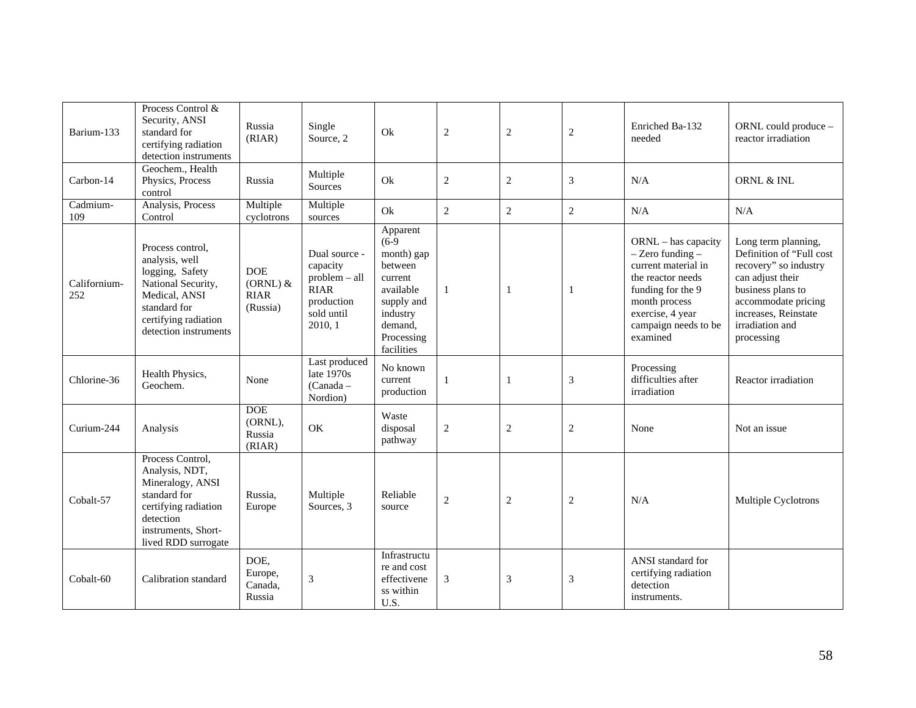| | | | | | | | | | |
|---|---|---|---|---|---|---|---|---|---|
| Barium-133 | Process Control & Security, ANSI standard for certifying radiation detection instruments | Russia (RIAR) | Single Source, 2 | Ok | 2 | 2 | 2 | Enriched Ba-132 needed | ORNL could produce – reactor irradiation |
| Carbon-14 | Geochem., Health Physics, Process control | Russia | Multiple Sources | Ok | 2 | 2 | 3 | N/A | ORNL & INL |
| Cadmium-109 | Analysis, Process Control | Multiple cyclotrons | Multiple sources | Ok | 2 | 2 | 2 | N/A | N/A |
| Californium-252 | Process control, analysis, well logging, Safety National Security, Medical, ANSI standard for certifying radiation detection instruments | DOE (ORNL) & RIAR (Russia) | Dual source - capacity problem – all RIAR production sold until 2010, 1 | Apparent (6-9 month) gap between current available supply and industry demand, Processing facilities | 1 | 1 | 1 | ORNL – has capacity – Zero funding – current material in the reactor needs funding for the 9 month process exercise, 4 year campaign needs to be examined | Long term planning, Definition of "Full cost recovery" so industry can adjust their business plans to accommodate pricing increases, Reinstate irradiation and processing |
| Chlorine-36 | Health Physics, Geochem. | None | Last produced late 1970s (Canada – Nordion) | No known current production | 1 | 1 | 3 | Processing difficulties after irradiation | Reactor irradiation |
| Curium-244 | Analysis | DOE (ORNL), Russia (RIAR) | OK | Waste disposal pathway | 2 | 2 | 2 | None | Not an issue |
| Cobalt-57 | Process Control, Analysis, NDT, Mineralogy, ANSI standard for certifying radiation detection instruments, Short-lived RDD surrogate | Russia, Europe | Multiple Sources, 3 | Reliable source | 2 | 2 | 2 | N/A | Multiple Cyclotrons |
| Cobalt-60 | Calibration standard | DOE, Europe, Canada, Russia | 3 | Infrastructure and cost effectiveness within U.S. | 3 | 3 | 3 | ANSI standard for certifying radiation detection instruments. | |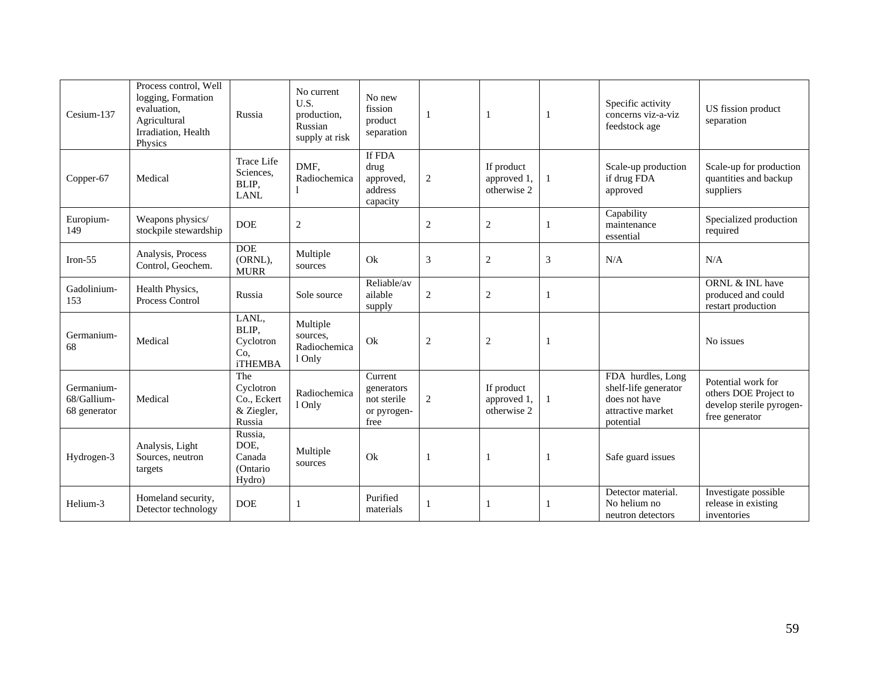| | | | | | | | | | |
|---|---|---|---|---|---|---|---|---|---|
| Cesium-137 | Process control, Well logging, Formation evaluation, Agricultural Irradiation, Health Physics | Russia | No current U.S. production, Russian supply at risk | No new fission product separation | 1 | 1 | 1 | Specific activity concerns viz-a-viz feedstock age | US fission product separation |
| Copper-67 | Medical | Trace Life Sciences, BLIP, LANL | DMF, Radiochemical | If FDA drug approved, address capacity | 2 | If product approved 1, otherwise 2 | 1 | Scale-up production if drug FDA approved | Scale-up for production quantities and backup suppliers |
| Europium-149 | Weapons physics/ stockpile stewardship | DOE | 2 | | 2 | 2 | 1 | Capability maintenance essential | Specialized production required |
| Iron-55 | Analysis, Process Control, Geochem. | DOE (ORNL), MURR | Multiple sources | Ok | 3 | 2 | 3 | N/A | N/A |
| Gadolinium-153 | Health Physics, Process Control | Russia | Sole source | Reliable/available supply | 2 | 2 | 1 | | ORNL & INL have produced and could restart production |
| Germanium-68 | Medical | LANL, BLIP, Cyclotron Co, iTHEMBA | Multiple sources, Radiochemical Only | Ok | 2 | 2 | 1 | | No issues |
| Germanium-68/Gallium-68 generator | Medical | The Cyclotron Co., Eckert & Ziegler, Russia | Radiochemical Only | Current generators not sterile or pyrogen-free | 2 | If product approved 1, otherwise 2 | 1 | FDA hurdles, Long shelf-life generator does not have attractive market potential | Potential work for others DOE Project to develop sterile pyrogen-free generator |
| Hydrogen-3 | Analysis, Light Sources, neutron targets | Russia, DOE, Canada (Ontario Hydro) | Multiple sources | Ok | 1 | 1 | 1 | Safe guard issues | |
| Helium-3 | Homeland security, Detector technology | DOE | 1 | Purified materials | 1 | 1 | 1 | Detector material. No helium no neutron detectors | Investigate possible release in existing inventories |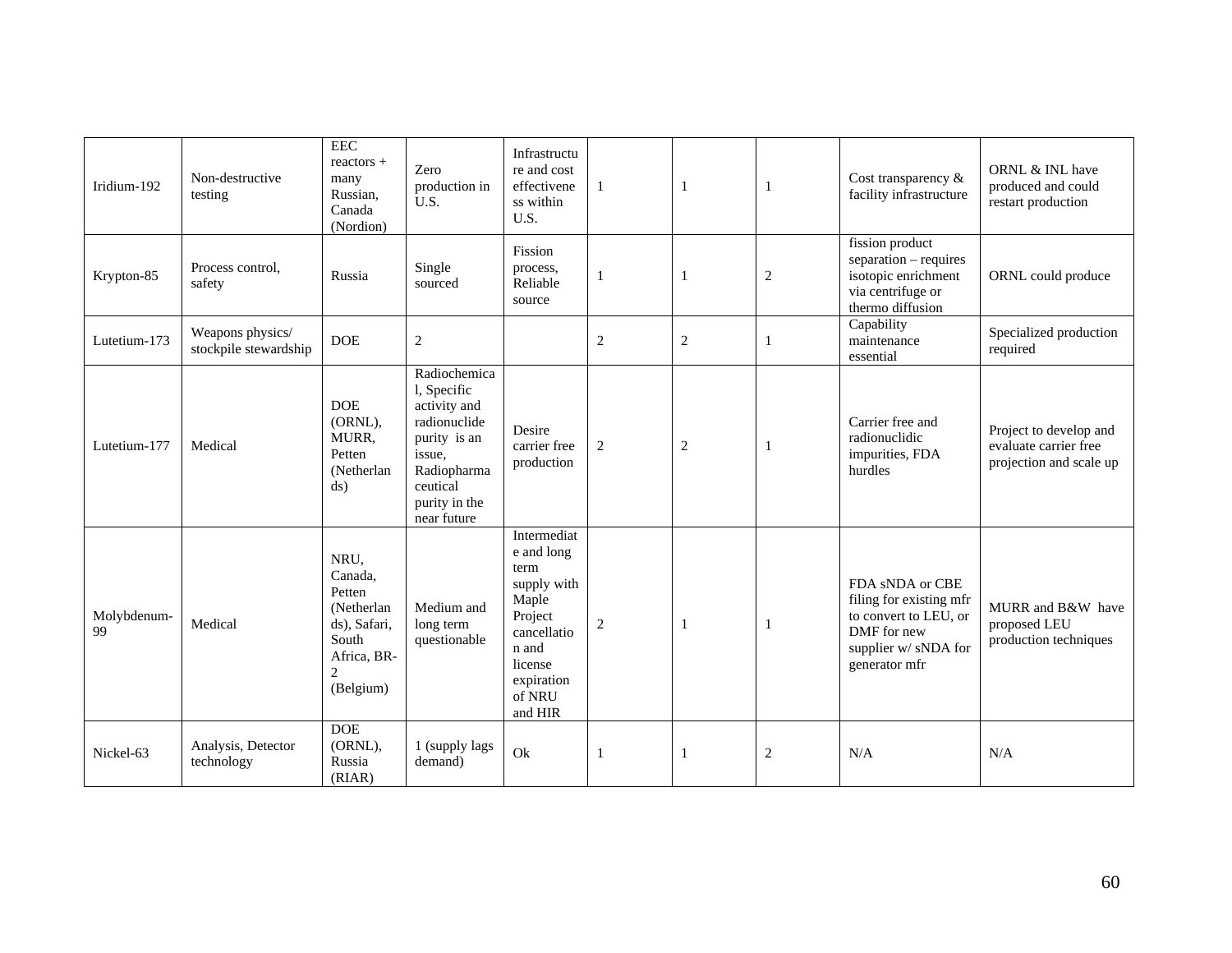| Iridium-192 | Non-destructive testing | EEC reactors + many Russian, Canada (Nordion) | Zero production in U.S. | Infrastructure and cost effectiveness within U.S. | 1 | 1 | 1 | Cost transparency & facility infrastructure | ORNL & INL have produced and could restart production |
|---|---|---|---|---|---|---|---|---|---|
| Krypton-85 | Process control, safety | Russia | Single sourced | Fission process, Reliable source | 1 | 1 | 2 | fission product separation – requires isotopic enrichment via centrifuge or thermo diffusion | ORNL could produce |
| Lutetium-173 | Weapons physics/ stockpile stewardship | DOE | 2 | | 2 | 2 | 1 | Capability maintenance essential | Specialized production required |
| Lutetium-177 | Medical | DOE (ORNL), MURR, Petten (Netherlands) | Radiochemical, Specific activity and radionuclide purity is an issue, Radiopharmaceutical purity in the near future | Desire carrier free production | 2 | 2 | 1 | Carrier free and radionuclidic impurities, FDA hurdles | Project to develop and evaluate carrier free projection and scale up |
| Molybdenum-99 | Medical | NRU, Canada, Petten (Netherlands), Safari, South Africa, BR-2 (Belgium) | Medium and long term questionable | Intermediate and long term supply with Maple Project cancellation and license expiration of NRU and HIR | 2 | 1 | 1 | FDA sNDA or CBE filing for existing mfr to convert to LEU, or DMF for new supplier w/ sNDA for generator mfr | MURR and B&W have proposed LEU production techniques |
| Nickel-63 | Analysis, Detector technology | DOE (ORNL), Russia (RIAR) | 1 (supply lags demand) | Ok | 1 | 1 | 2 | N/A | N/A |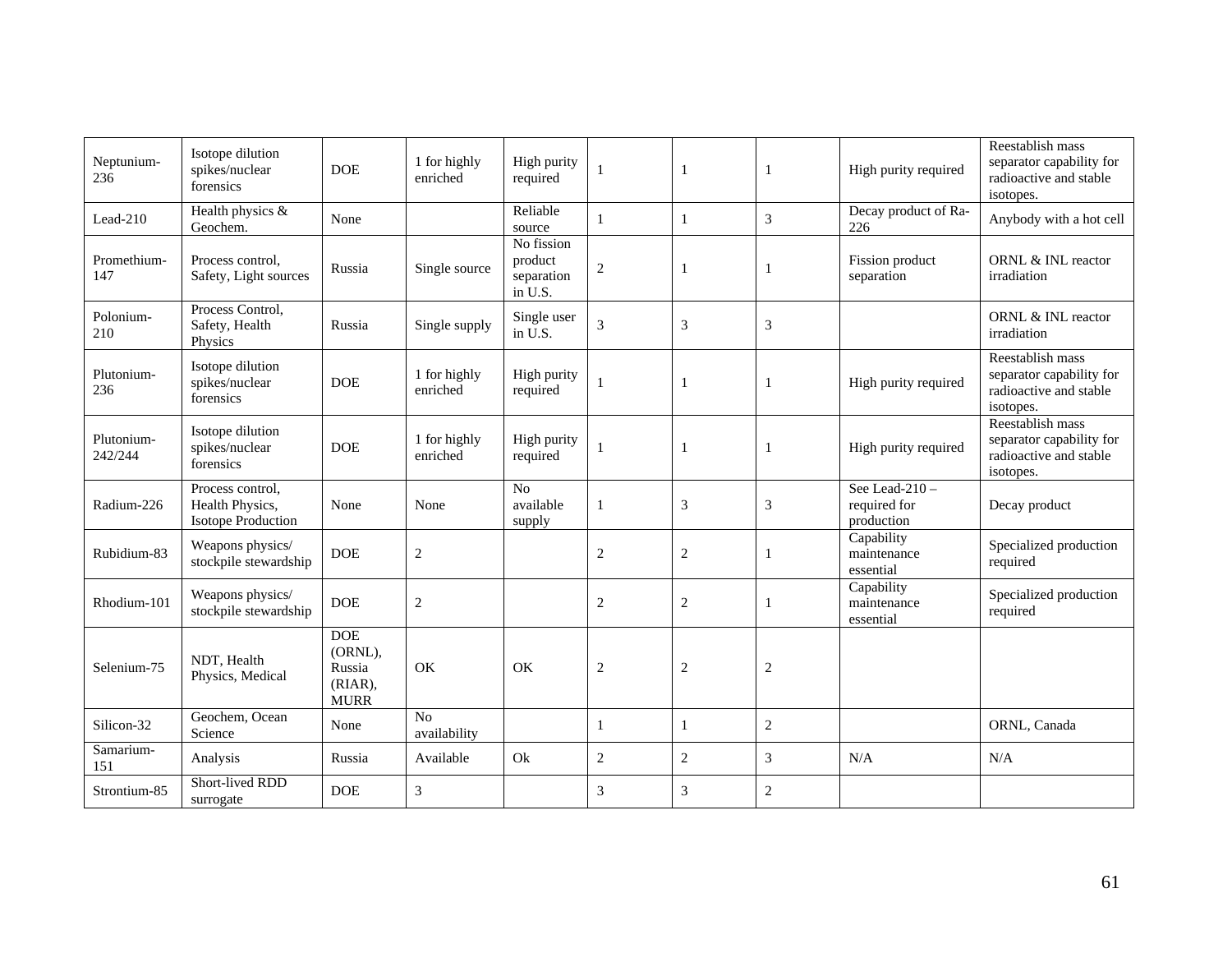| Neptunium-236 | Isotope dilution spikes/nuclear forensics | DOE | 1 for highly enriched | High purity required | 1 | 1 | 1 | High purity required | Reestablish mass separator capability for radioactive and stable isotopes. |
|---|---|---|---|---|---|---|---|---|---|
| Lead-210 | Health physics & Geochem. | None | | Reliable source | 1 | 1 | 3 | Decay product of Ra-226 | Anybody with a hot cell |
| Promethium-147 | Process control, Safety, Light sources | Russia | Single source | No fission product separation in U.S. | 2 | 1 | 1 | Fission product separation | ORNL & INL reactor irradiation |
| Polonium-210 | Process Control, Safety, Health Physics | Russia | Single supply | Single user in U.S. | 3 | 3 | 3 | | ORNL & INL reactor irradiation |
| Plutonium-236 | Isotope dilution spikes/nuclear forensics | DOE | 1 for highly enriched | High purity required | 1 | 1 | 1 | High purity required | Reestablish mass separator capability for radioactive and stable isotopes. |
| Plutonium-242/244 | Isotope dilution spikes/nuclear forensics | DOE | 1 for highly enriched | High purity required | 1 | 1 | 1 | High purity required | Reestablish mass separator capability for radioactive and stable isotopes. |
| Radium-226 | Process control, Health Physics, Isotope Production | None | None | No available supply | 1 | 3 | 3 | See Lead-210 – required for production | Decay product |
| Rubidium-83 | Weapons physics/ stockpile stewardship | DOE | 2 | | 2 | 2 | 1 | Capability maintenance essential | Specialized production required |
| Rhodium-101 | Weapons physics/ stockpile stewardship | DOE | 2 | | 2 | 2 | 1 | Capability maintenance essential | Specialized production required |
| Selenium-75 | NDT, Health Physics, Medical | DOE (ORNL), Russia (RIAR), MURR | OK | OK | 2 | 2 | 2 | | |
| Silicon-32 | Geochem, Ocean Science | None | No availability | | 1 | 1 | 2 | | ORNL, Canada |
| Samarium-151 | Analysis | Russia | Available | Ok | 2 | 2 | 3 | N/A | N/A |
| Strontium-85 | Short-lived RDD surrogate | DOE | 3 | | 3 | 3 | 2 | | |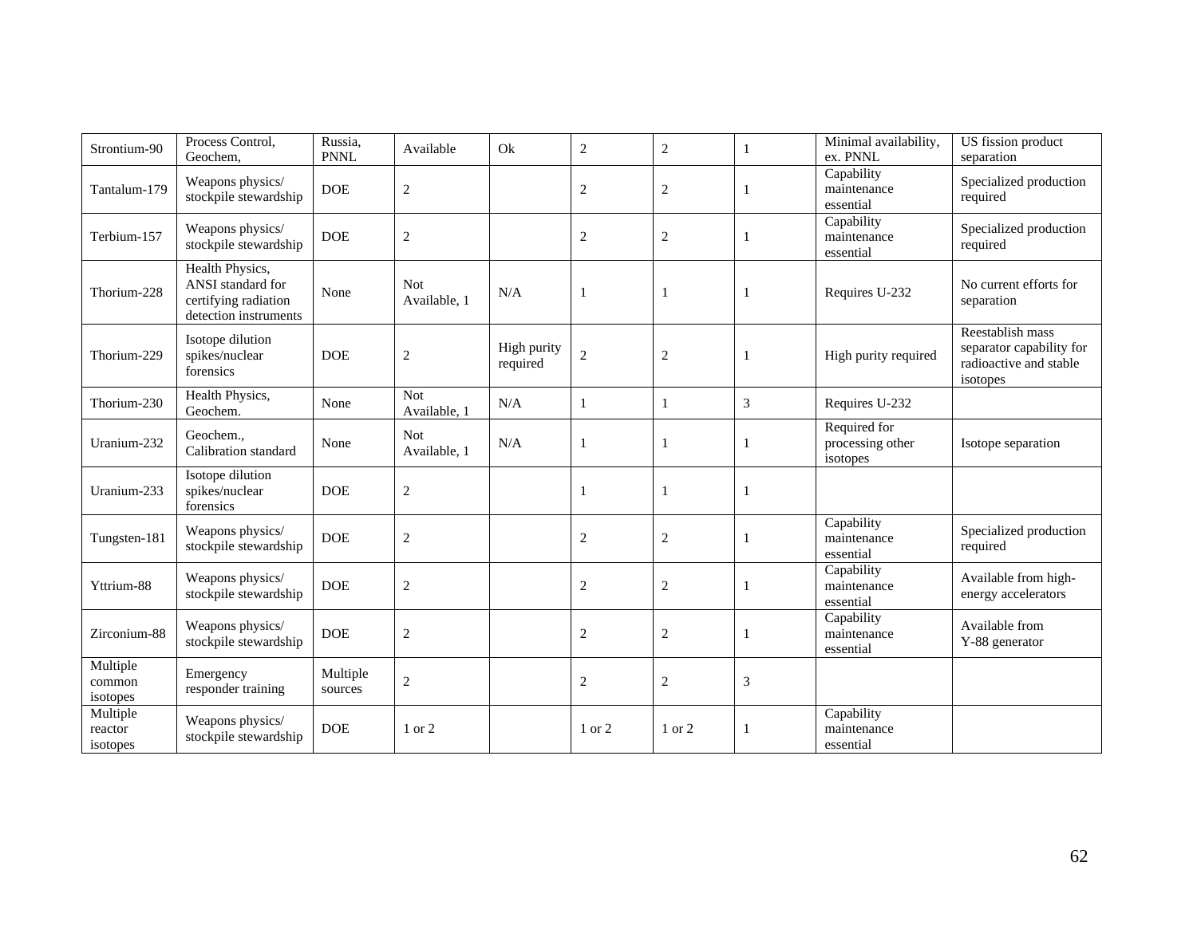| | | | | | | | | | |
|---|---|---|---|---|---|---|---|---|---|
| Strontium-90 | Process Control, Geochem, | Russia, PNNL | Available | Ok | 2 | 2 | 1 | Minimal availability, ex. PNNL | US fission product separation |
| Tantalum-179 | Weapons physics/ stockpile stewardship | DOE | 2 | | 2 | 2 | 1 | Capability maintenance essential | Specialized production required |
| Terbium-157 | Weapons physics/ stockpile stewardship | DOE | 2 | | 2 | 2 | 1 | Capability maintenance essential | Specialized production required |
| Thorium-228 | Health Physics, ANSI standard for certifying radiation detection instruments | None | Not Available, 1 | N/A | 1 | 1 | 1 | Requires U-232 | No current efforts for separation |
| Thorium-229 | Isotope dilution spikes/nuclear forensics | DOE | 2 | High purity required | 2 | 2 | 1 | High purity required | Reestablish mass separator capability for radioactive and stable isotopes |
| Thorium-230 | Health Physics, Geochem. | None | Not Available, 1 | N/A | 1 | 1 | 3 | Requires U-232 | |
| Uranium-232 | Geochem., Calibration standard | None | Not Available, 1 | N/A | 1 | 1 | 1 | Required for processing other isotopes | Isotope separation |
| Uranium-233 | Isotope dilution spikes/nuclear forensics | DOE | 2 | | 1 | 1 | 1 | | |
| Tungsten-181 | Weapons physics/ stockpile stewardship | DOE | 2 | | 2 | 2 | 1 | Capability maintenance essential | Specialized production required |
| Yttrium-88 | Weapons physics/ stockpile stewardship | DOE | 2 | | 2 | 2 | 1 | Capability maintenance essential | Available from high-energy accelerators |
| Zirconium-88 | Weapons physics/ stockpile stewardship | DOE | 2 | | 2 | 2 | 1 | Capability maintenance essential | Available from Y-88 generator |
| Multiple common isotopes | Emergency responder training | Multiple sources | 2 | | 2 | 2 | 3 | | |
| Multiple reactor isotopes | Weapons physics/ stockpile stewardship | DOE | 1 or 2 | | 1 or 2 | 1 or 2 | 1 | Capability maintenance essential | |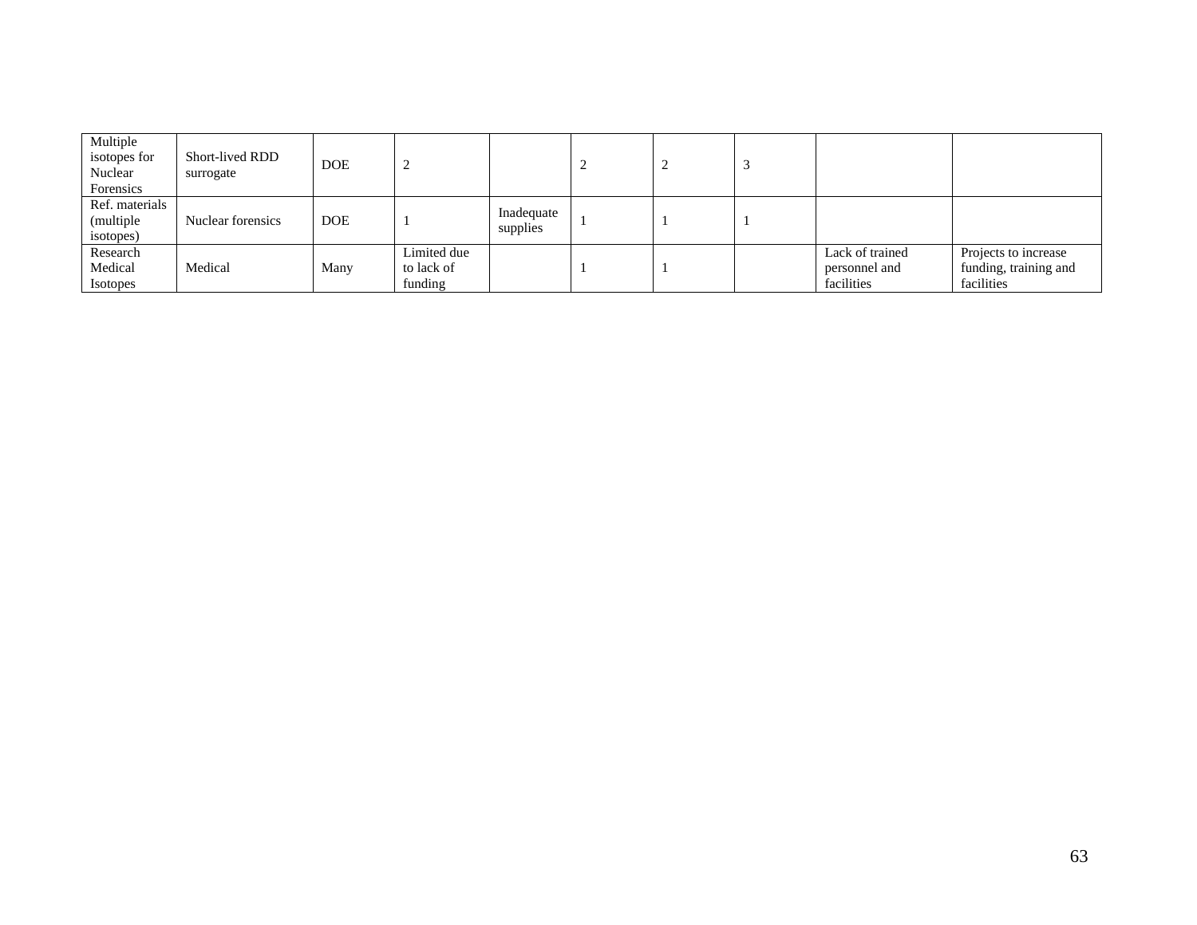| | | | | | | | | | |
|---|---|---|---|---|---|---|---|---|---|
| Multiple isotopes for Nuclear Forensics | Short-lived RDD surrogate | DOE | 2 | | 2 | 2 | 3 | | |
| Ref. materials (multiple isotopes) | Nuclear forensics | DOE | 1 | Inadequate supplies | 1 | 1 | 1 | | |
| Research Medical Isotopes | Medical | Many | Limited due to lack of funding | | 1 | 1 | | Lack of trained personnel and facilities | Projects to increase funding, training and facilities |